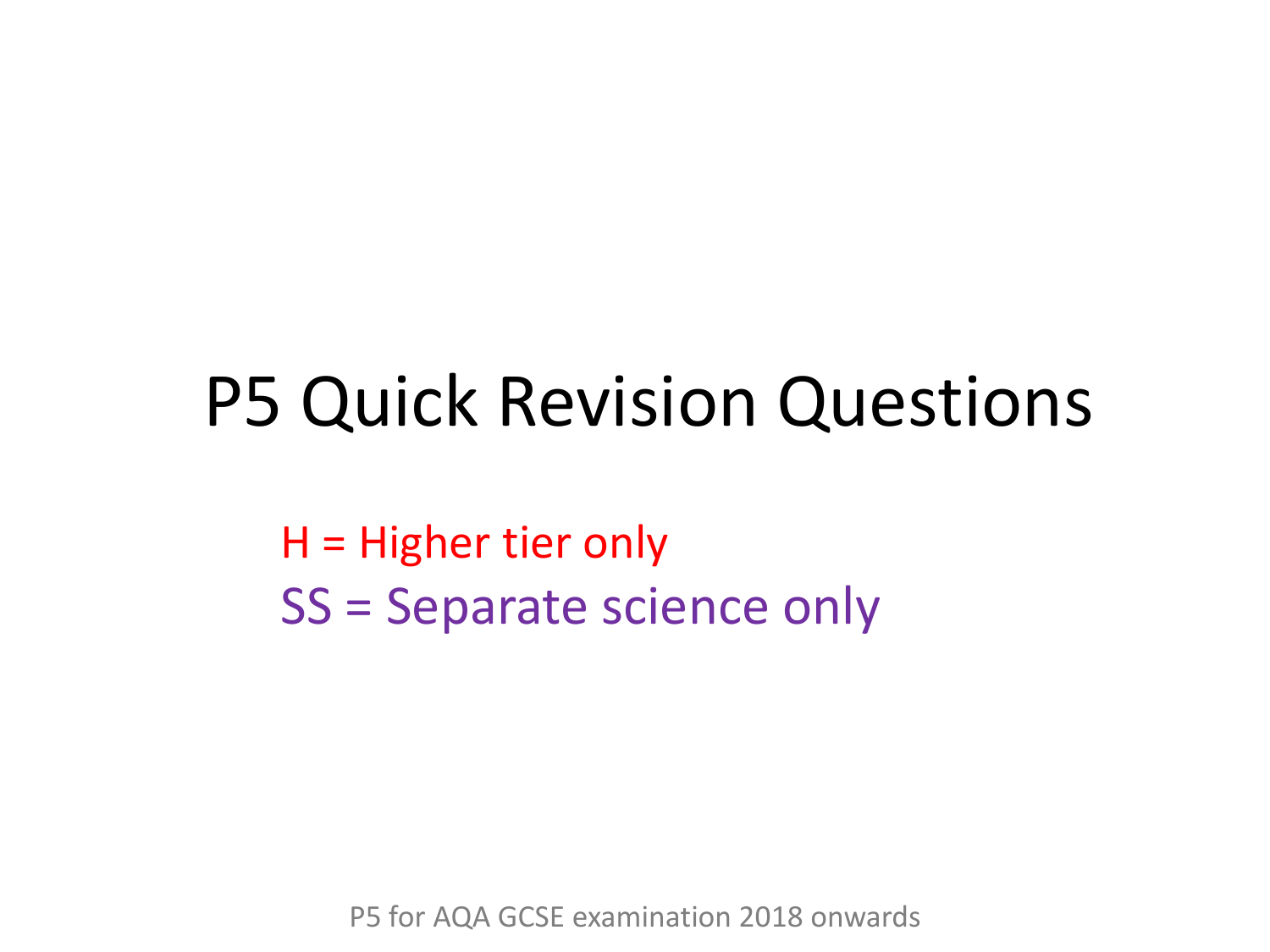# P5 Quick Revision Questions

H = Higher tier only

SS = Separate science only

P5 for AQA GCSE examination 2018 onwards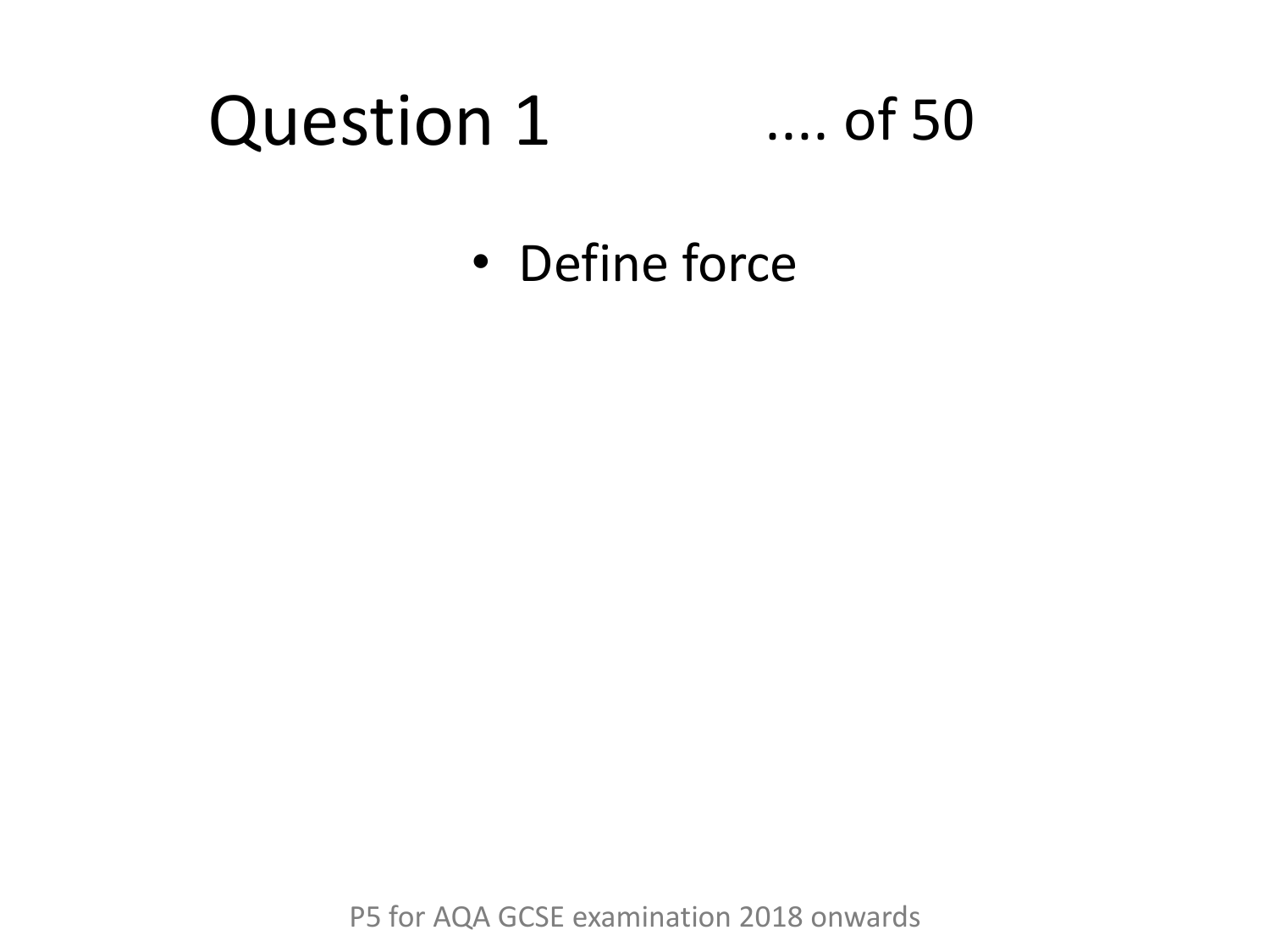# Question 1 .... of 50

- Define force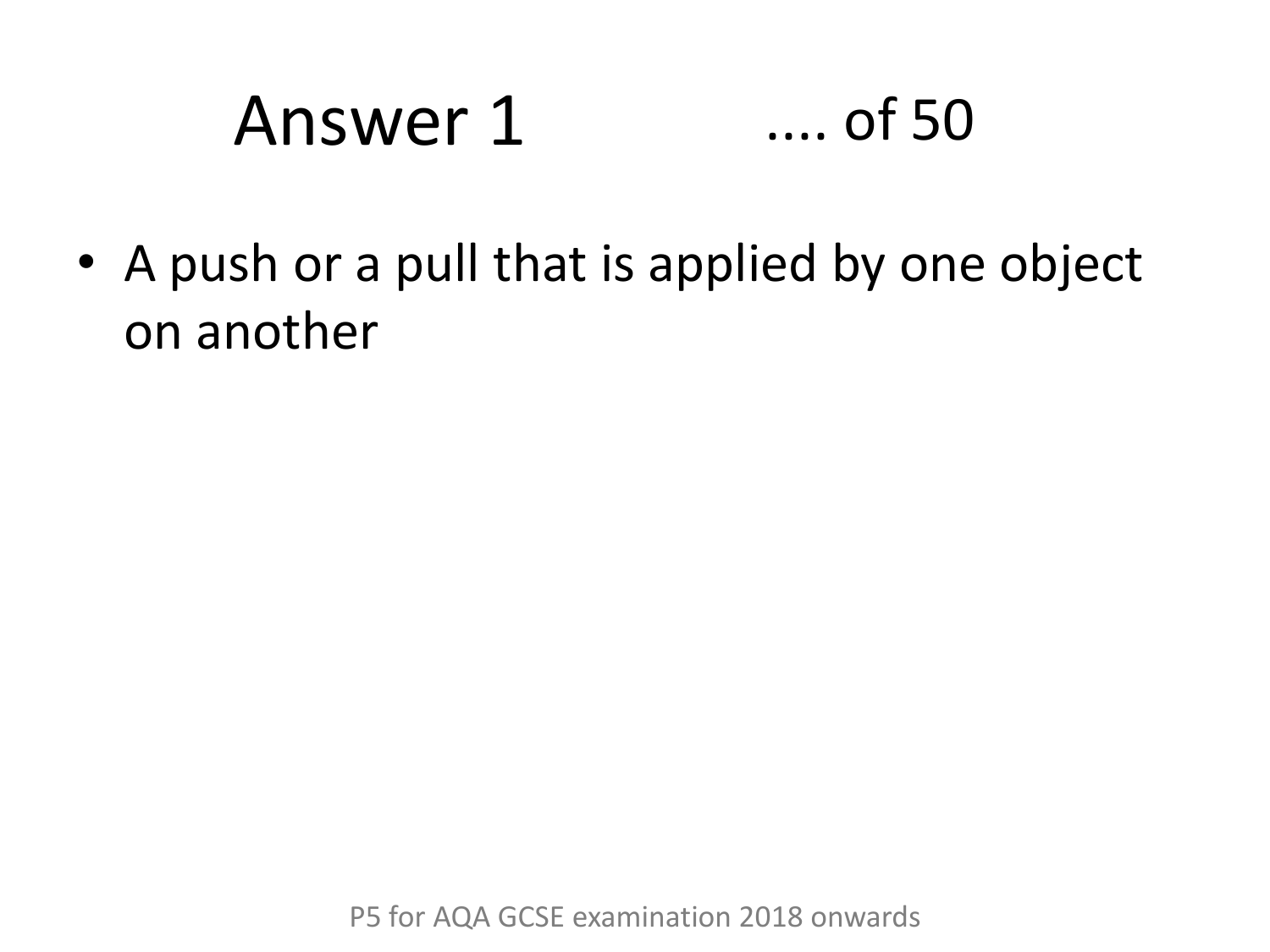# Answer 1 .... of 50

- A push or a pull that is applied by one object on another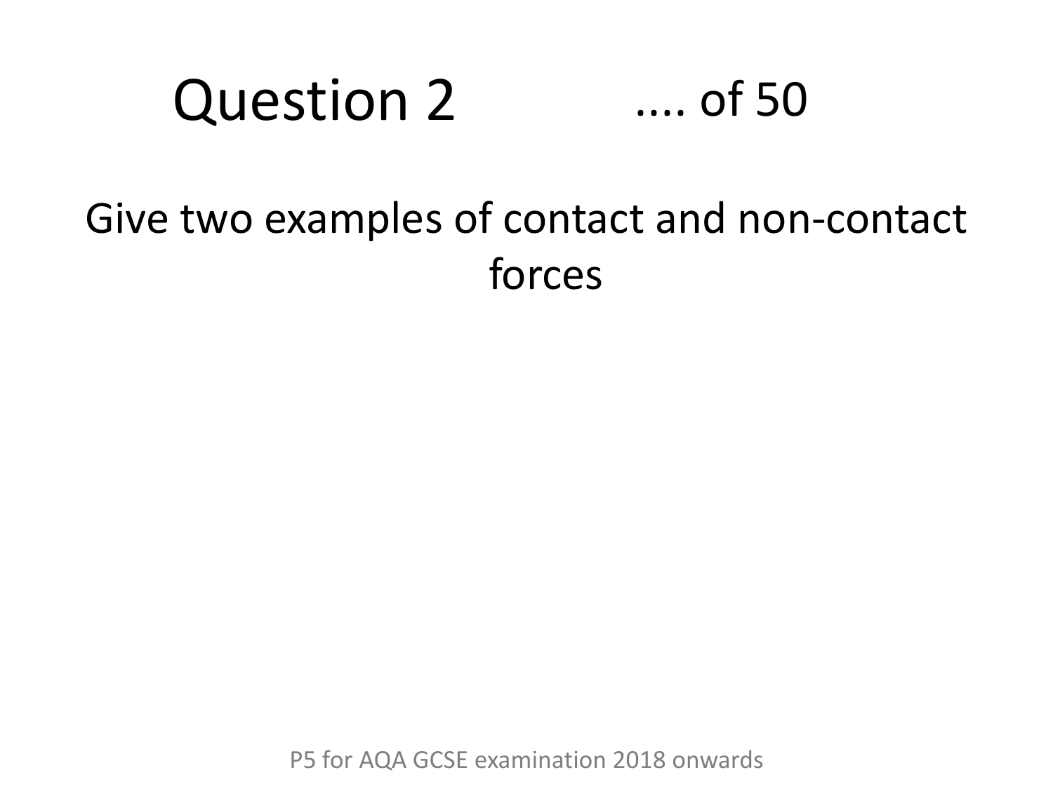# Question 2

.... of 50

Give two examples of contact and non-contact forces

P5 for AQA GCSE examination 2018 onwards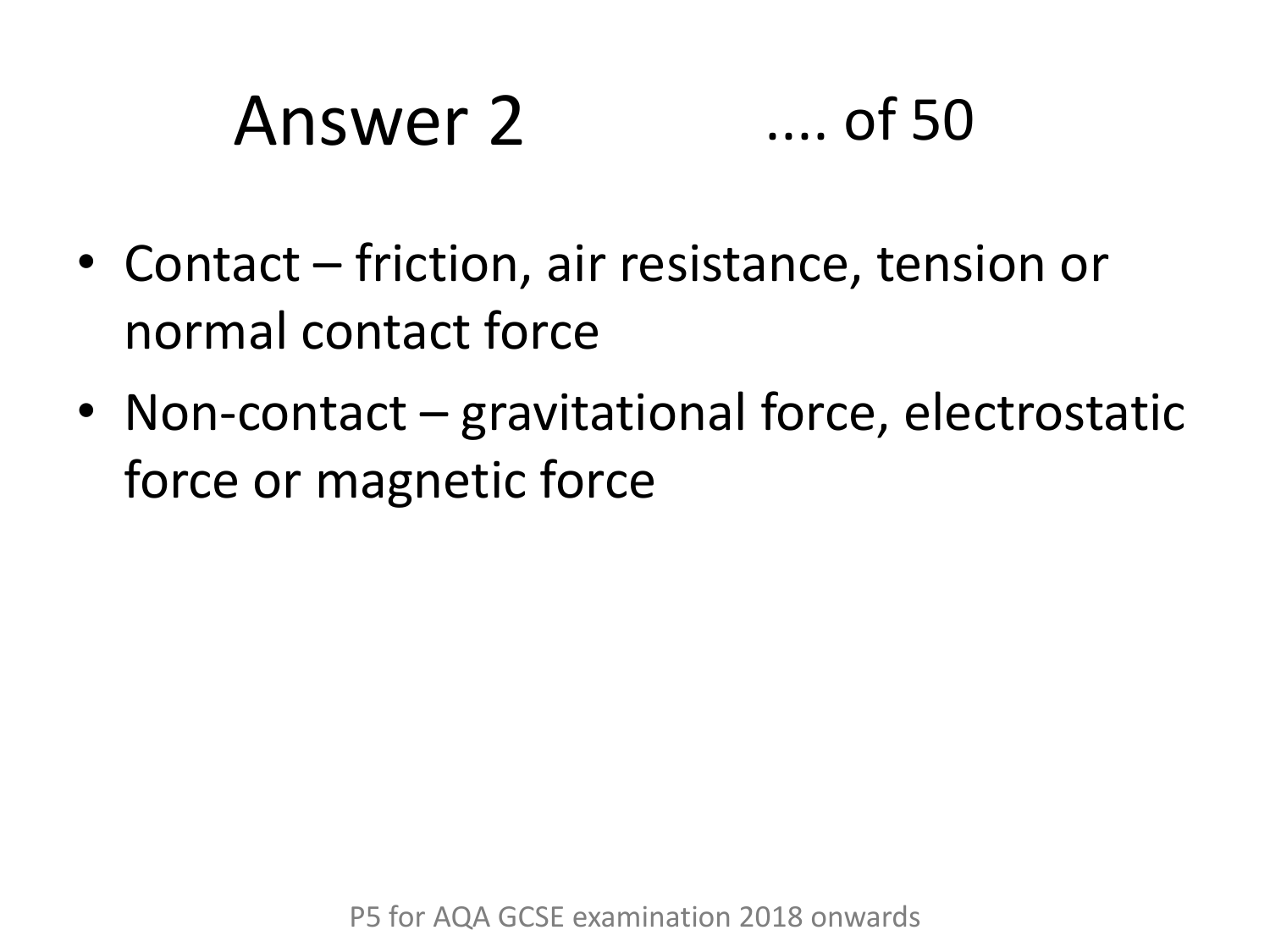# Answer 2 .... of 50

- Contact – friction, air resistance, tension or normal contact force
- Non-contact – gravitational force, electrostatic force or magnetic force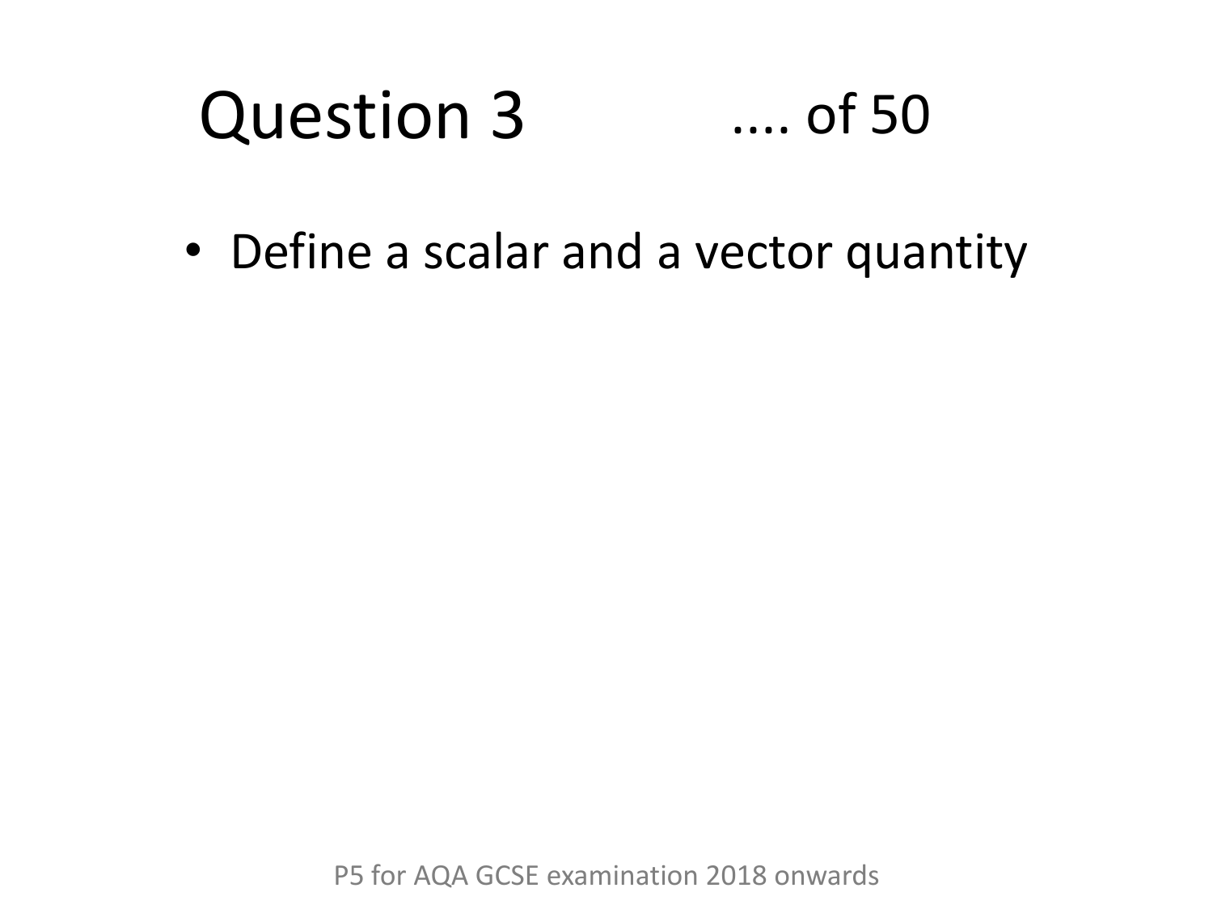# Question 3 .... of 50

- Define a scalar and a vector quantity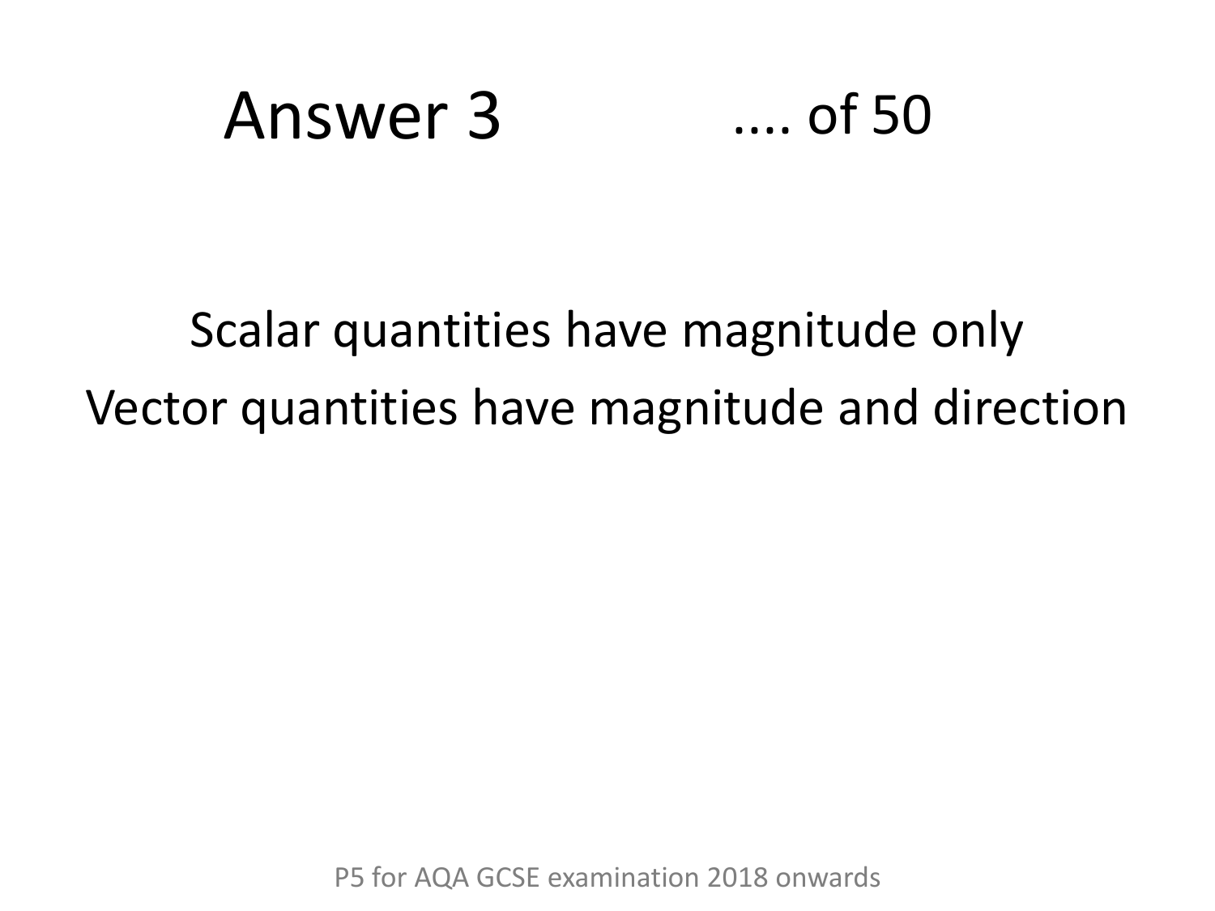# Answer 3 .... of 50

Scalar quantities have magnitude only

Vector quantities have magnitude and direction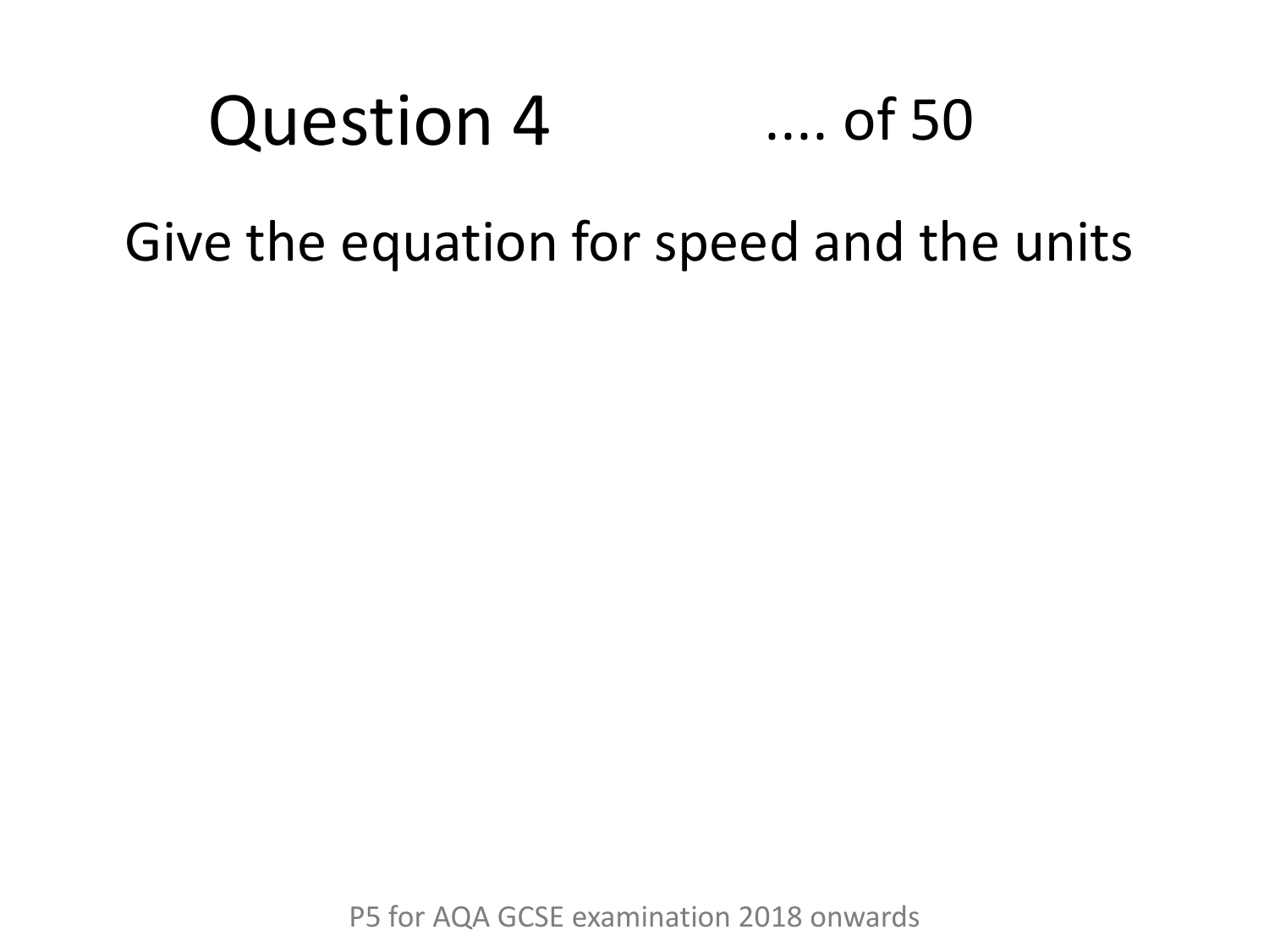# Question 4 .... of 50

Give the equation for speed and the units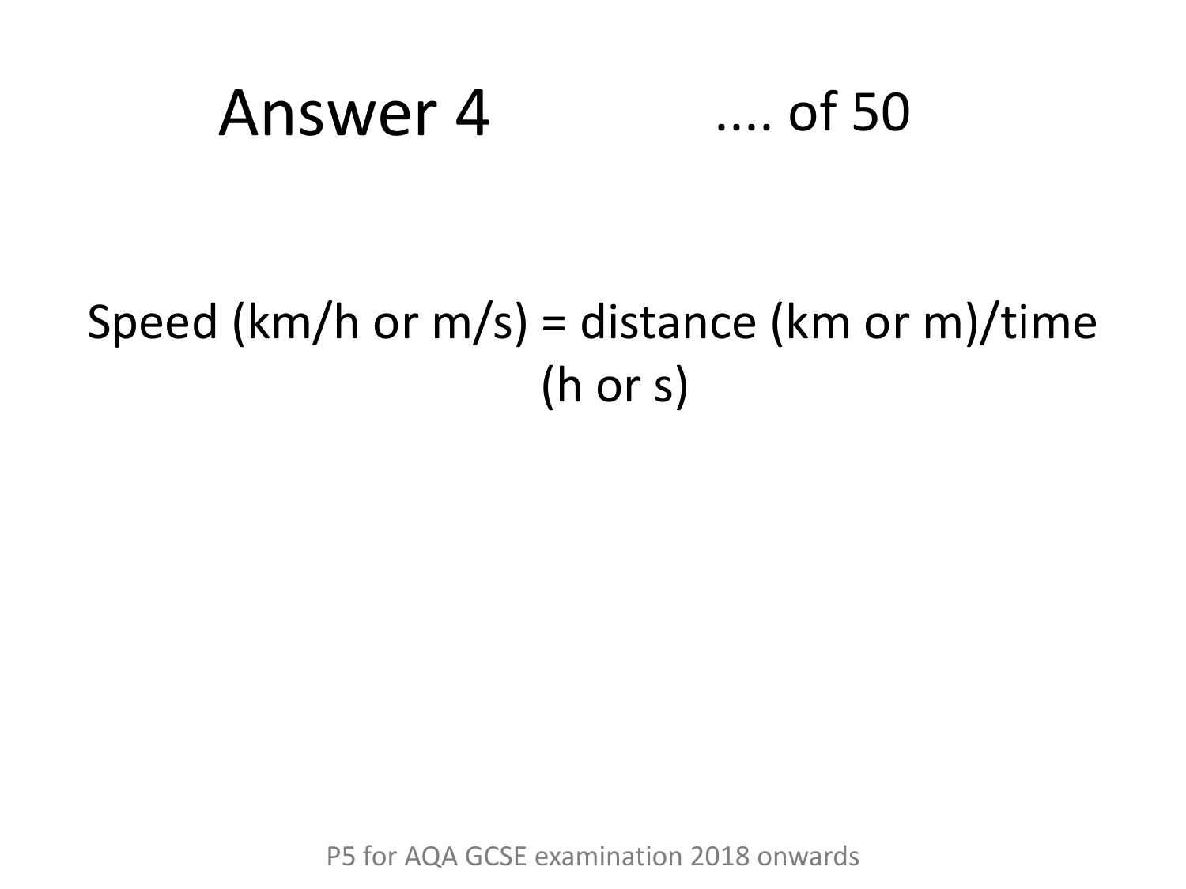# Answer 4 .... of 50

Speed (km/h or m/s) = distance (km or m)/time (h or s)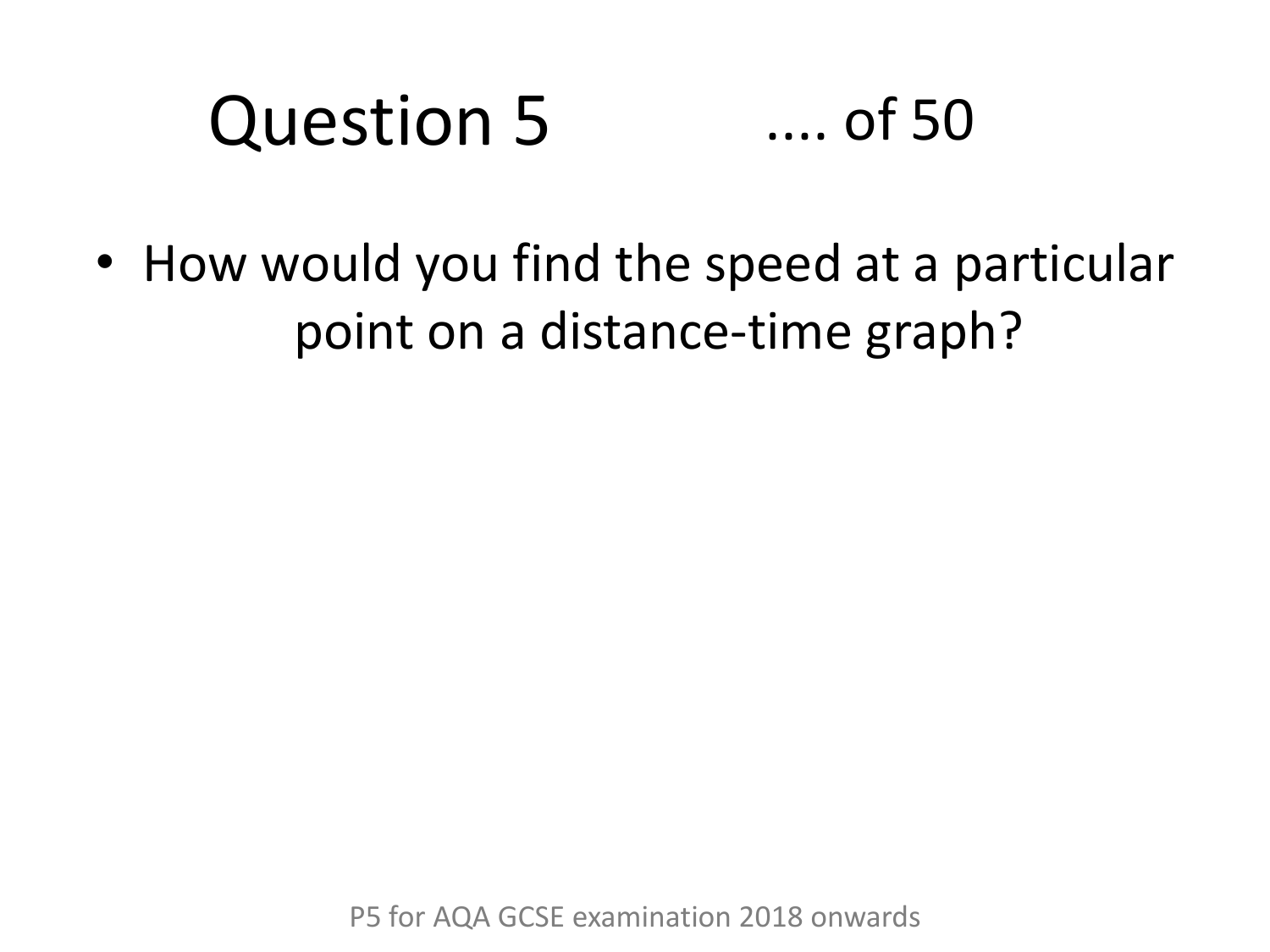# Question 5 .... of 50

- How would you find the speed at a particular point on a distance-time graph?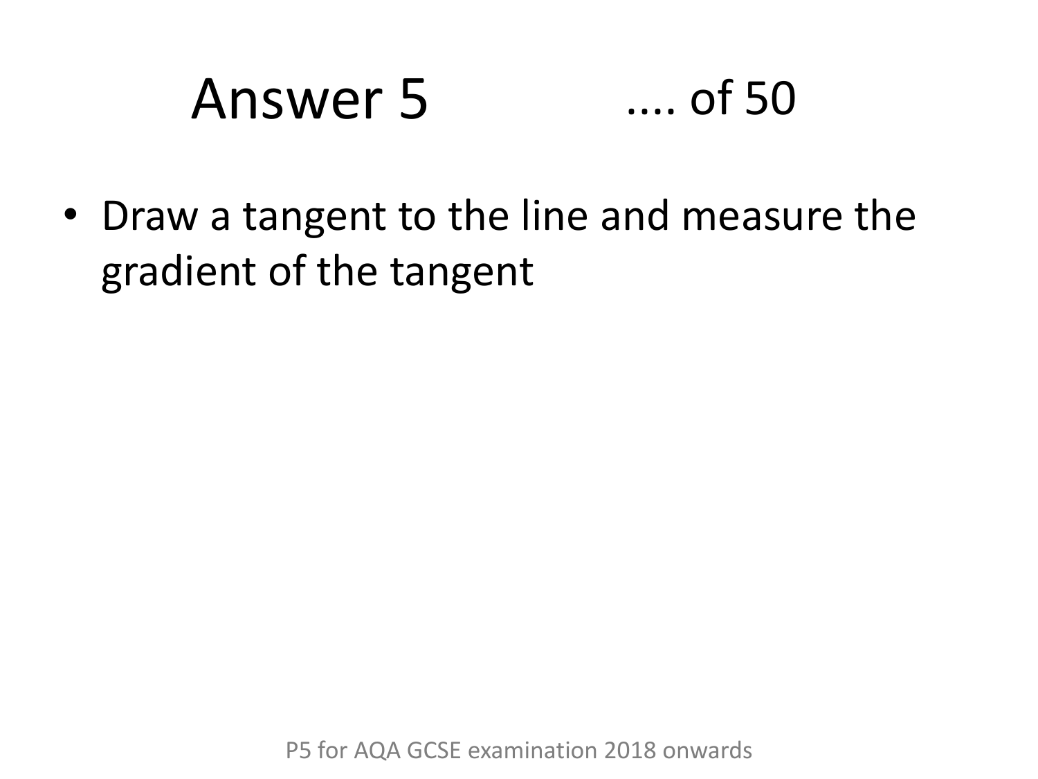# Answer 5 .... of 50

- Draw a tangent to the line and measure the gradient of the tangent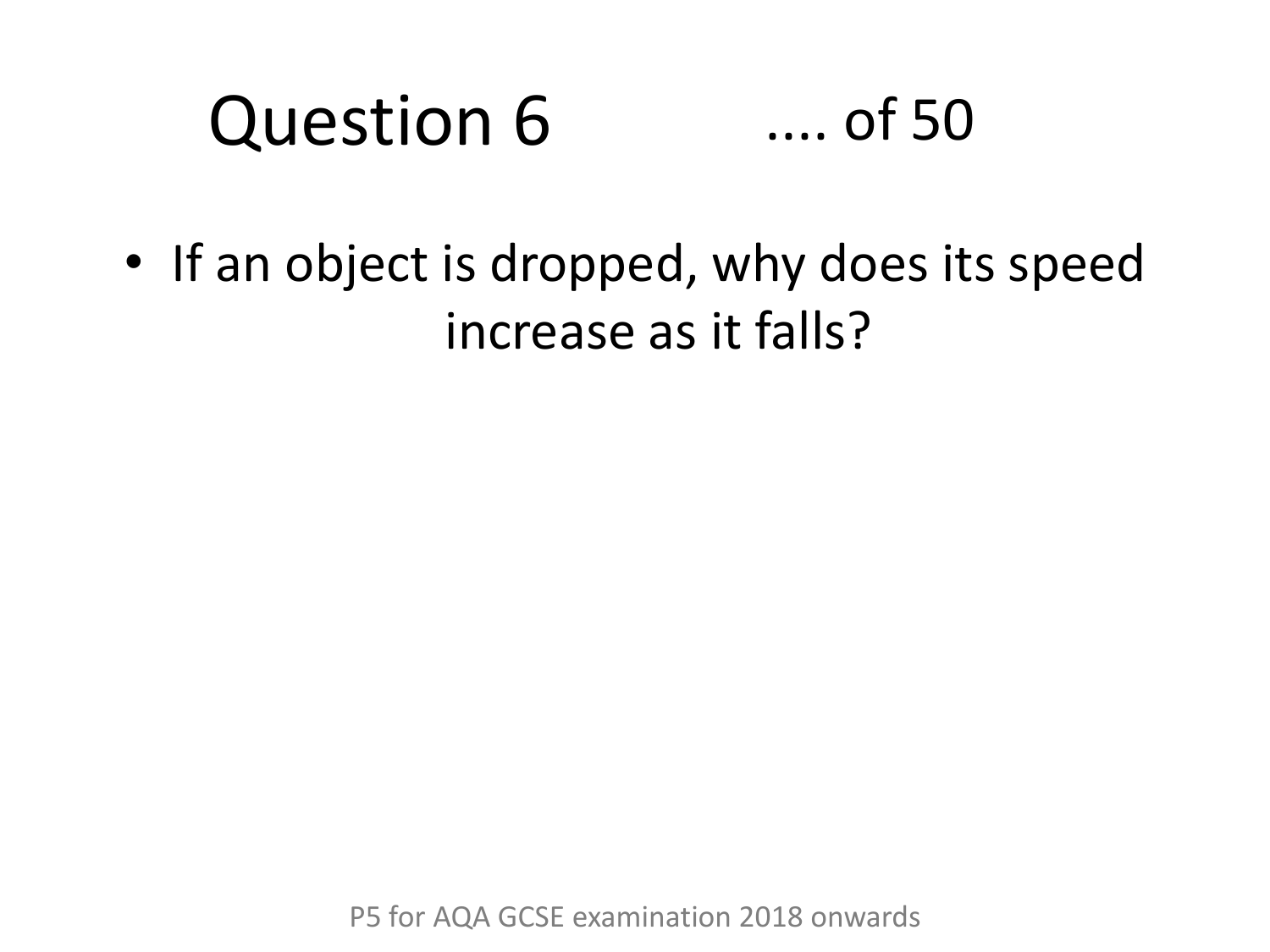# Question 6 .... of 50

- If an object is dropped, why does its speed increase as it falls?

P5 for AQA GCSE examination 2018 onwards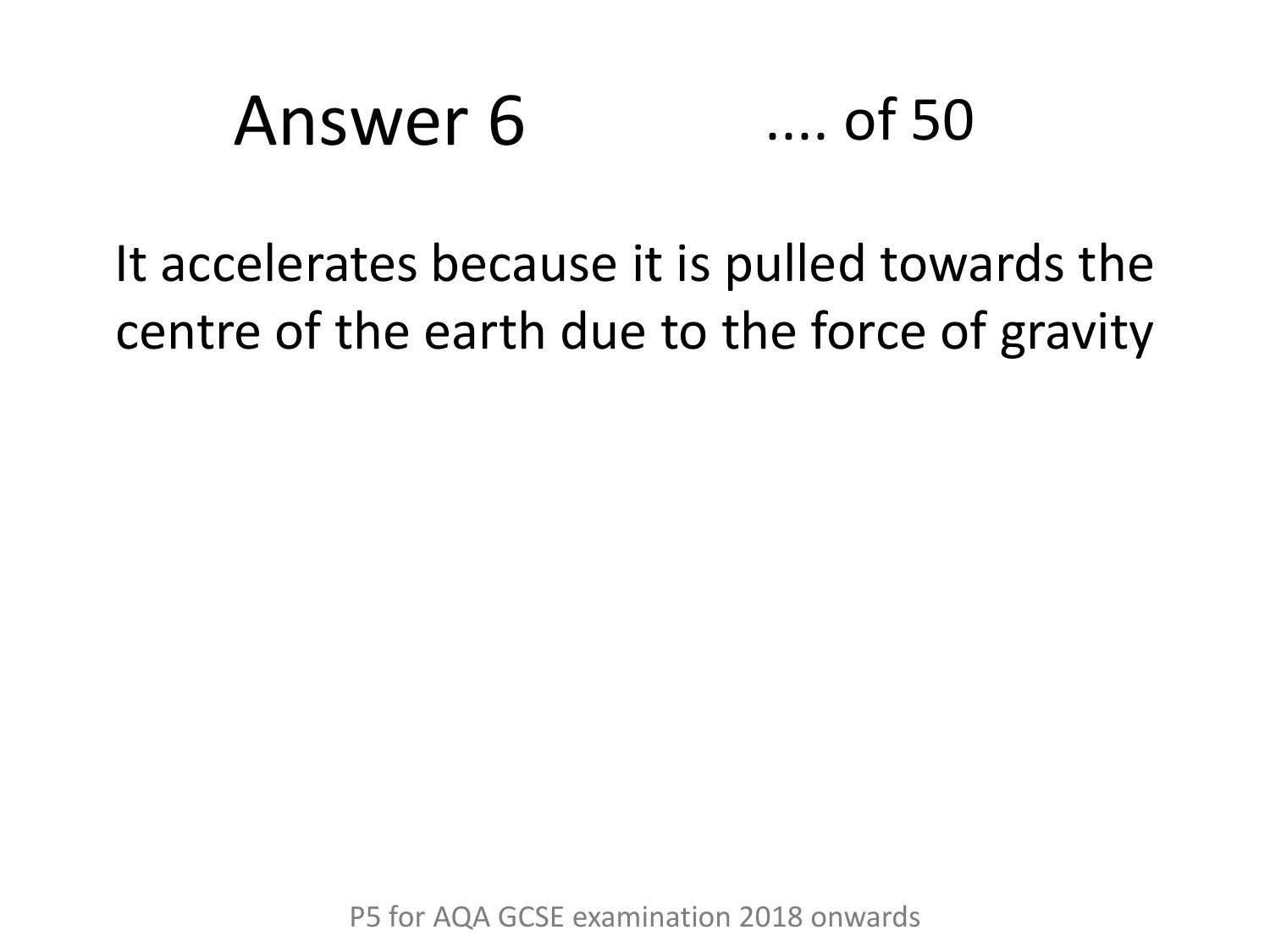# Answer 6

It accelerates because it is pulled towards the centre of the earth due to the force of gravity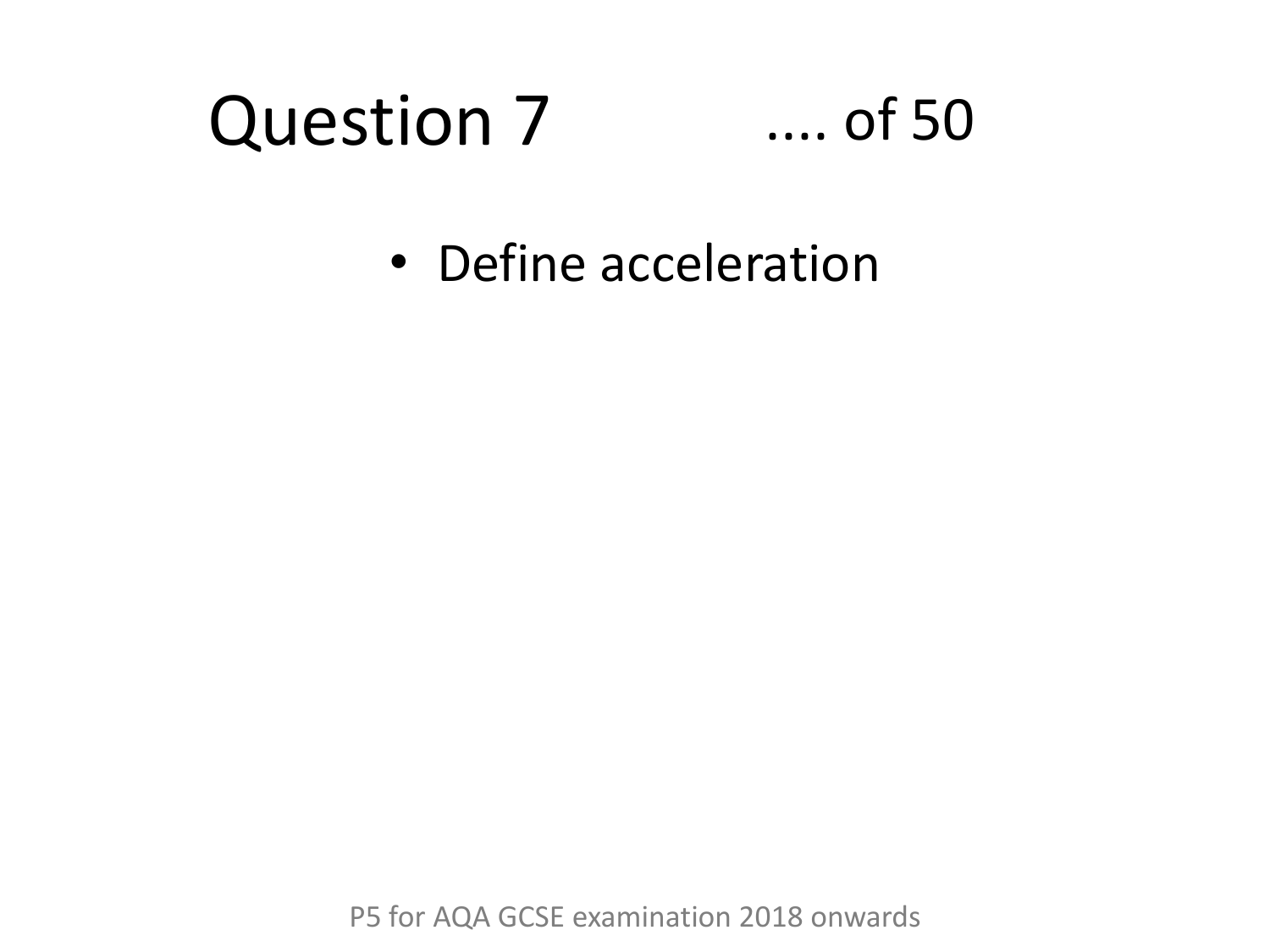# Question 7 .... of 50

- Define acceleration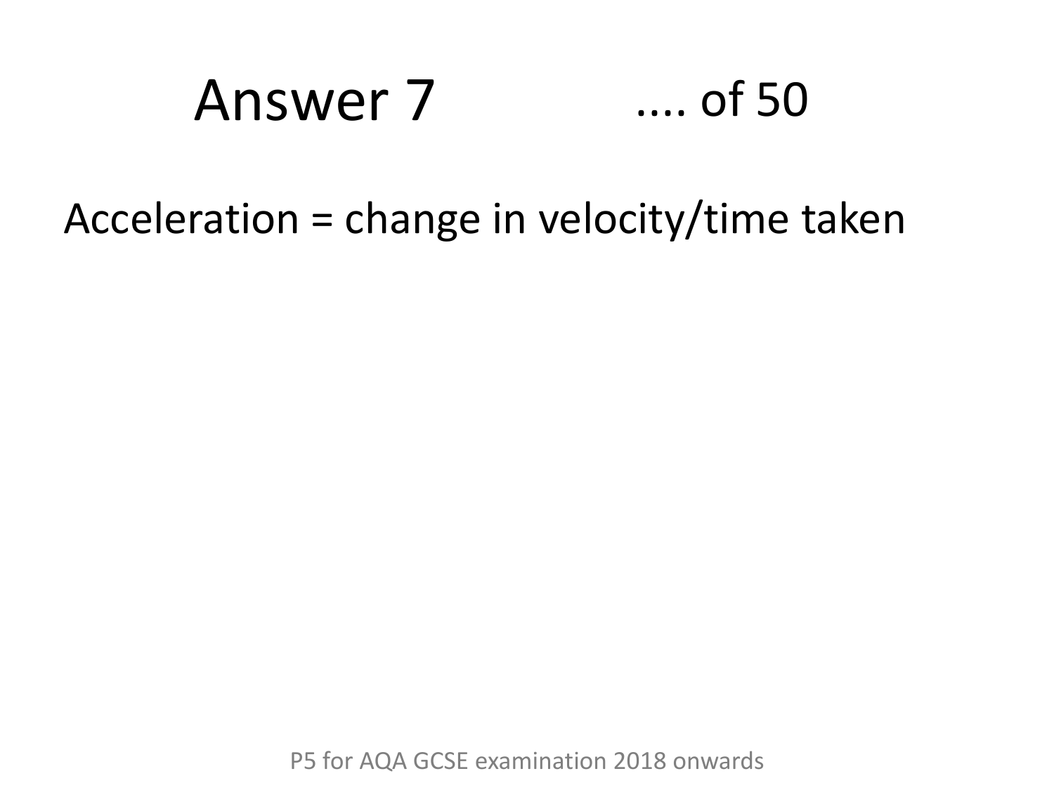# Answer 7 .... of 50

Acceleration = change in velocity/time taken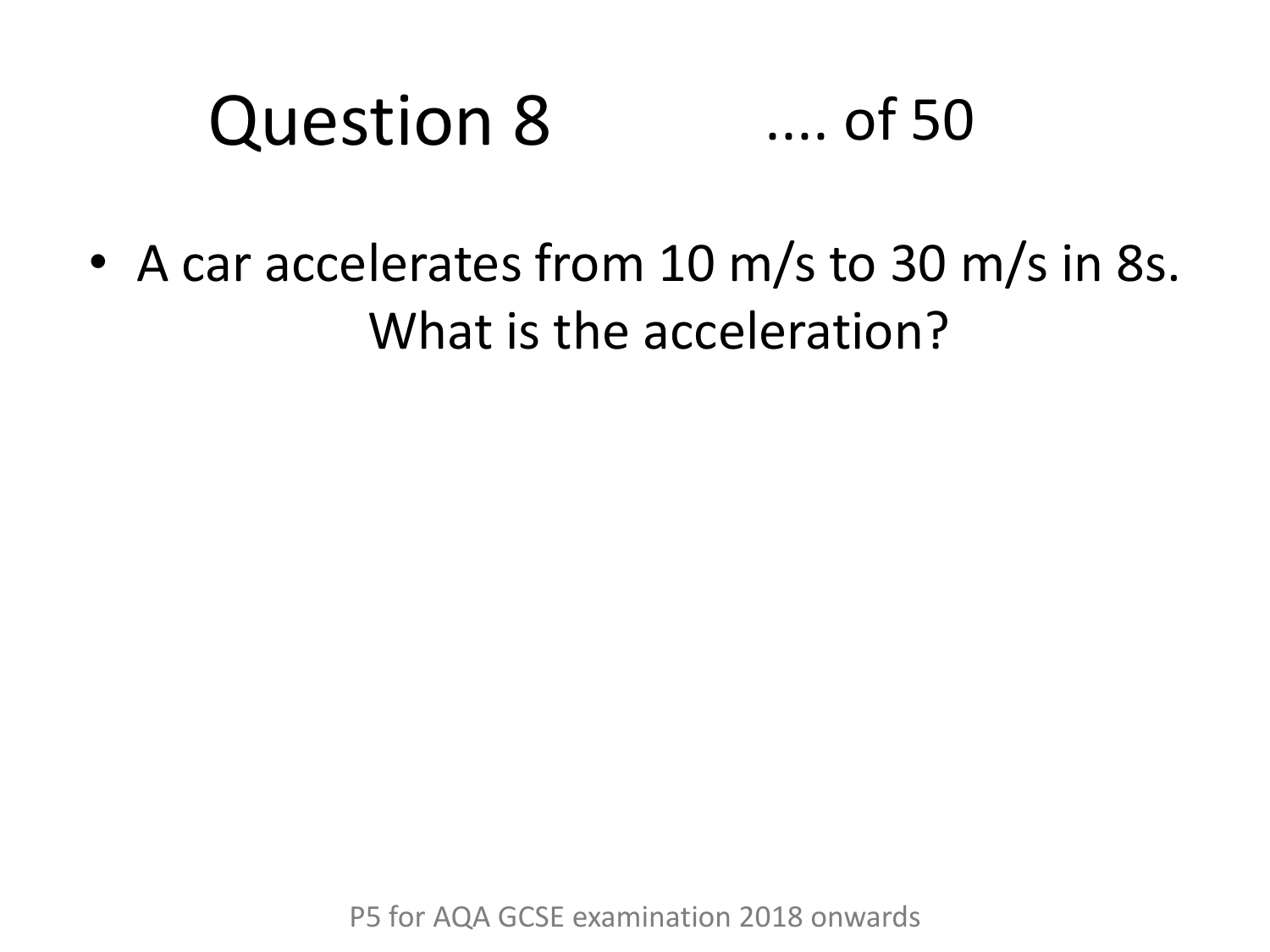# Question 8 .... of 50

- A car accelerates from 10 m/s to 30 m/s in 8s. What is the acceleration?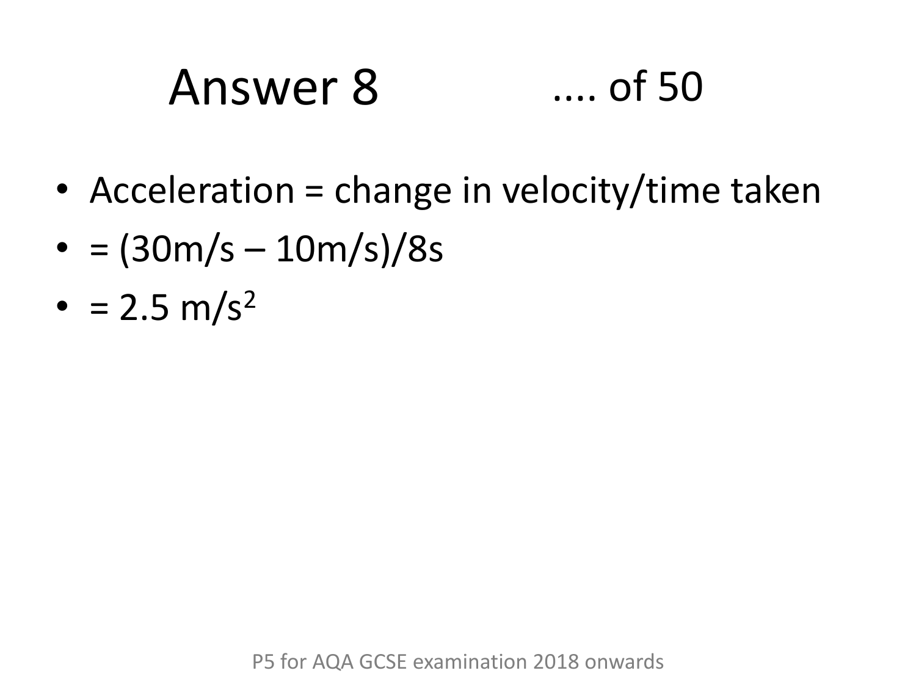# Answer 8 .... of 50

- Acceleration = change in velocity/time taken
- = (30m/s – 10m/s)/8s
- = 2.5 $m/s^2$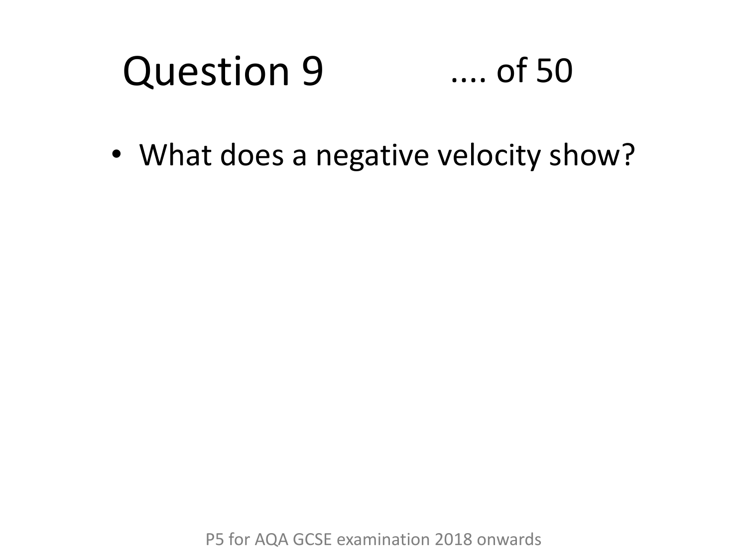# Question 9 .... of 50

- What does a negative velocity show?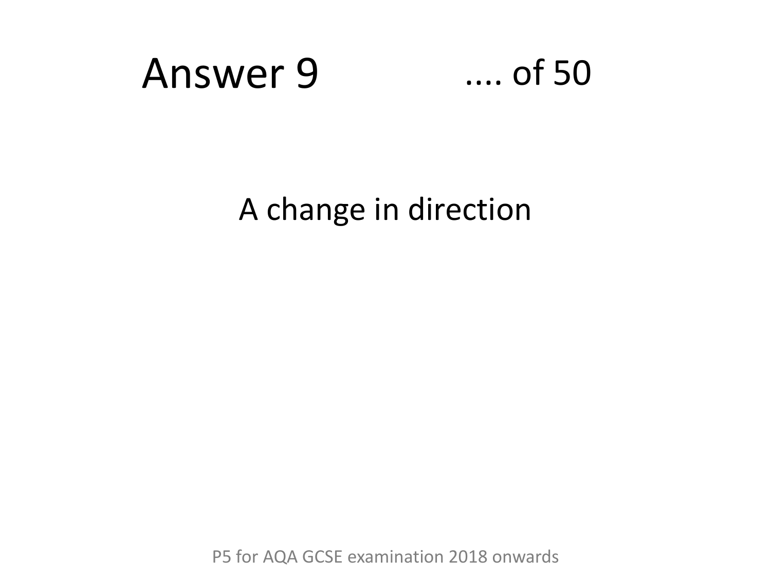# Answer 9 .... of 50

A change in direction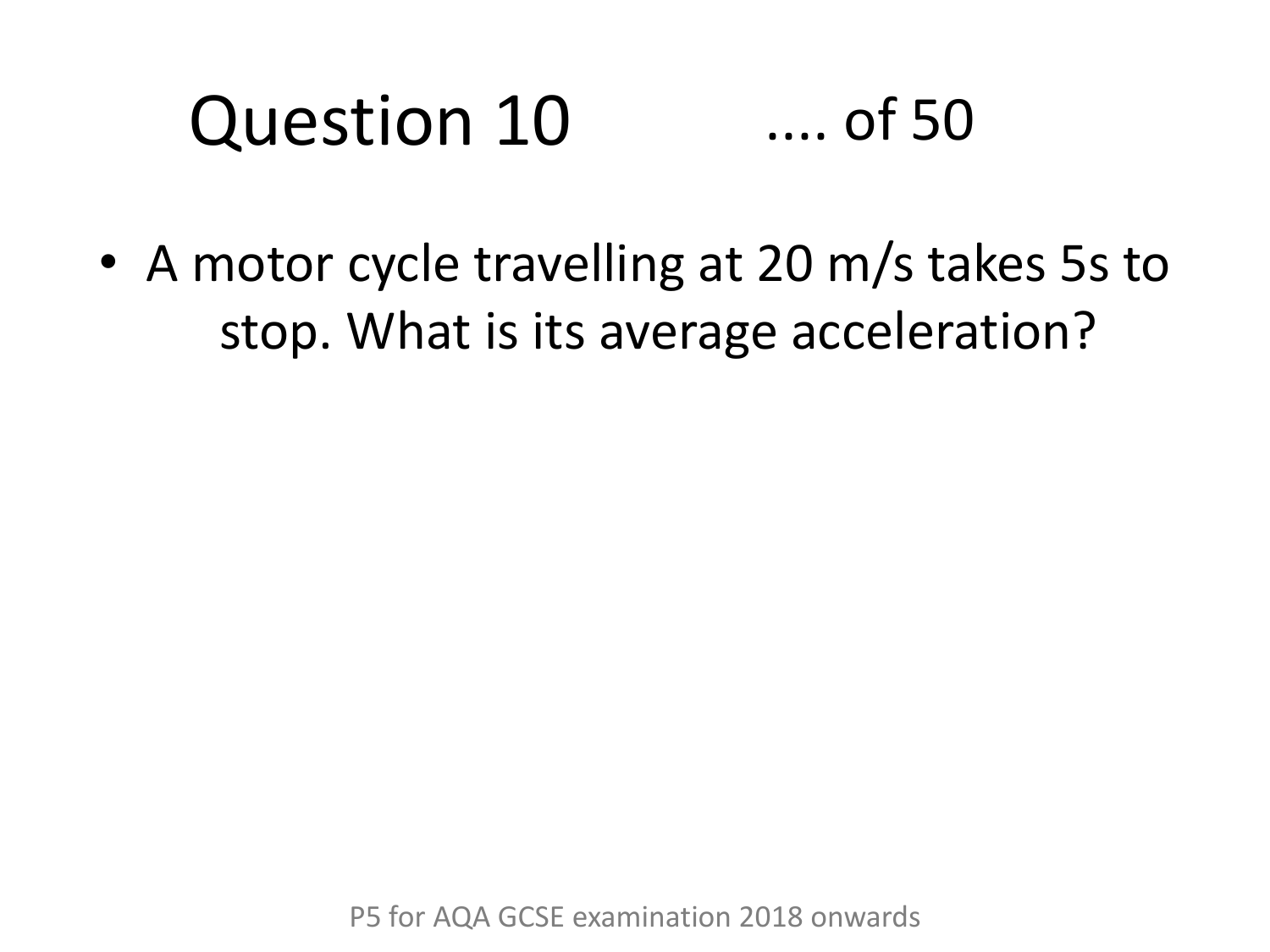# Question 10 .... of 50

- A motor cycle travelling at 20 m/s takes 5s to stop. What is its average acceleration?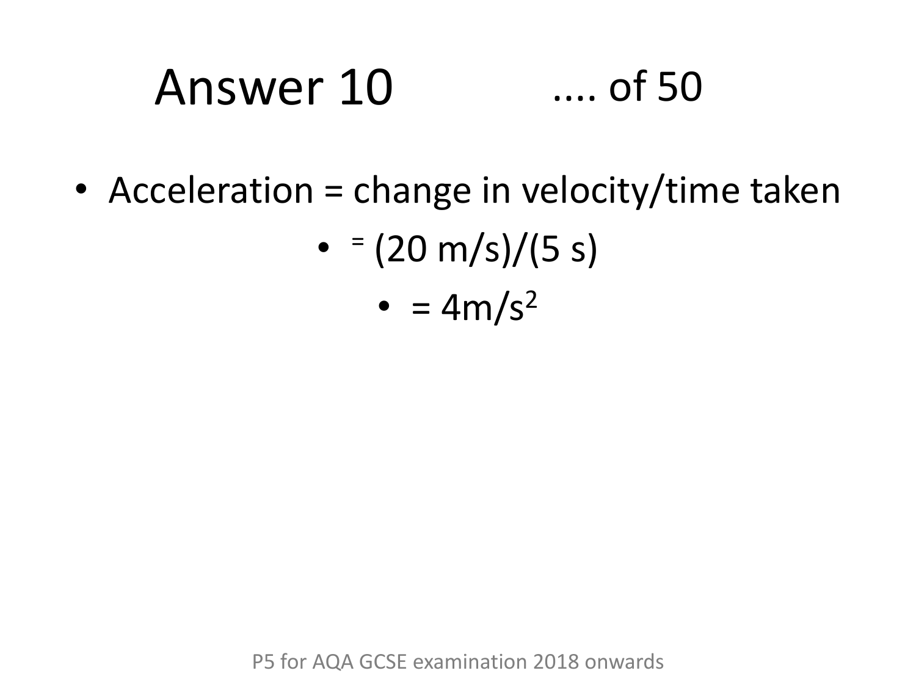# Answer 10 .... of 50

- Acceleration = change in velocity/time taken
  - = (20 m/s)/(5 s)
    - = $4 m/s^2$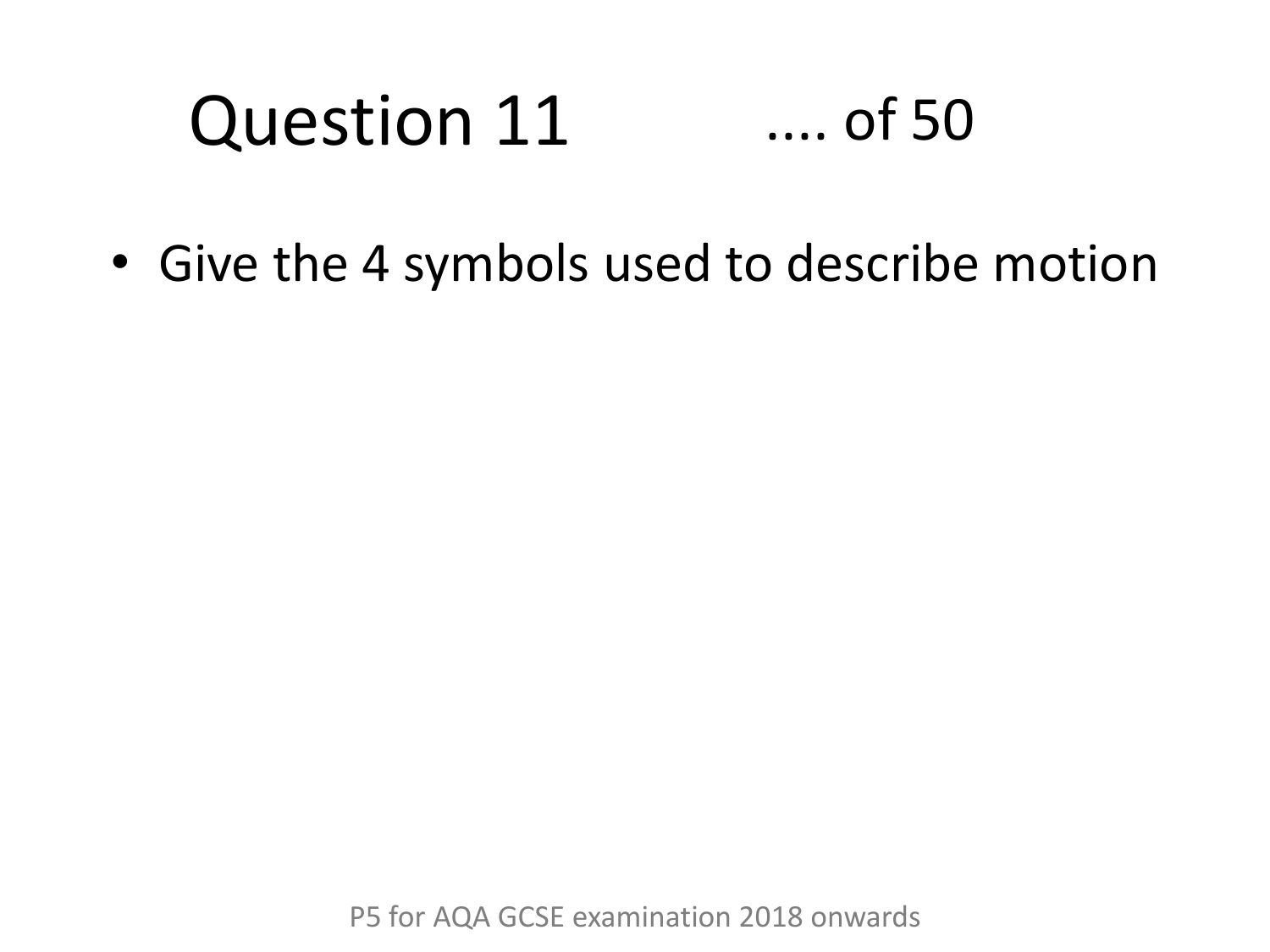# Question 11 .... of 50

- Give the 4 symbols used to describe motion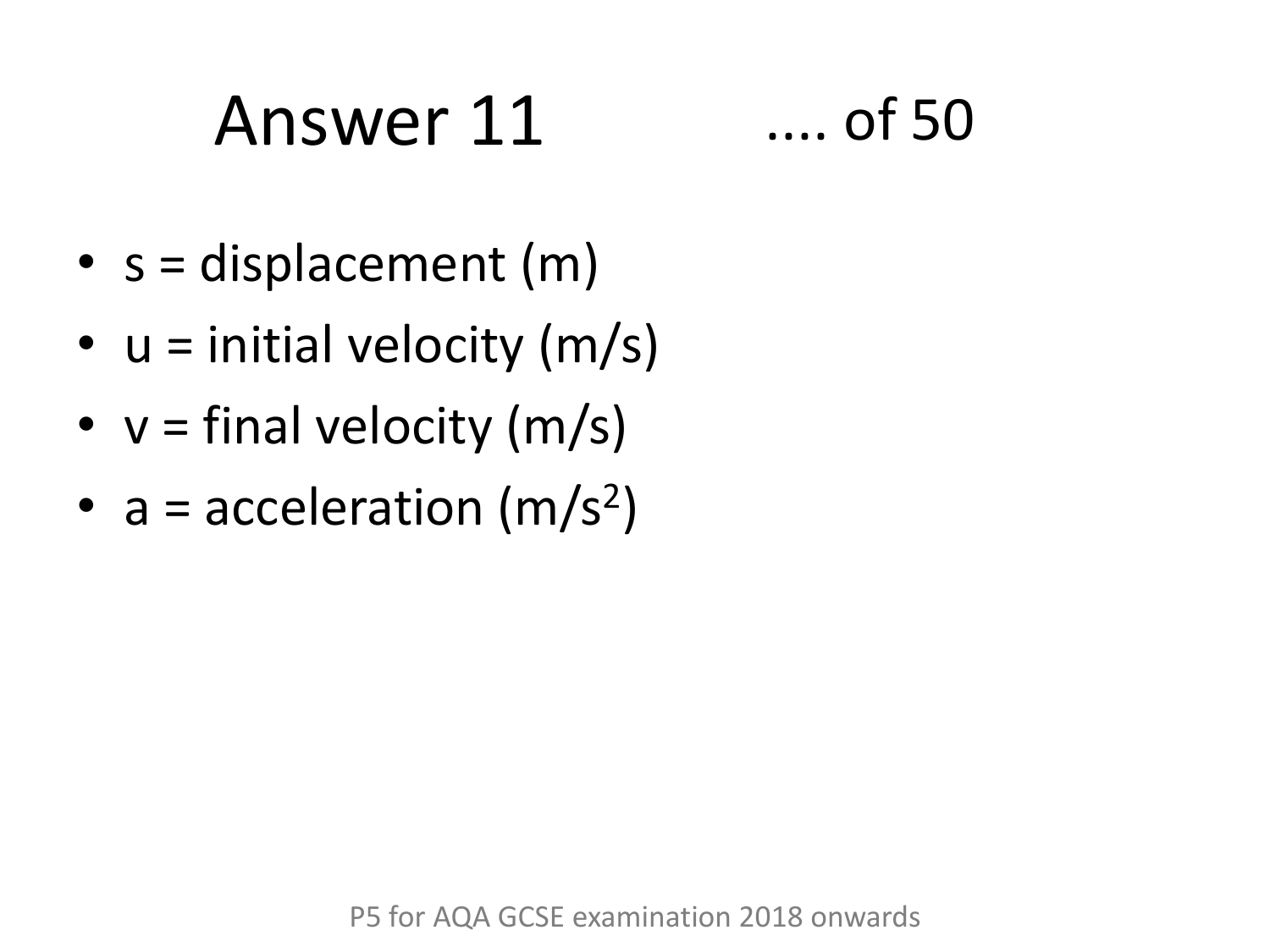# Answer 11 .... of 50

- $s$ = displacement (m)
- $u$ = initial velocity (m/s)
- $v$ = final velocity (m/s)
- $a$ = acceleration ($m/s^2$)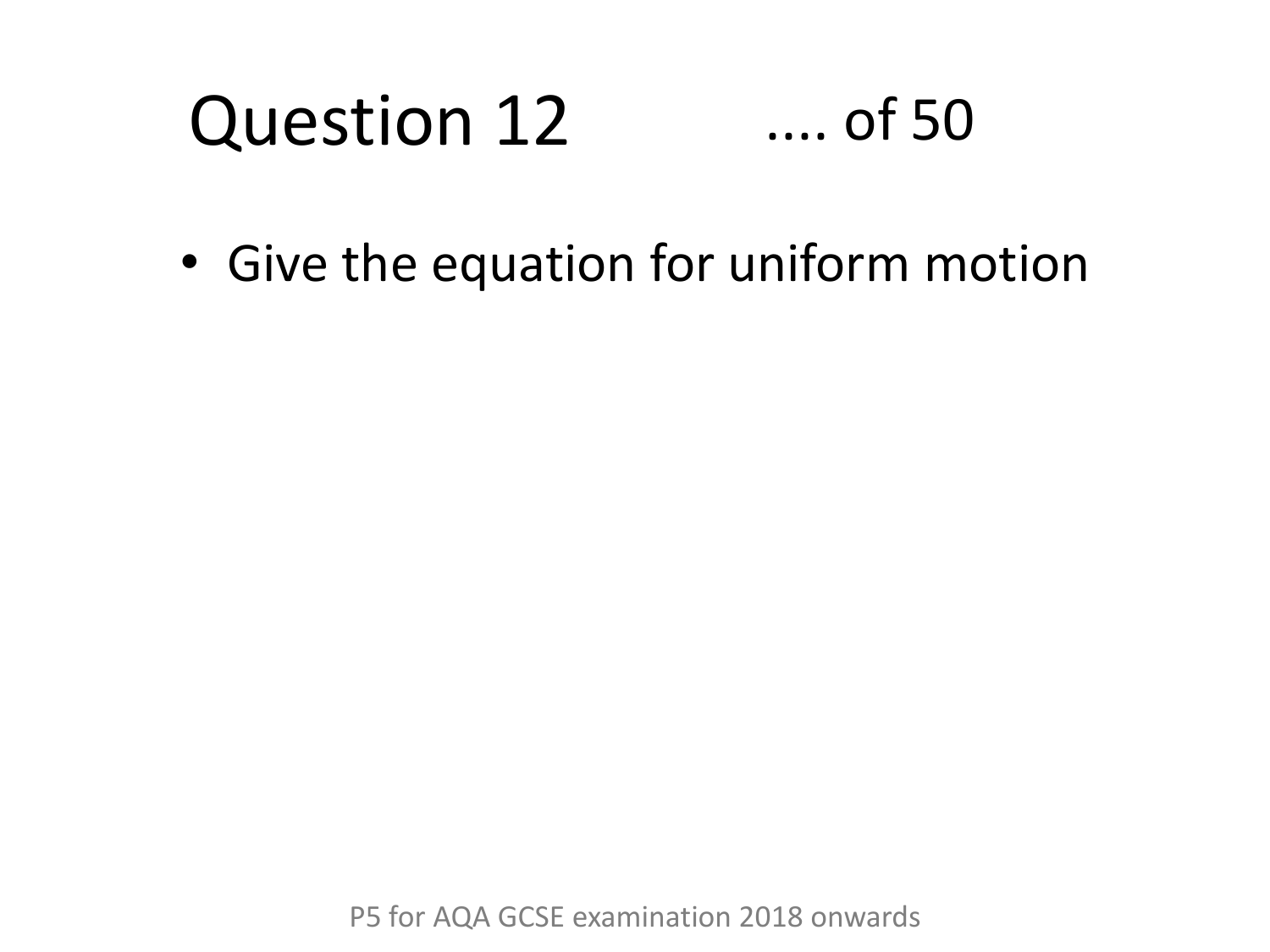# Question 12 .... of 50

- Give the equation for uniform motion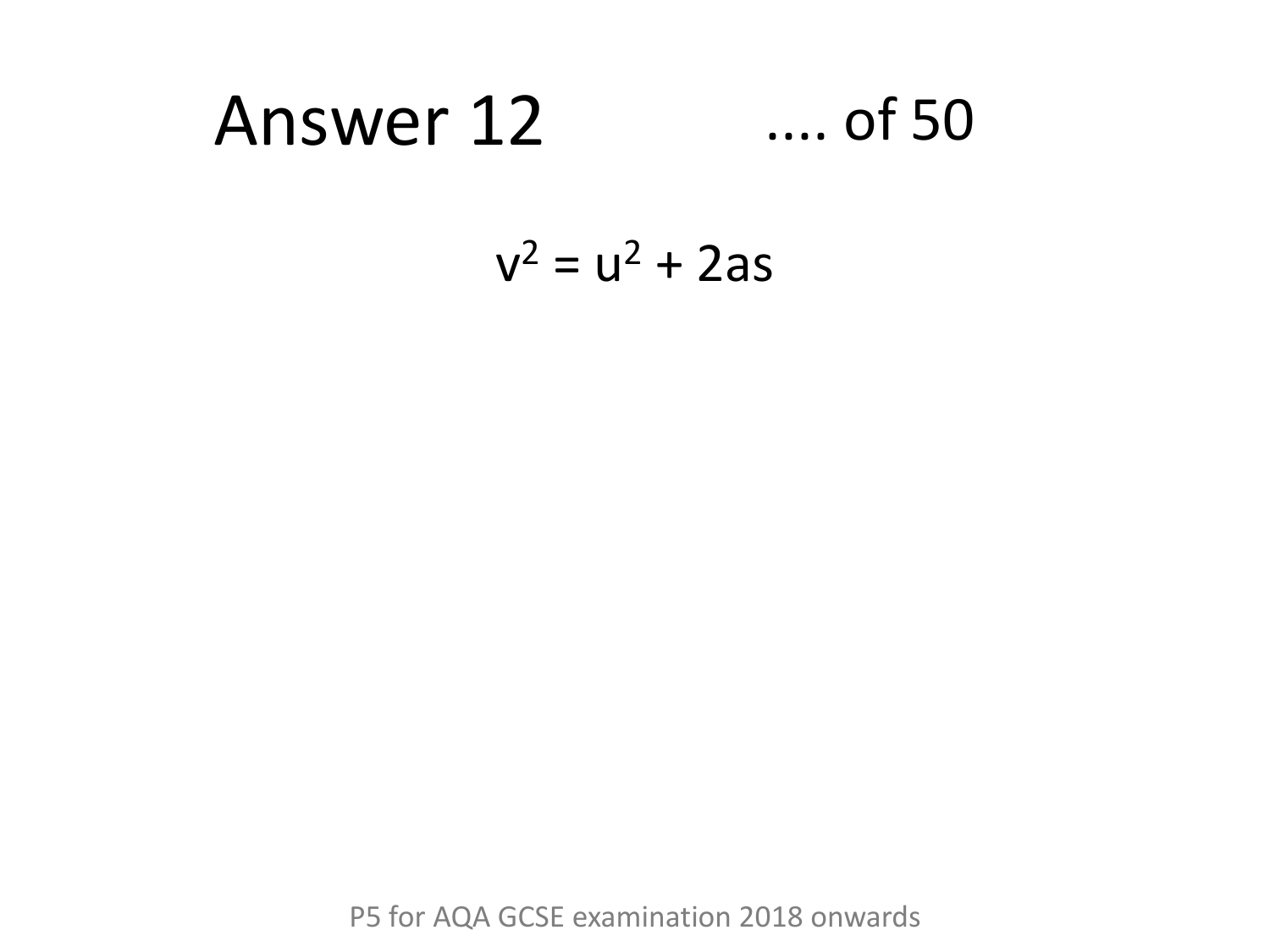# Answer 12

.... of 50

$$v^2 = u^2 + 2as$$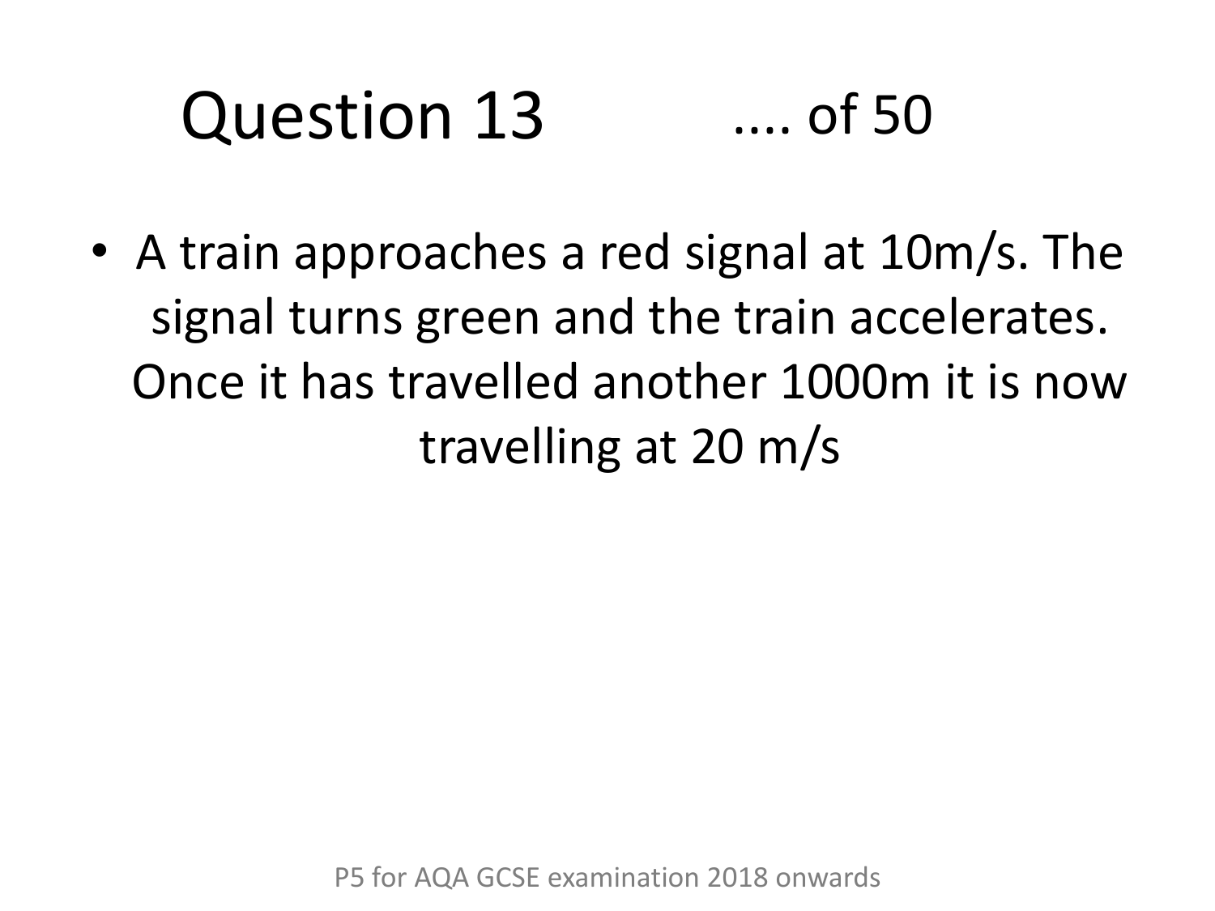# Question 13 .... of 50

- A train approaches a red signal at 10m/s. The signal turns green and the train accelerates. Once it has travelled another 1000m it is now travelling at 20 m/s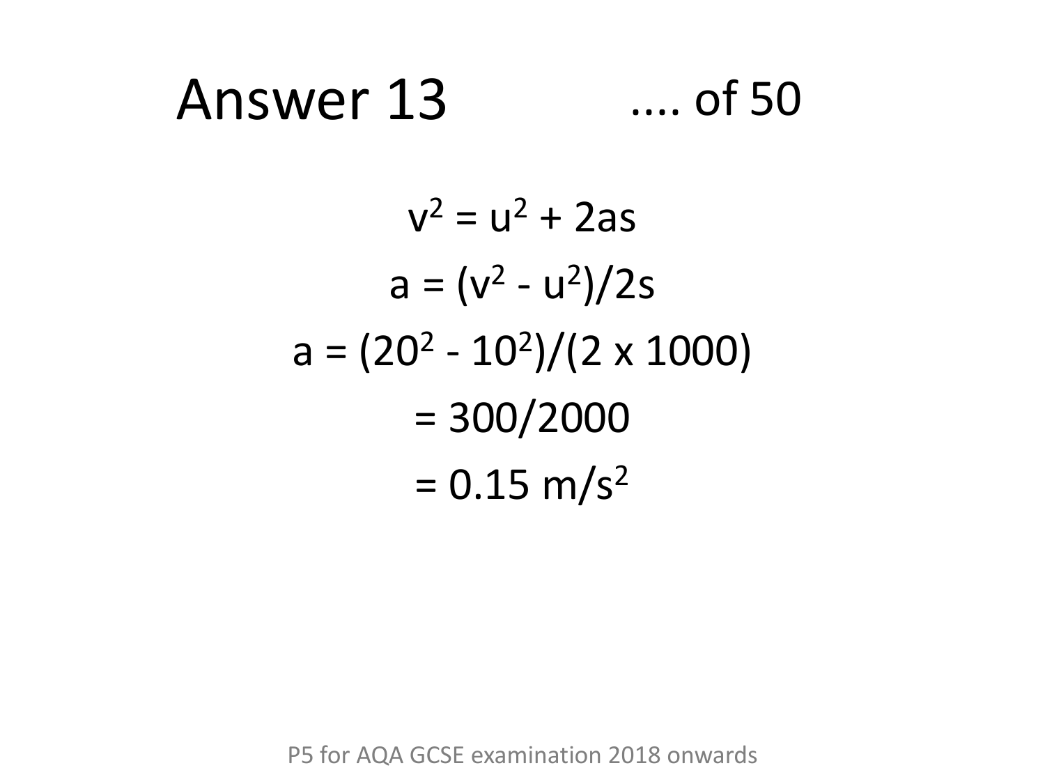# Answer 13

.... of 50

$$v^2 = u^2 + 2as$$

$$a = (v^2 - u^2)/2s$$

$$a = (20^2 - 10^2)/(2 \times 1000)$$

$$= 300/2000$$

$$= 0.15 \text{ m/s}^2$$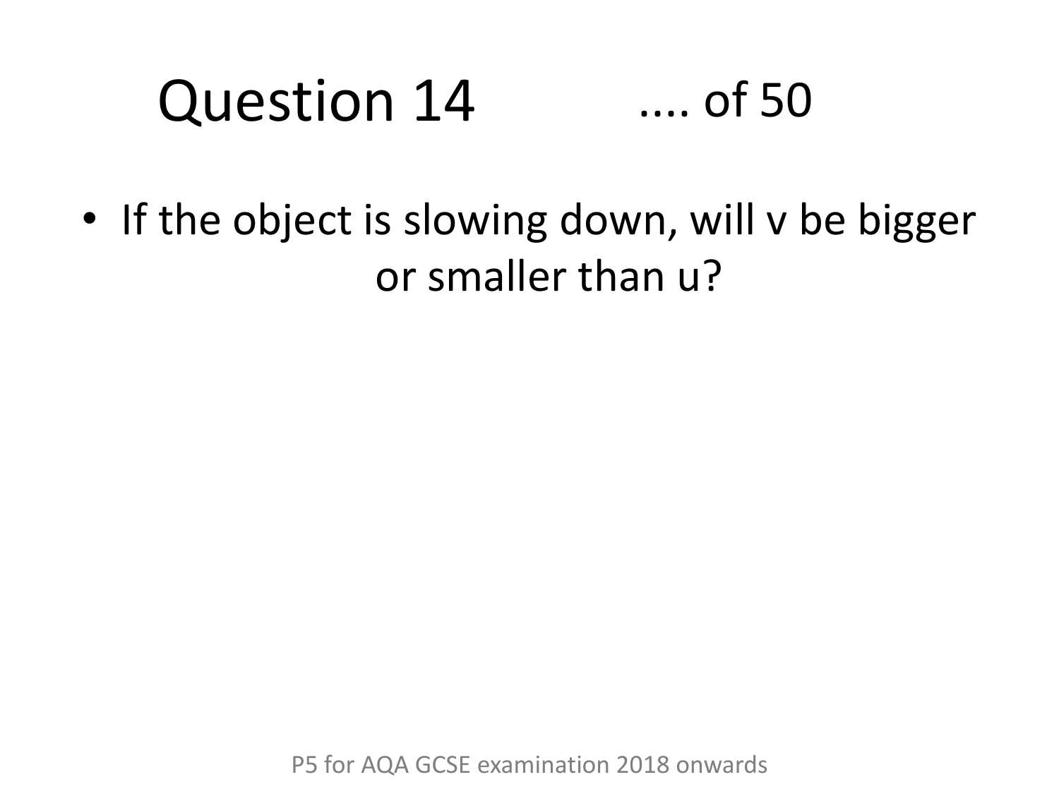# Question 14 .... of 50

- If the object is slowing down, will $v$ be bigger or smaller than $u$?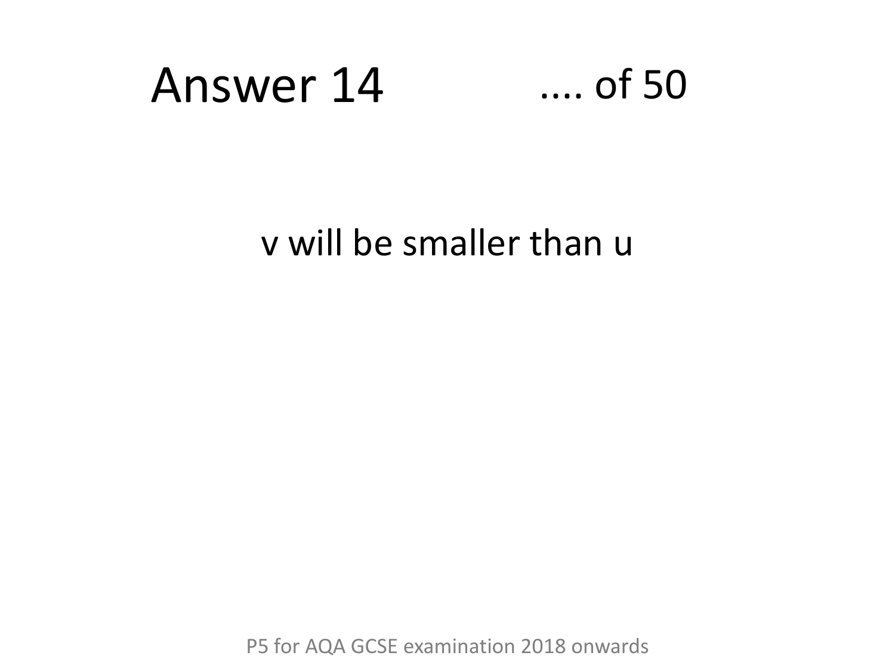# Answer 14 .... of 50

$v$ will be smaller than $u$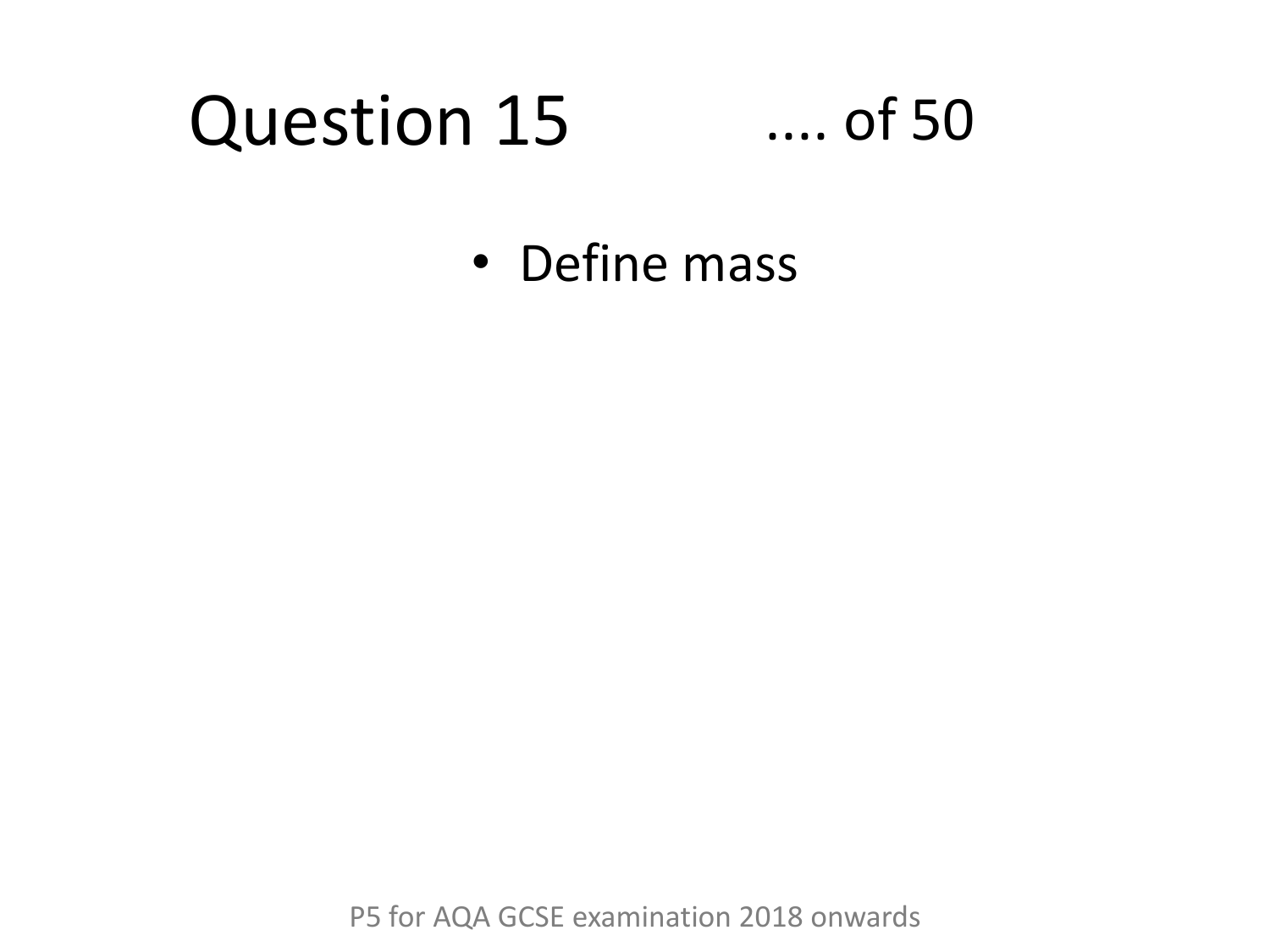# Question 15 .... of 50

- Define mass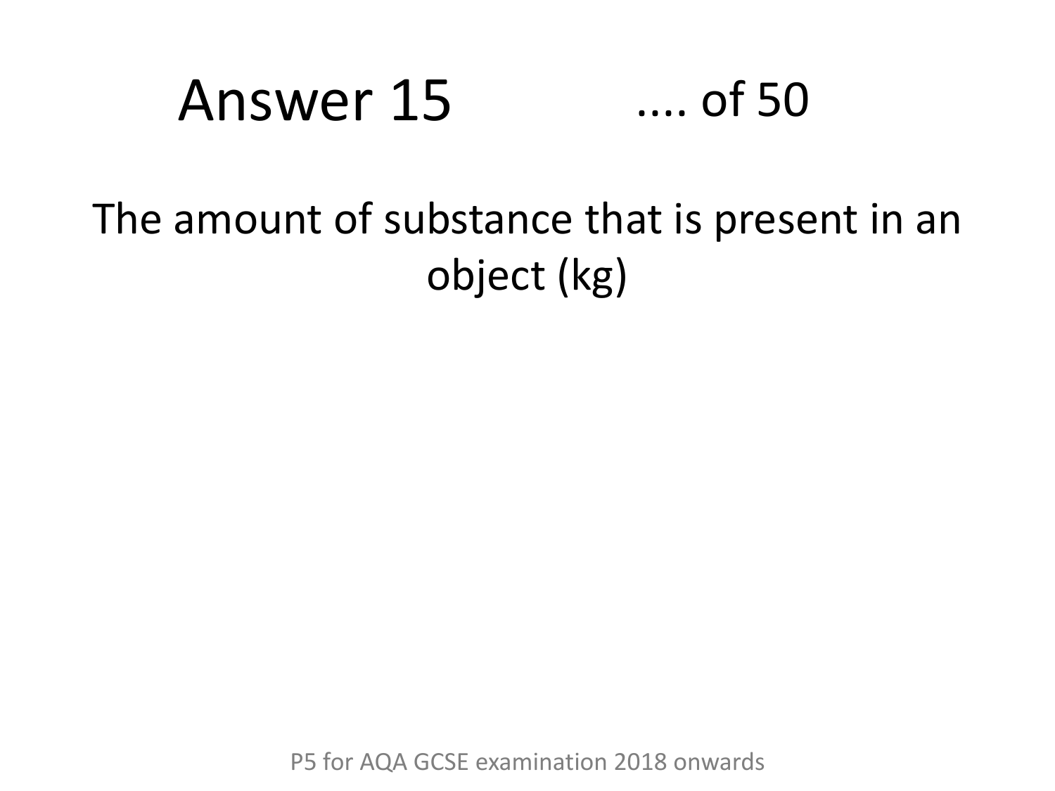# Answer 15 .... of 50

The amount of substance that is present in an object (kg)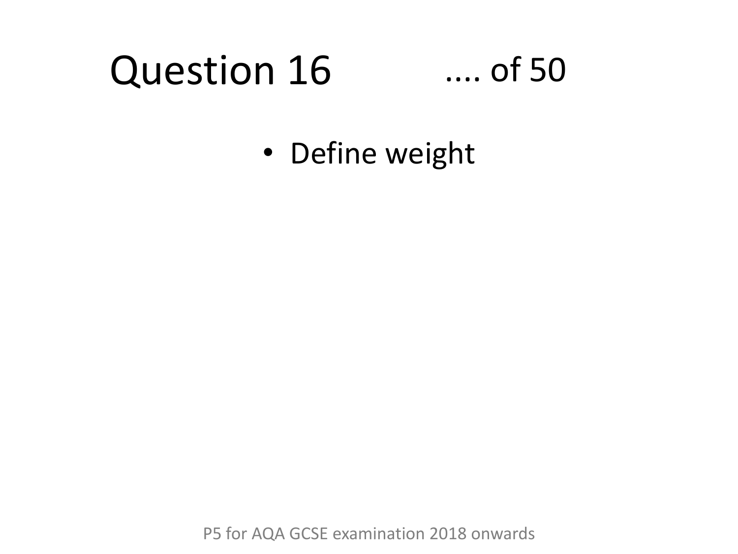# Question 16 .... of 50

- Define weight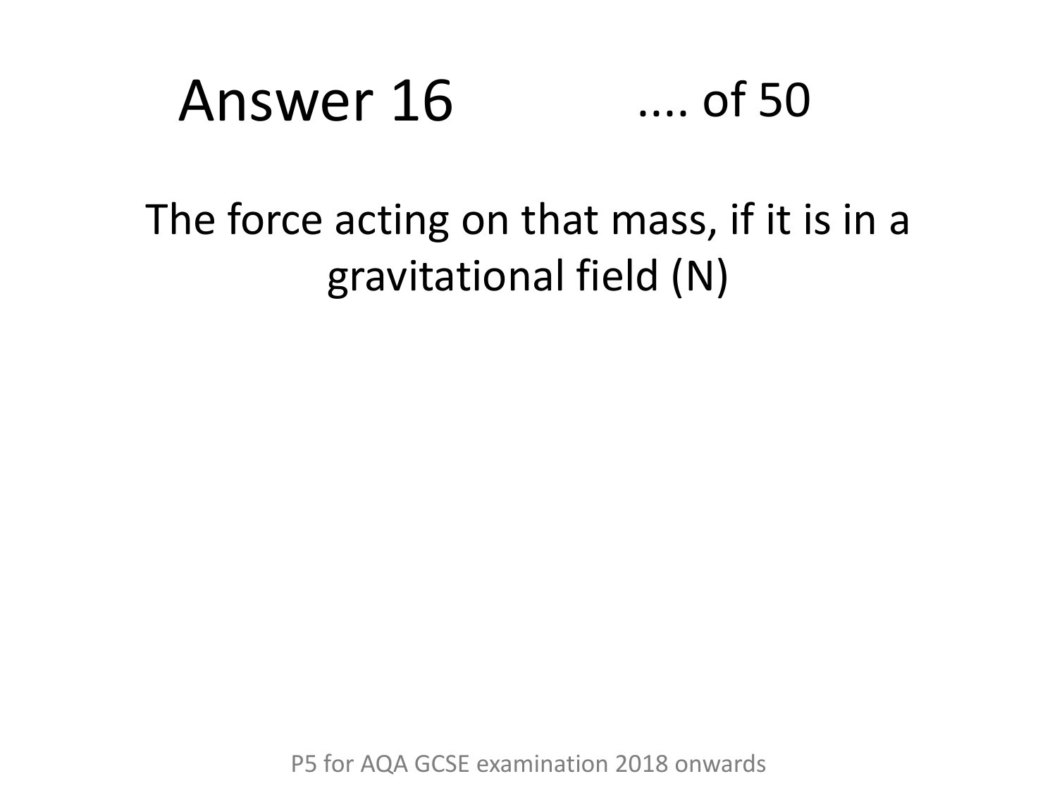# Answer 16 .... of 50

The force acting on that mass, if it is in a gravitational field (N)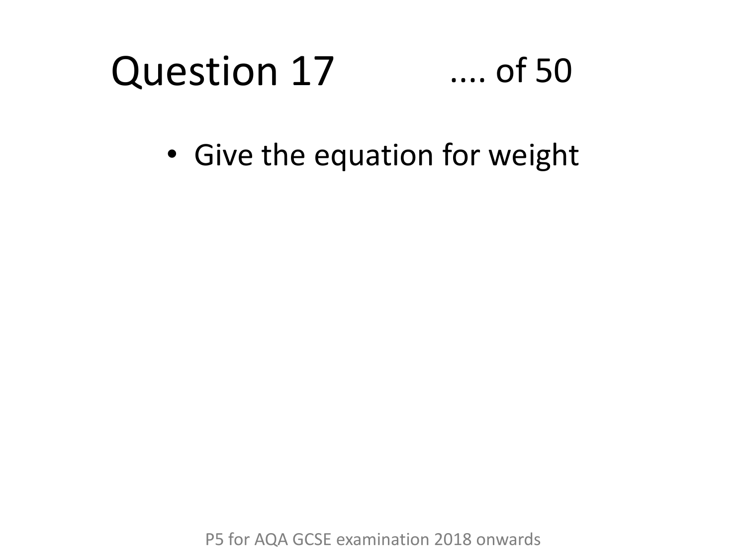# Question 17 .... of 50

- Give the equation for weight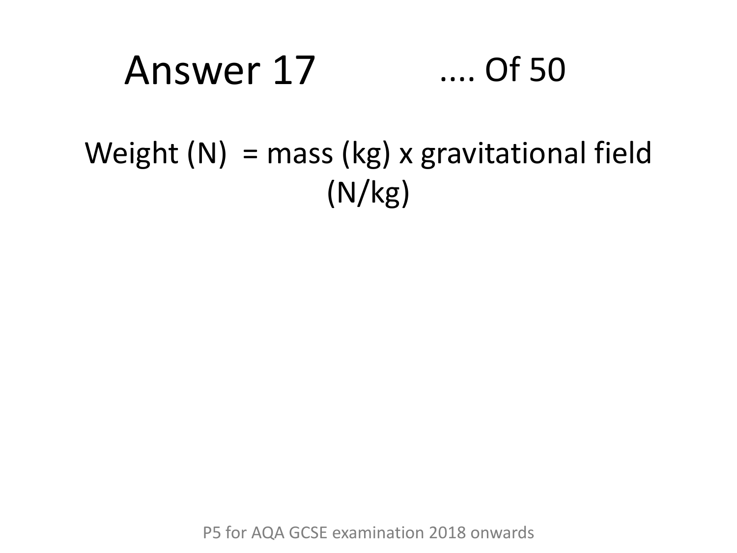# Answer 17 .... Of 50

Weight (N) = mass (kg) x gravitational field (N/kg)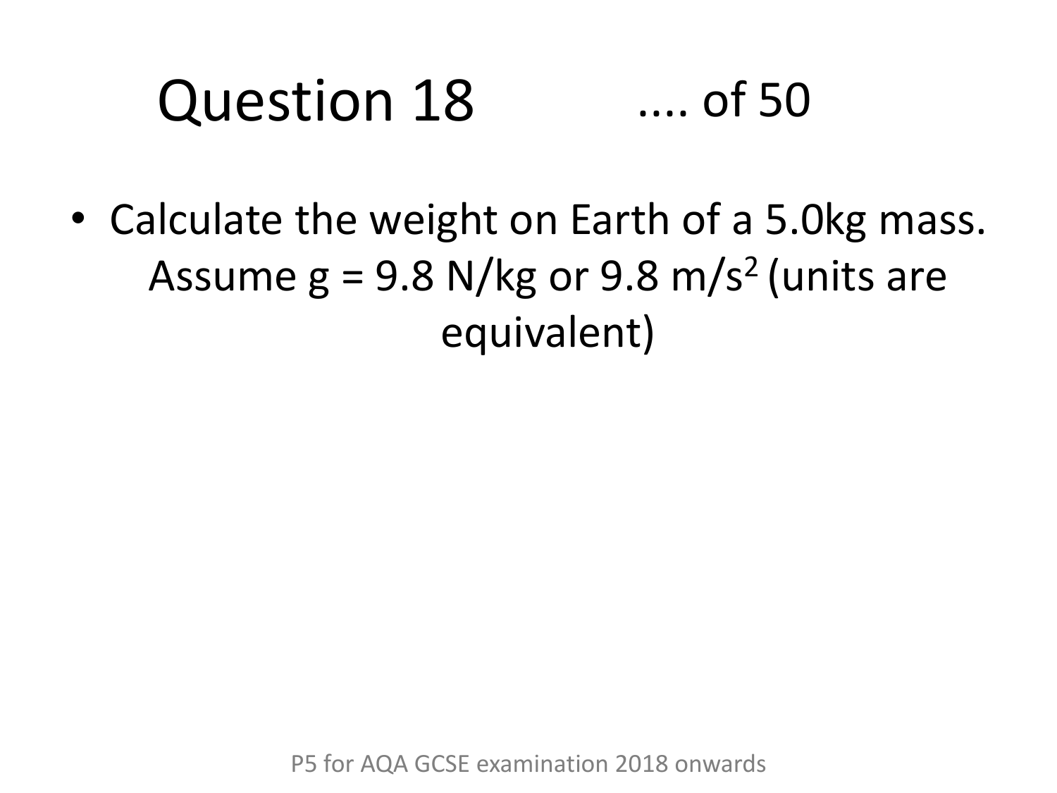# Question 18 .... of 50

- Calculate the weight on Earth of a 5.0kg mass. Assume g = 9.8 N/kg or 9.8 $m/s^2$ (units are equivalent)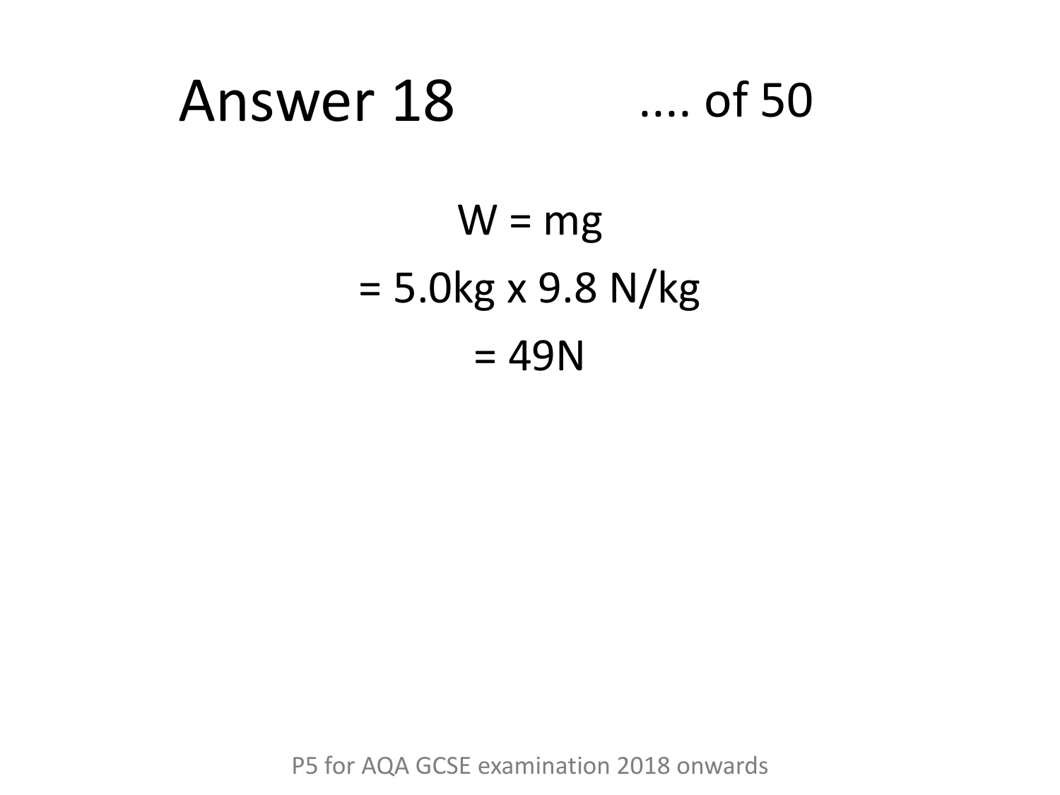# Answer 18 .... of 50

$$W = mg$$

$$= 5.0\text{kg} \times 9.8 \text{ N/kg}$$

$$= 49\text{N}$$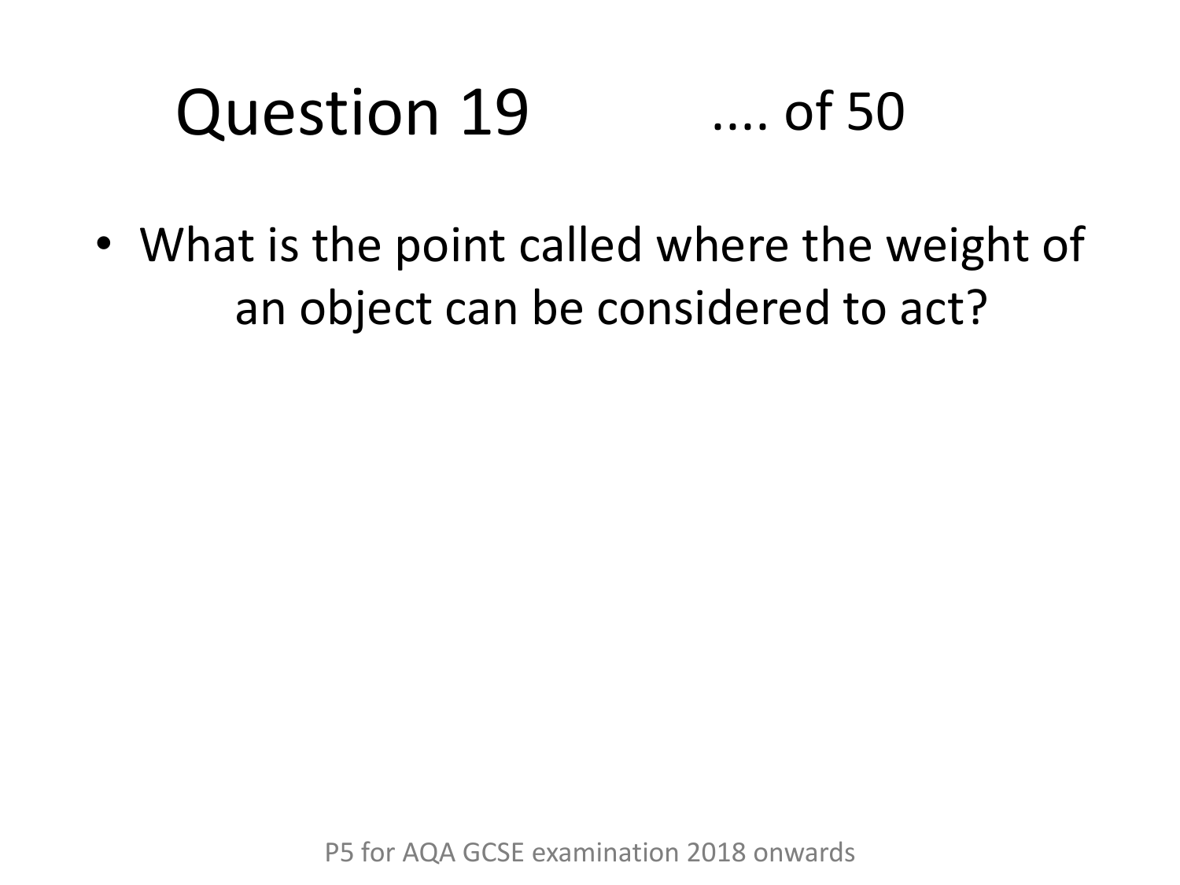# Question 19 .... of 50

- What is the point called where the weight of an object can be considered to act?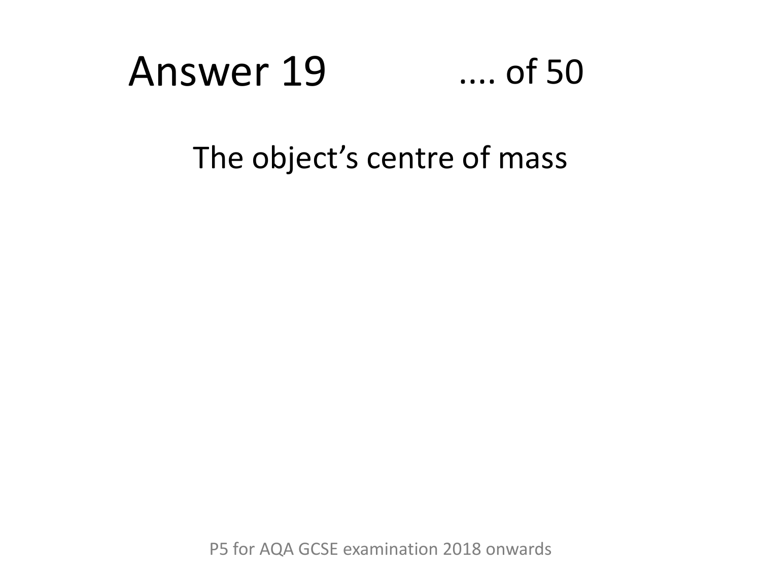# Answer 19

.... of 50

The object's centre of mass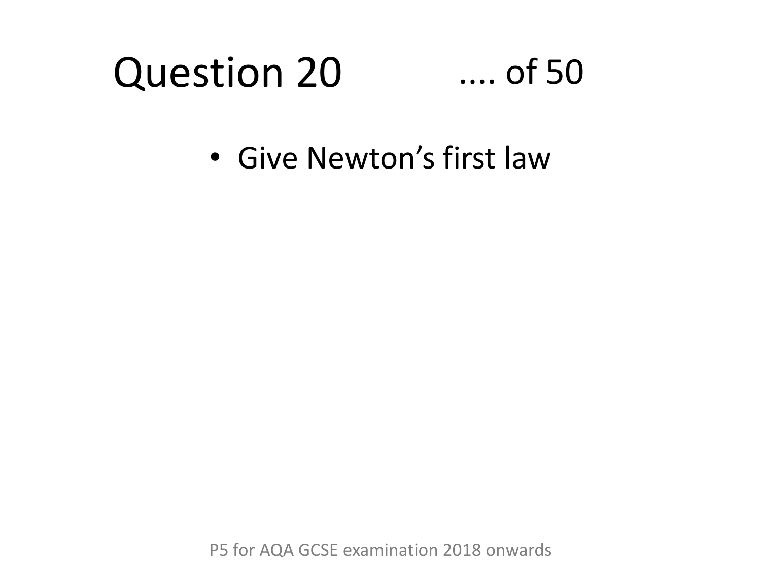# Question 20 .... of 50

- Give Newton’s first law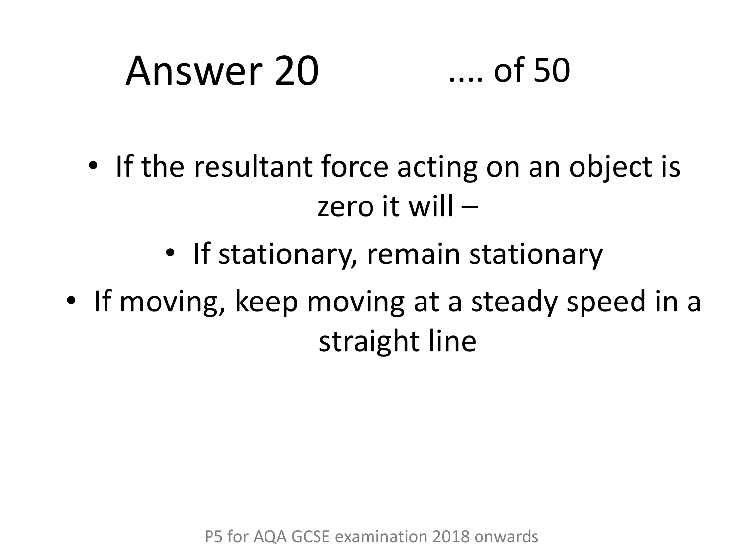# Answer 20 .... of 50

- If the resultant force acting on an object is zero it will –
- If stationary, remain stationary
- If moving, keep moving at a steady speed in a straight line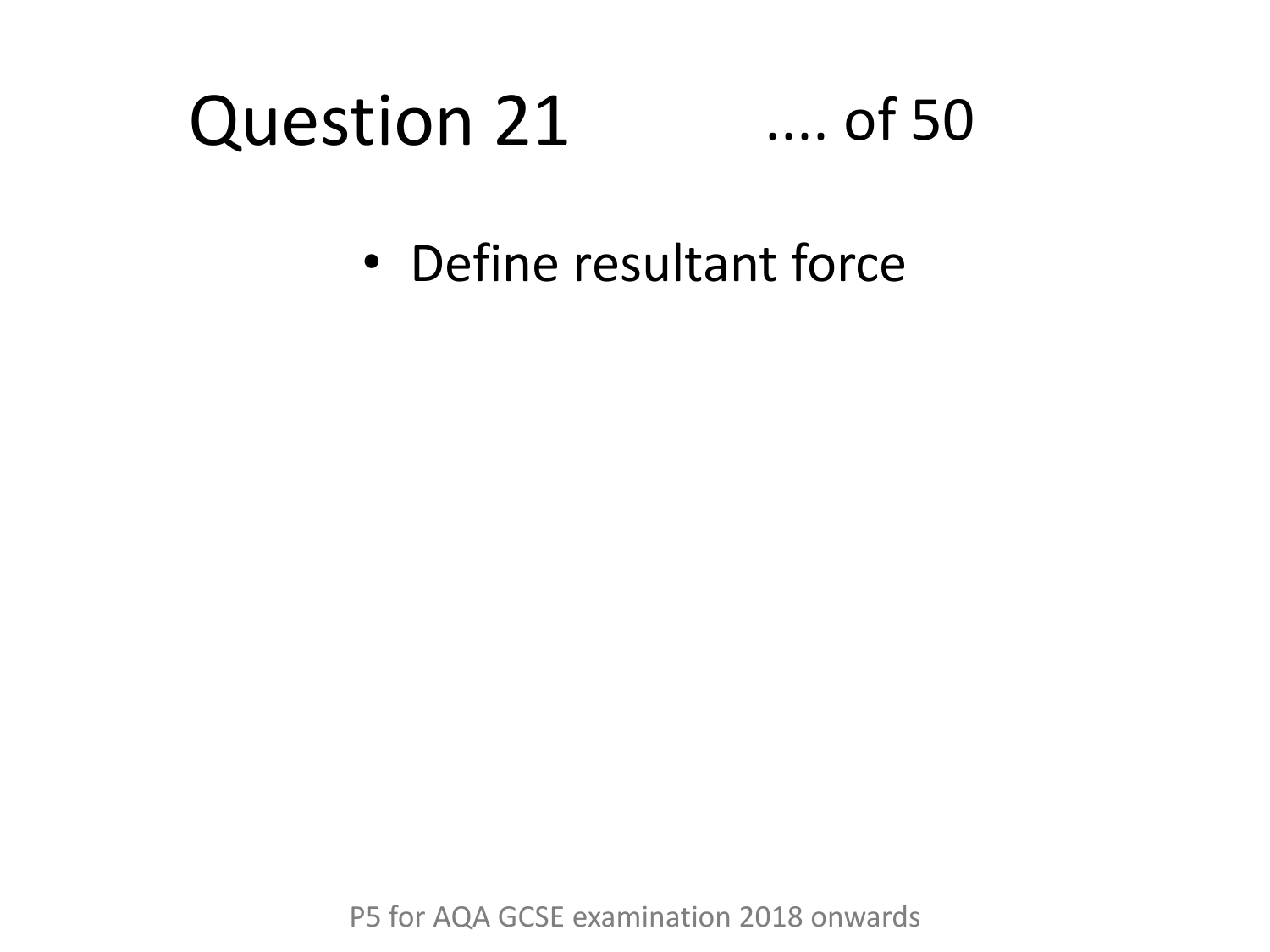# Question 21 .... of 50

- Define resultant force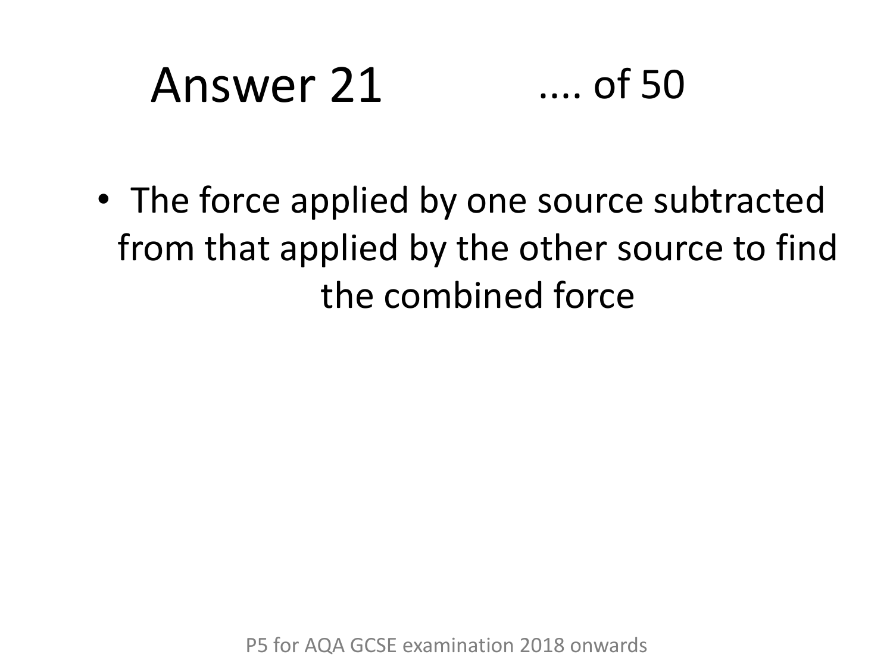# Answer 21 .... of 50

- The force applied by one source subtracted from that applied by the other source to find the combined force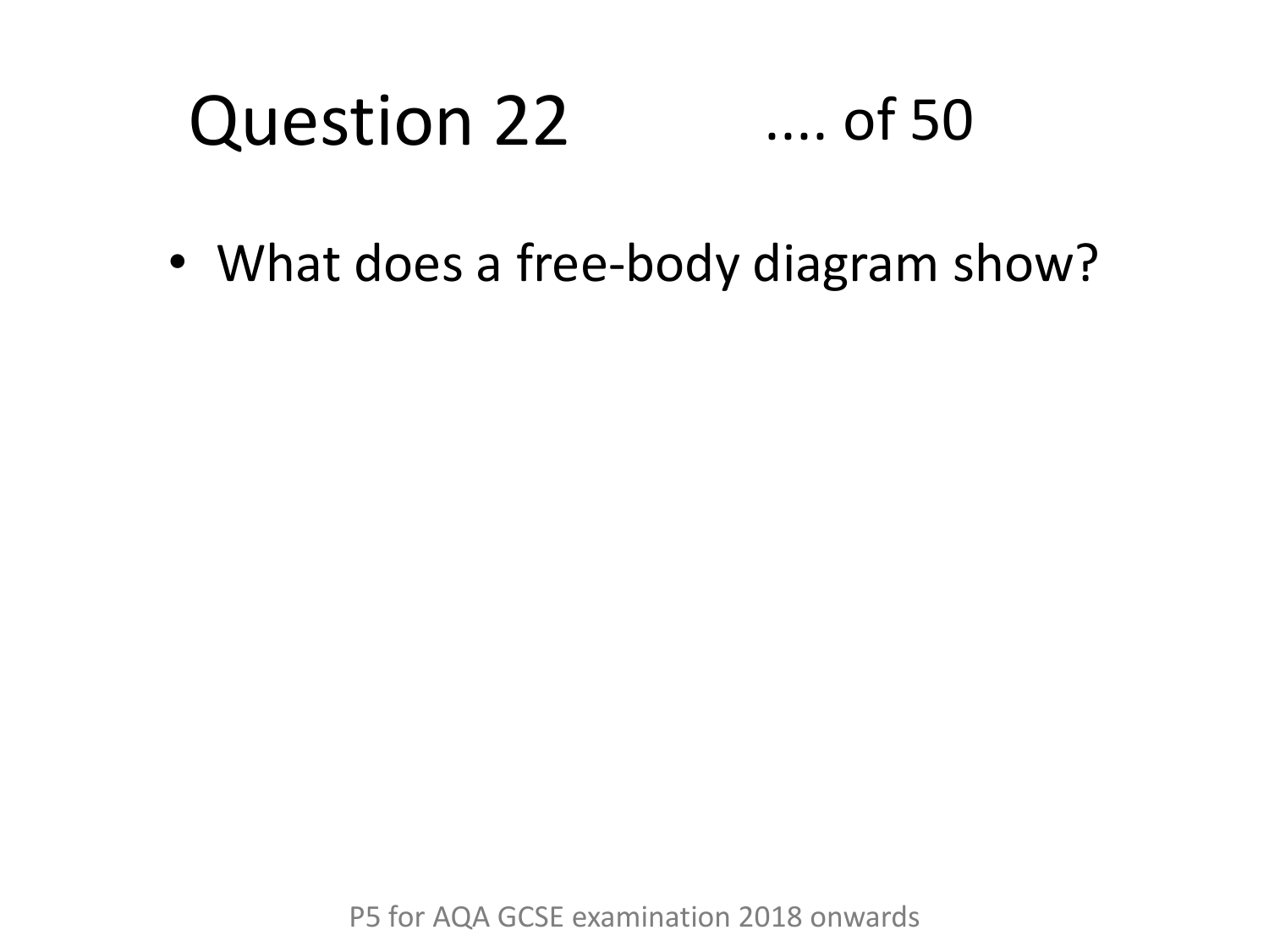# Question 22 .... of 50

- What does a free-body diagram show?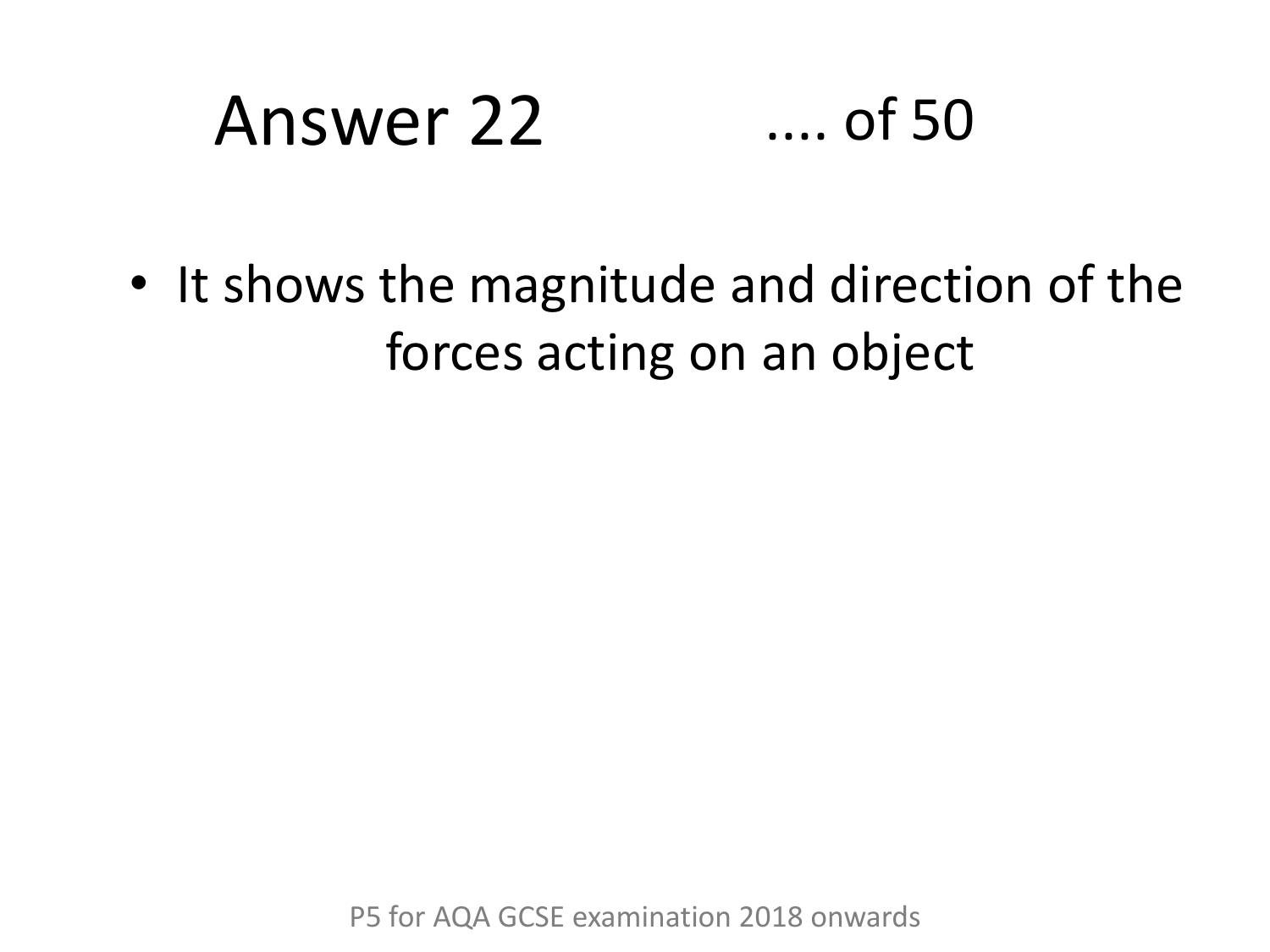# Answer 22 .... of 50

- It shows the magnitude and direction of the forces acting on an object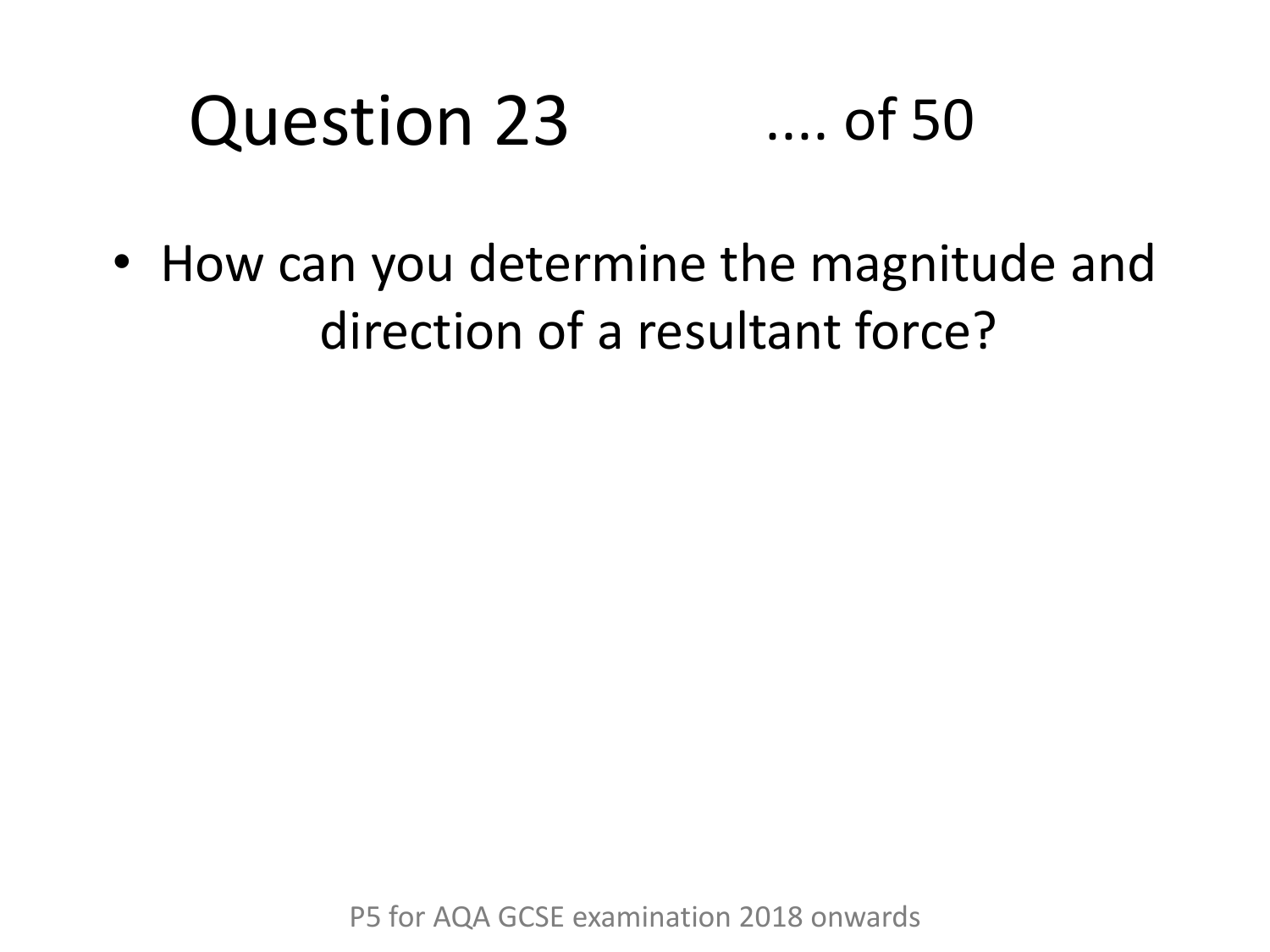# Question 23 .... of 50

- How can you determine the magnitude and direction of a resultant force?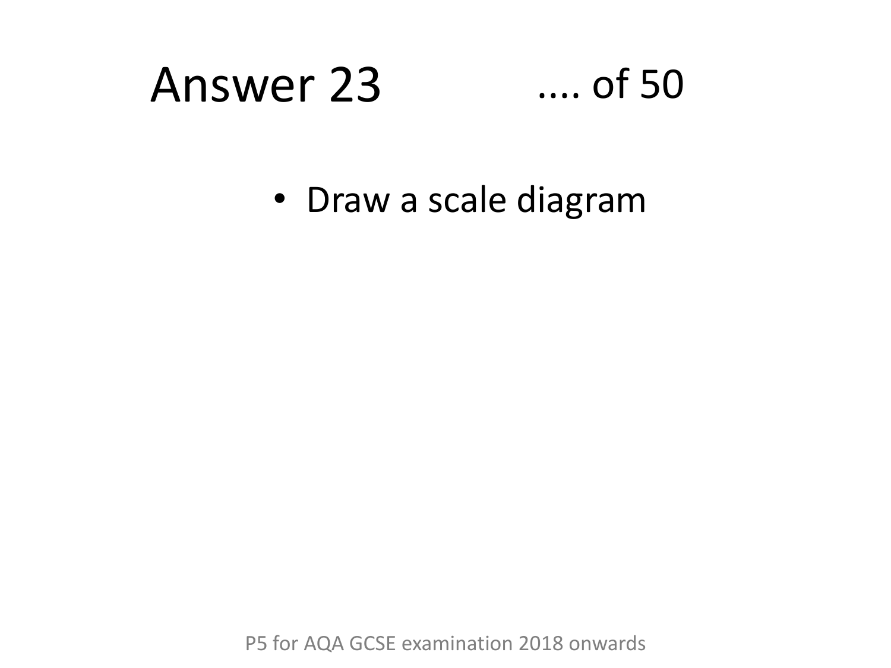# Answer 23

.... of 50

- Draw a scale diagram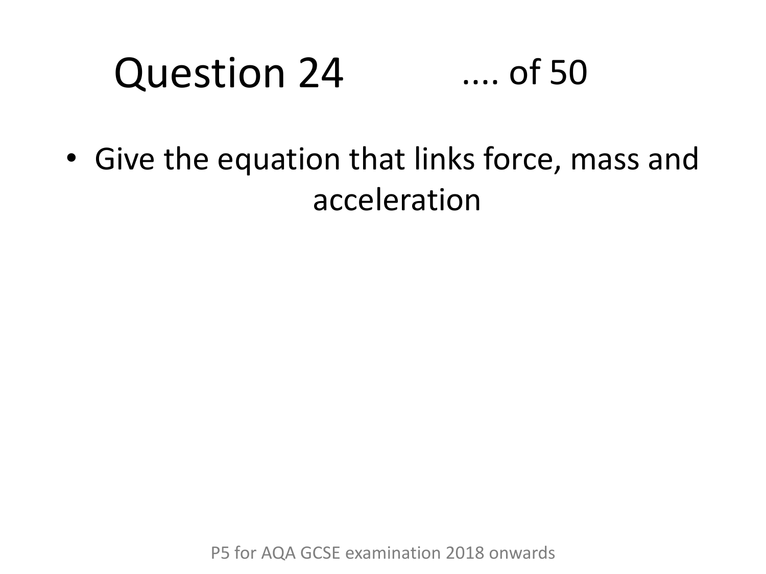# Question 24 .... of 50

- Give the equation that links force, mass and acceleration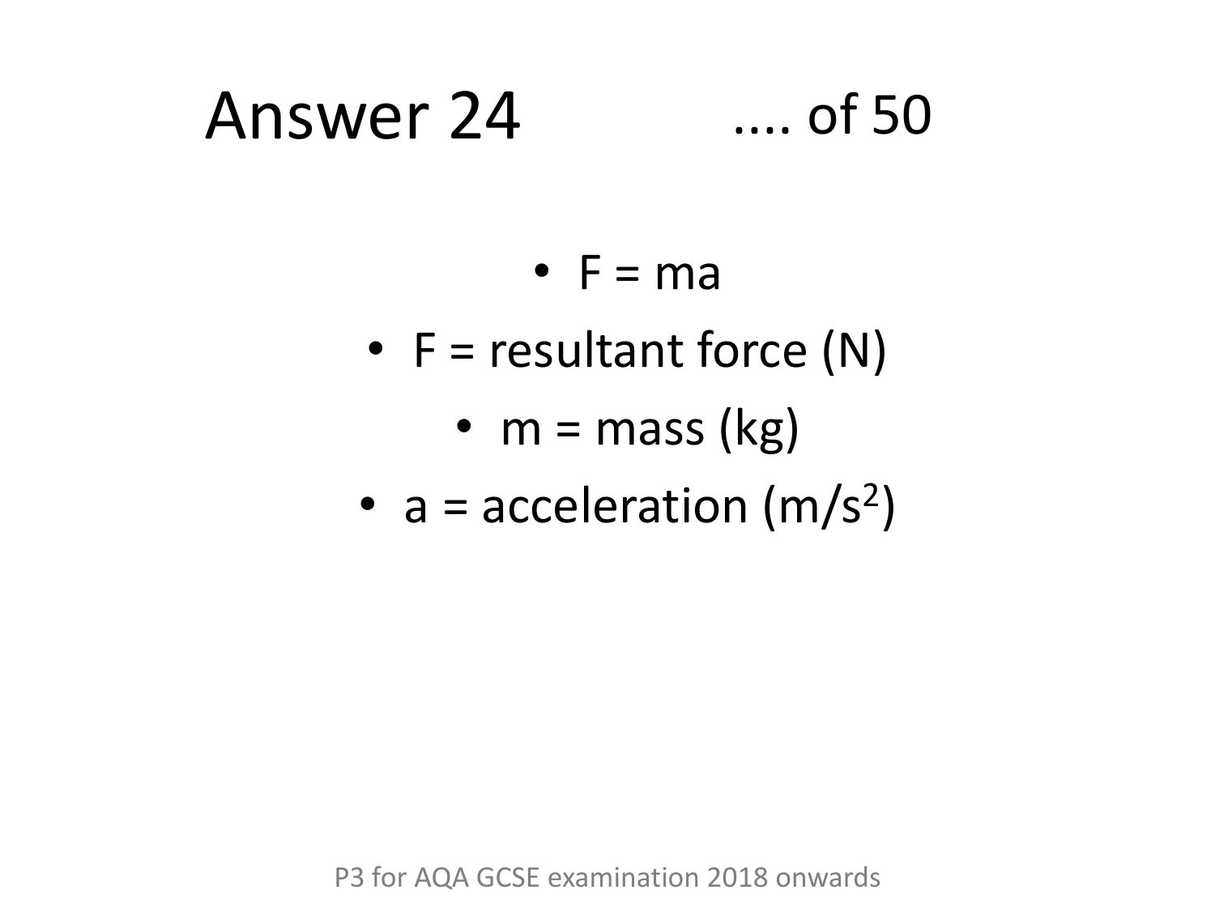# Answer 24 .... of 50

- $F = ma$
- $F$ = resultant force (N)
- $m$ = mass (kg)
- $a$ = acceleration ($m/s^2$)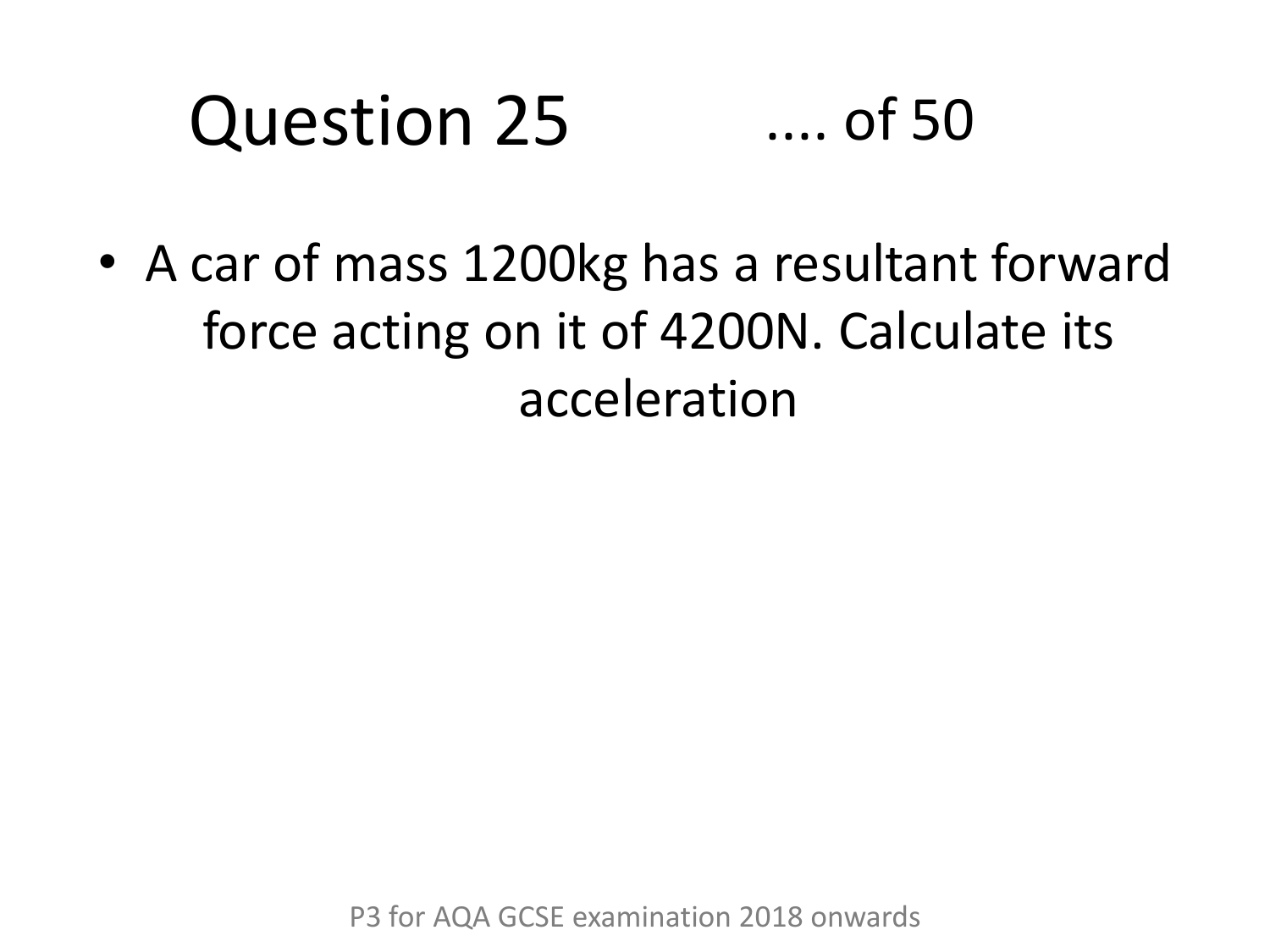# Question 25

.... of 50

- A car of mass 1200kg has a resultant forward force acting on it of 4200N. Calculate its acceleration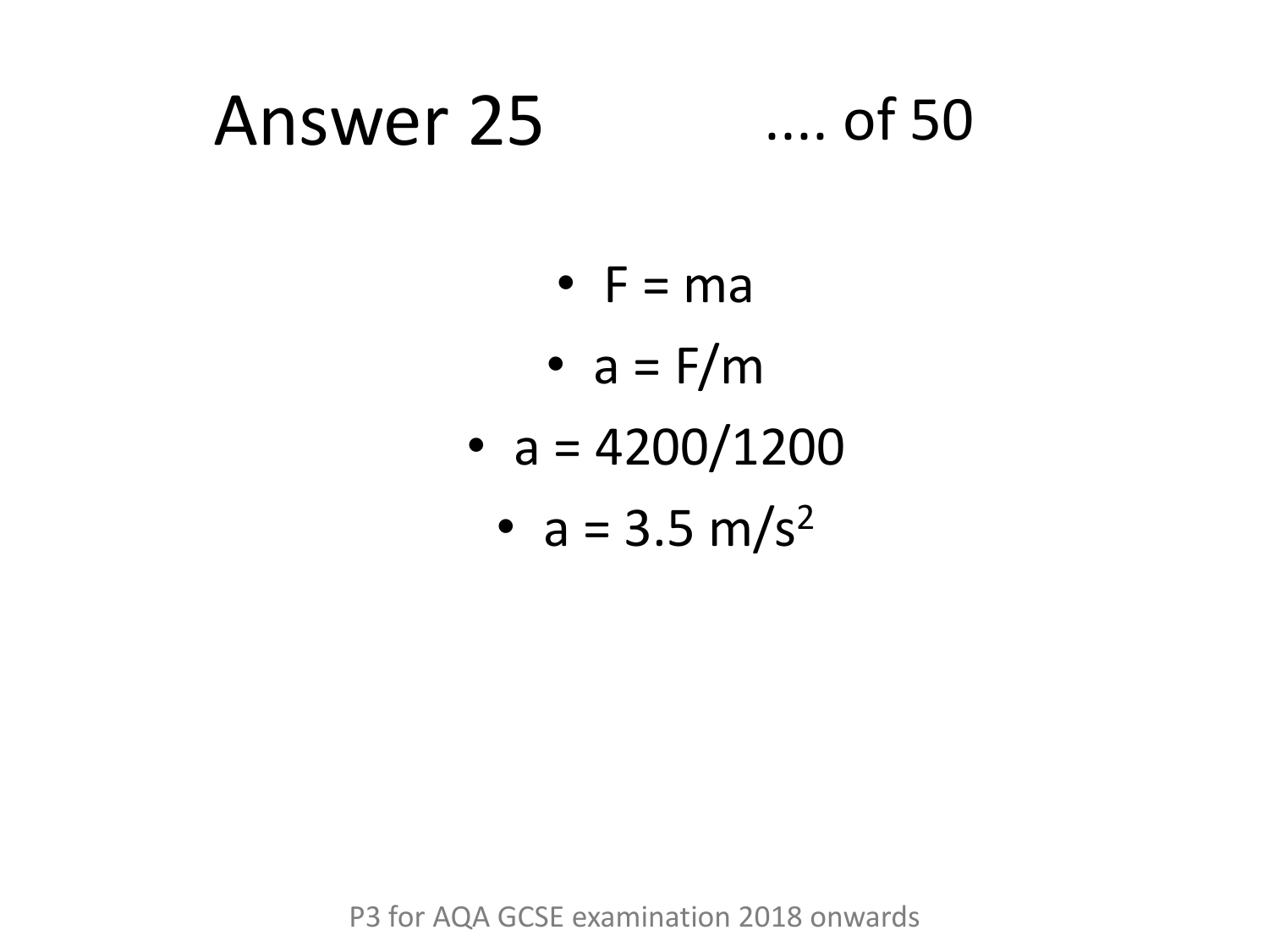# Answer 25 .... of 50

- $F = ma$
- $a = F/m$
- $a = 4200/1200$
- $a = 3.5\ m/s^2$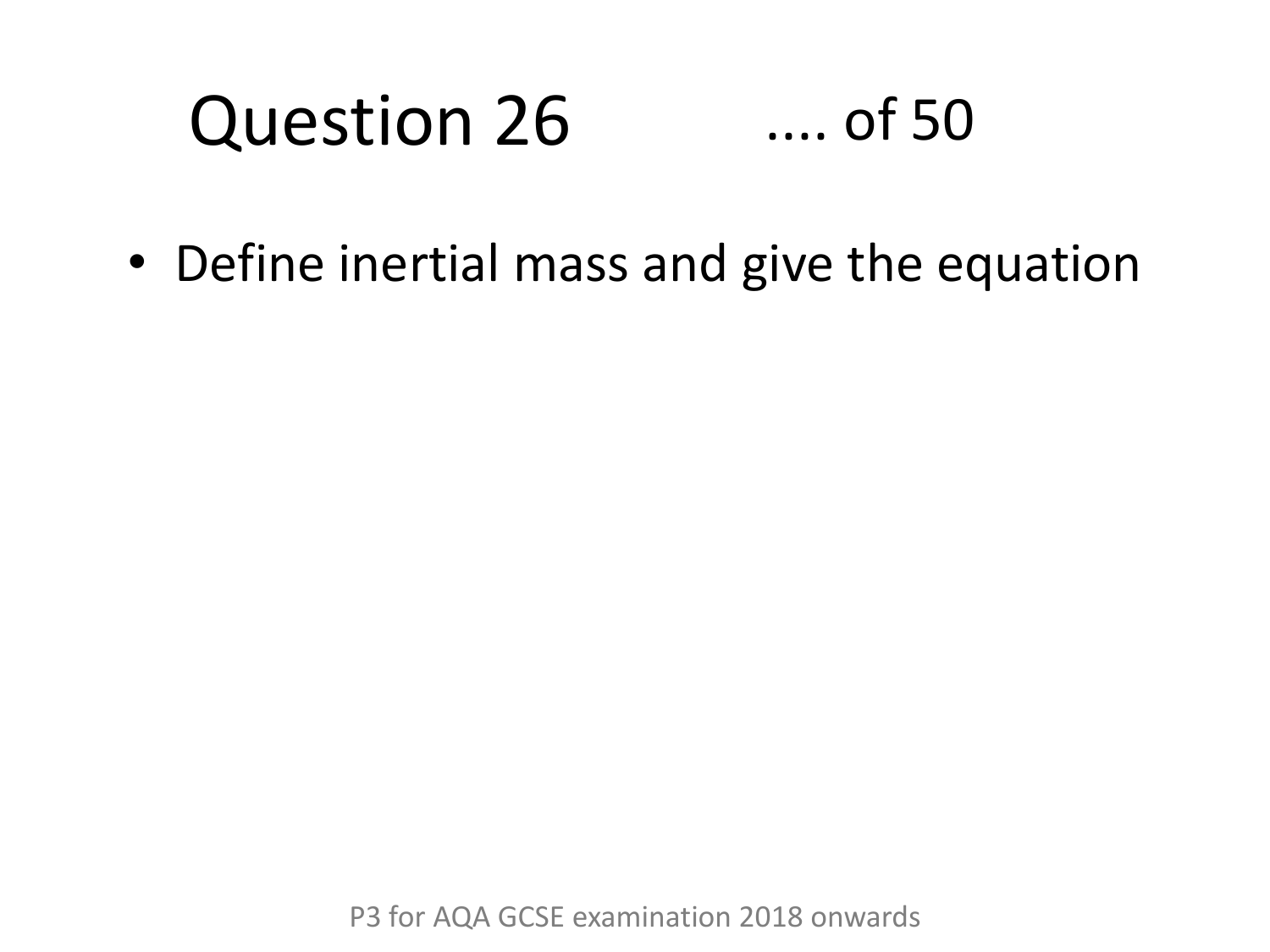# Question 26 .... of 50

- Define inertial mass and give the equation

P3 for AQA GCSE examination 2018 onwards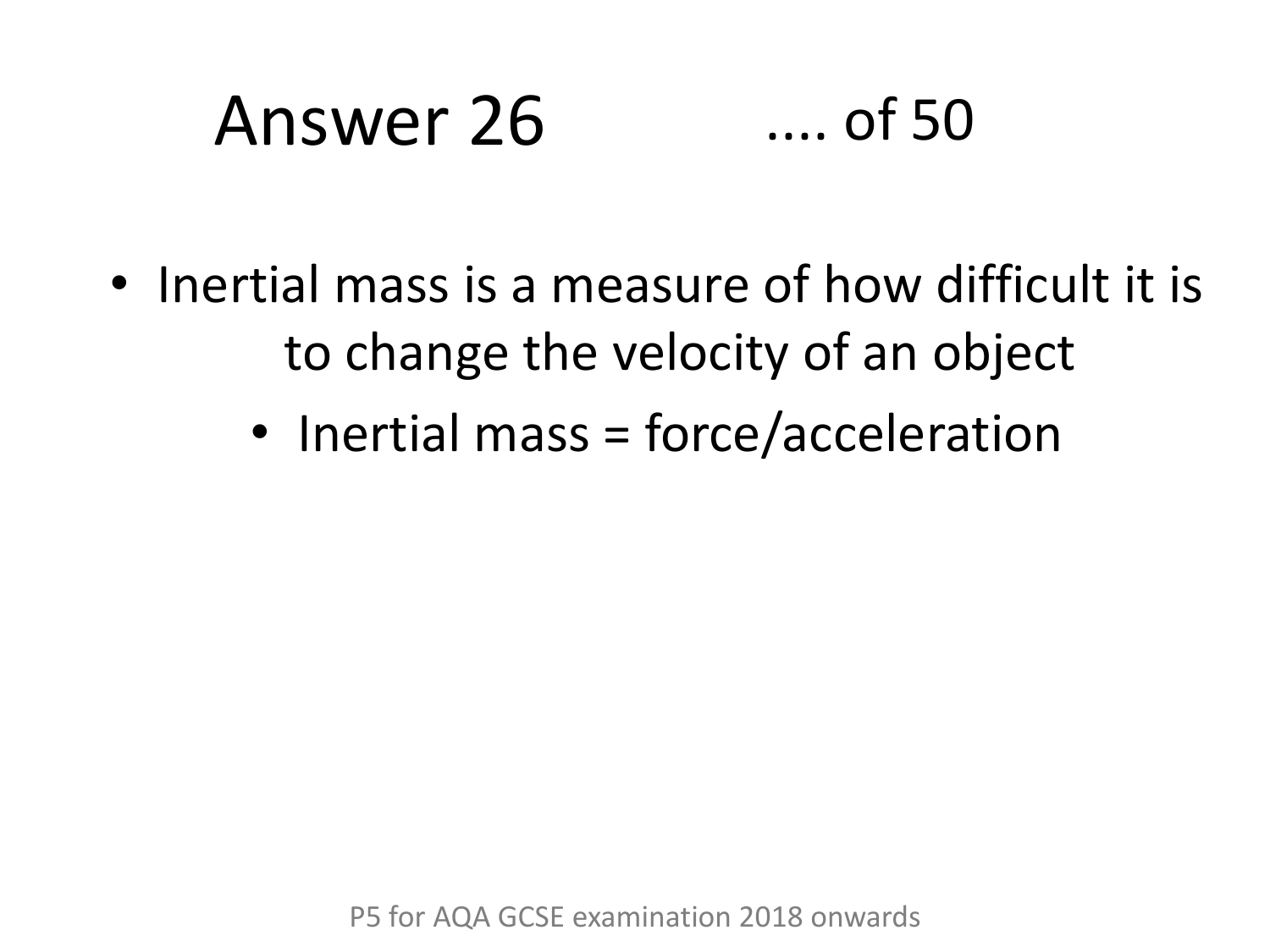# Answer 26 .... of 50

- Inertial mass is a measure of how difficult it is to change the velocity of an object
  - Inertial mass = force/acceleration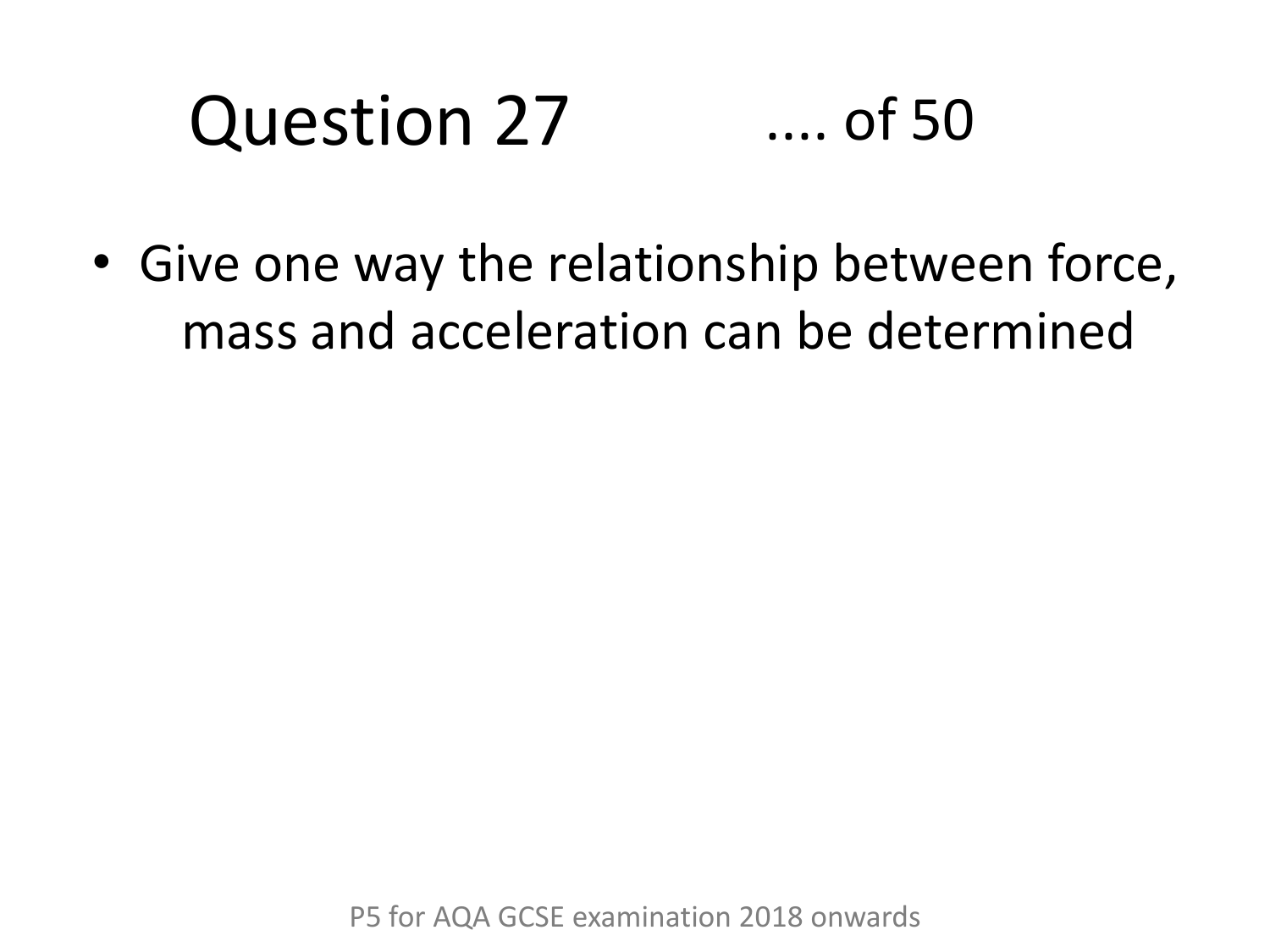# Question 27 .... of 50

- Give one way the relationship between force, mass and acceleration can be determined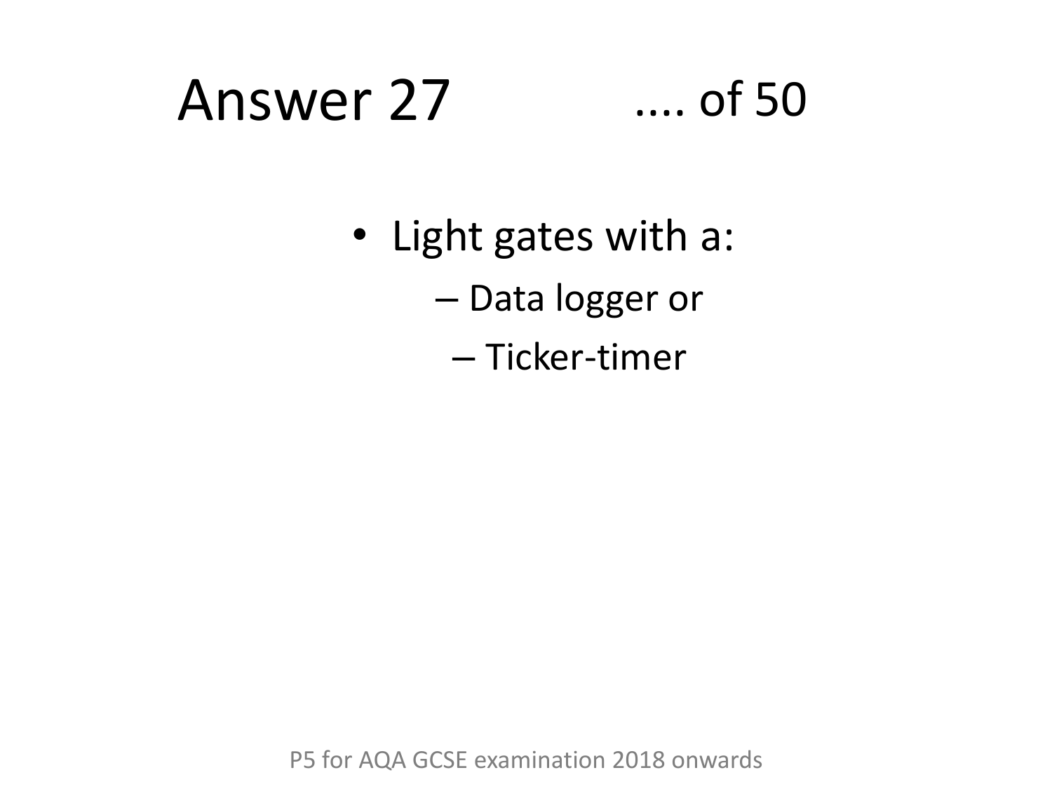# Answer 27 .... of 50

- Light gates with a:
  - Data logger or
  - Ticker-timer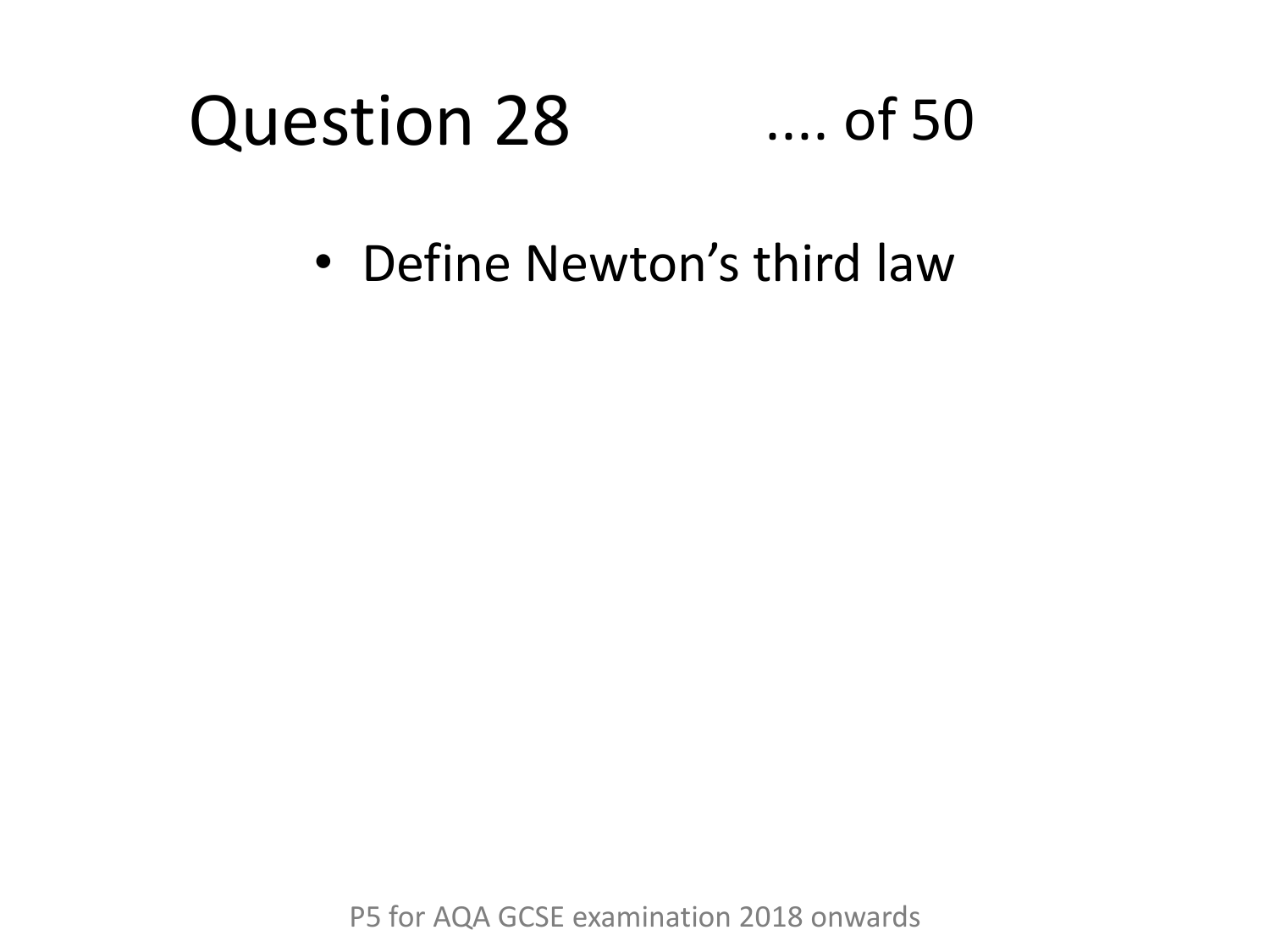# Question 28 .... of 50

- Define Newton’s third law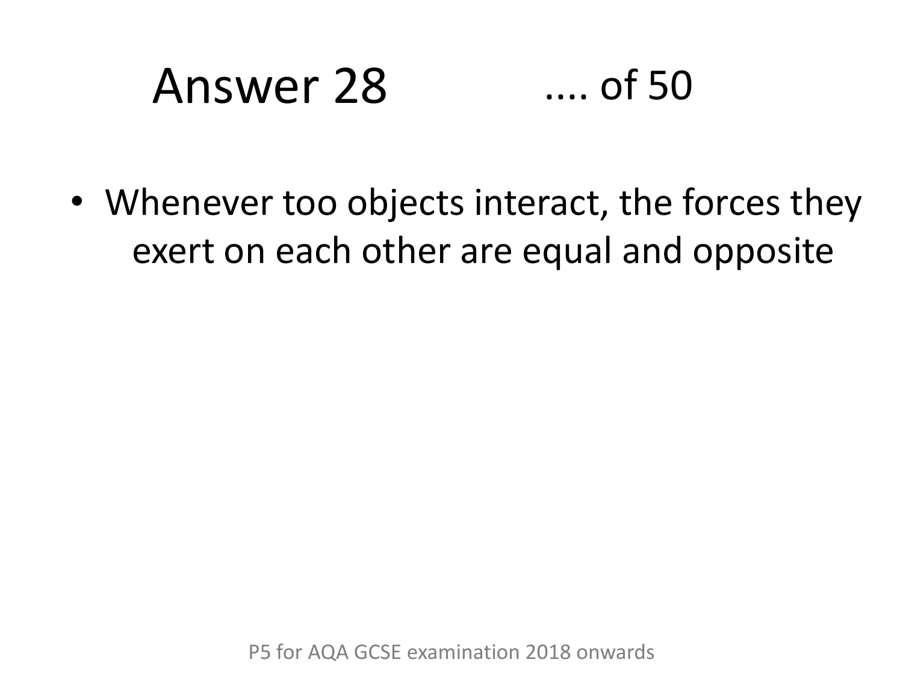# Answer 28 .... of 50

- Whenever too objects interact, the forces they exert on each other are equal and opposite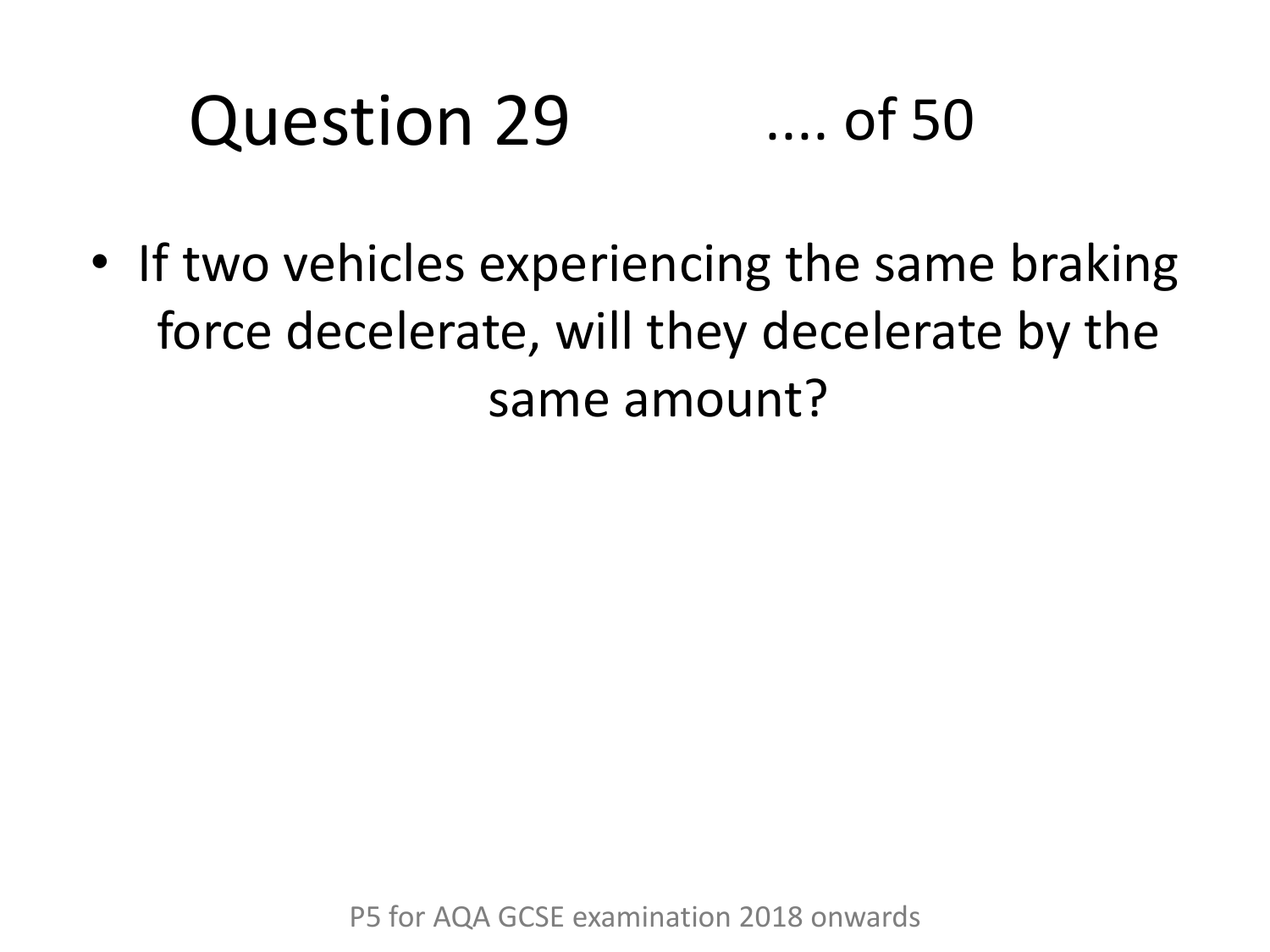# Question 29 .... of 50

- If two vehicles experiencing the same braking force decelerate, will they decelerate by the same amount?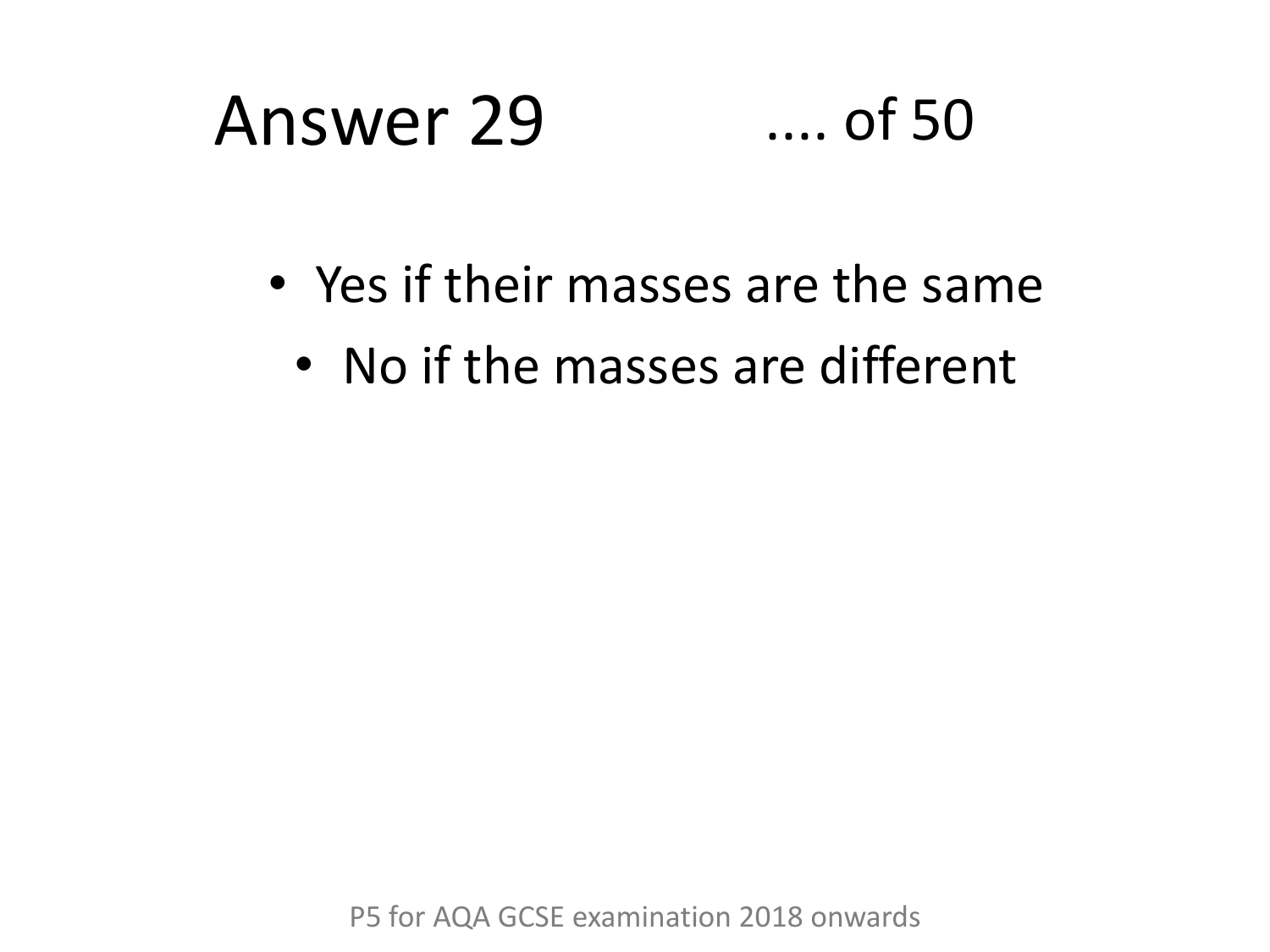# Answer 29 .... of 50

- Yes if their masses are the same
- No if the masses are different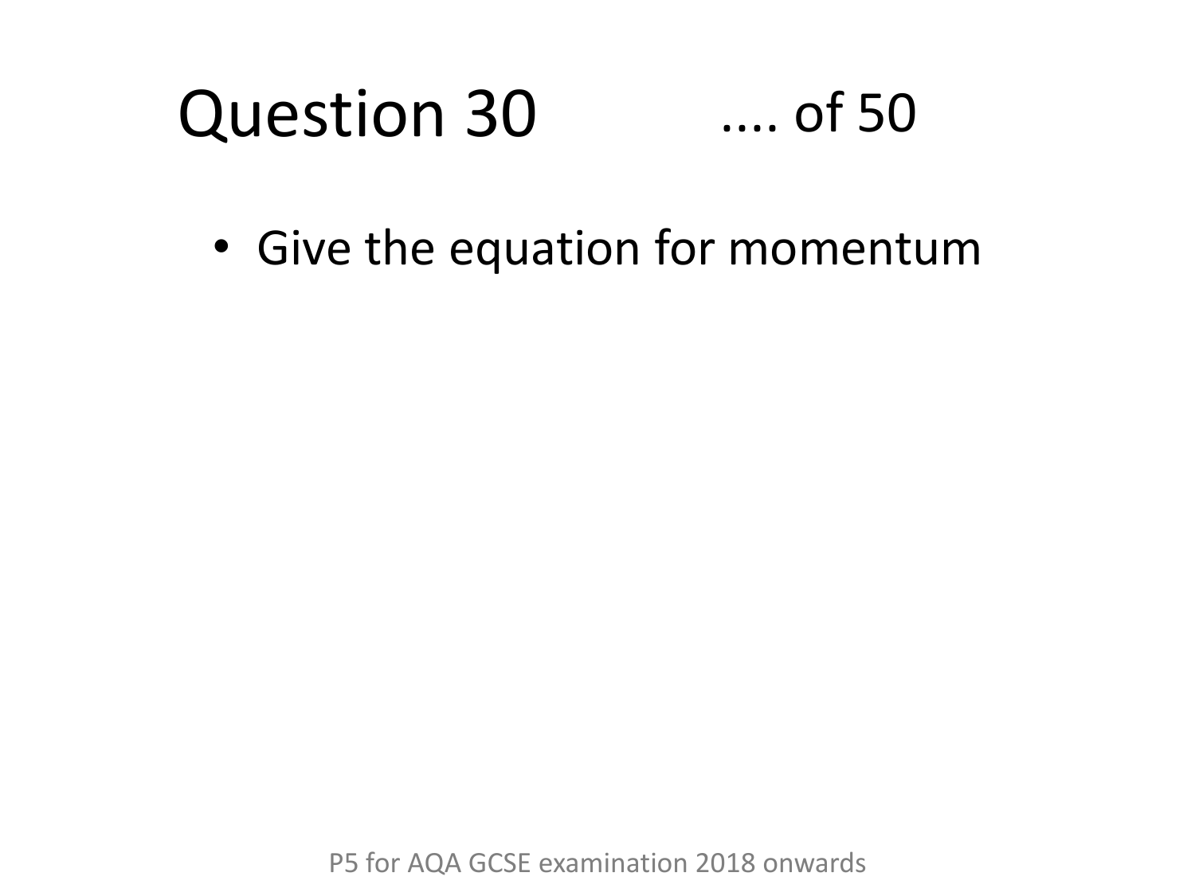# Question 30 .... of 50

- Give the equation for momentum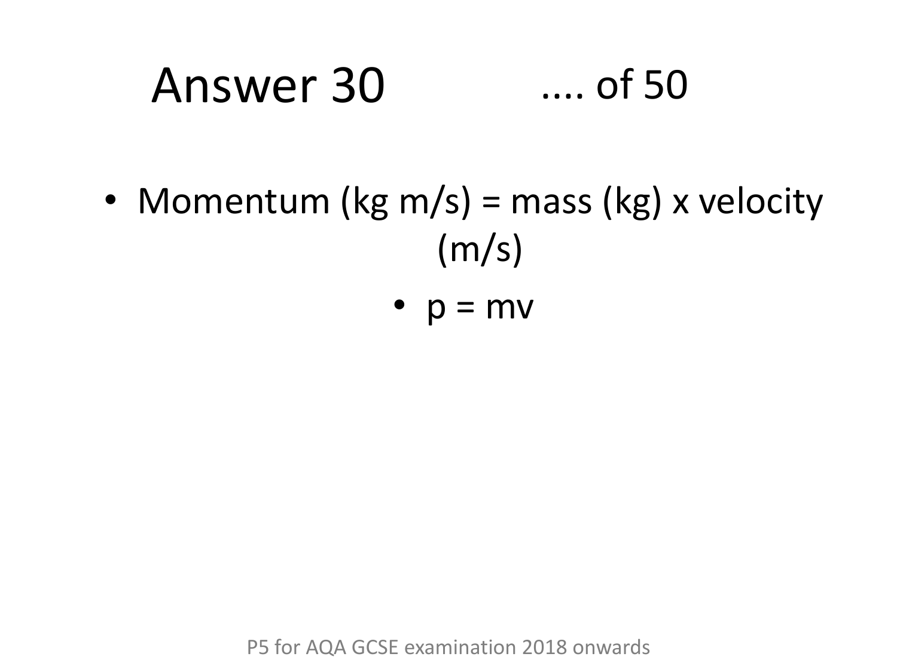# Answer 30 .... of 50

- Momentum (kg m/s) = mass (kg) x velocity (m/s)
  - $p = mv$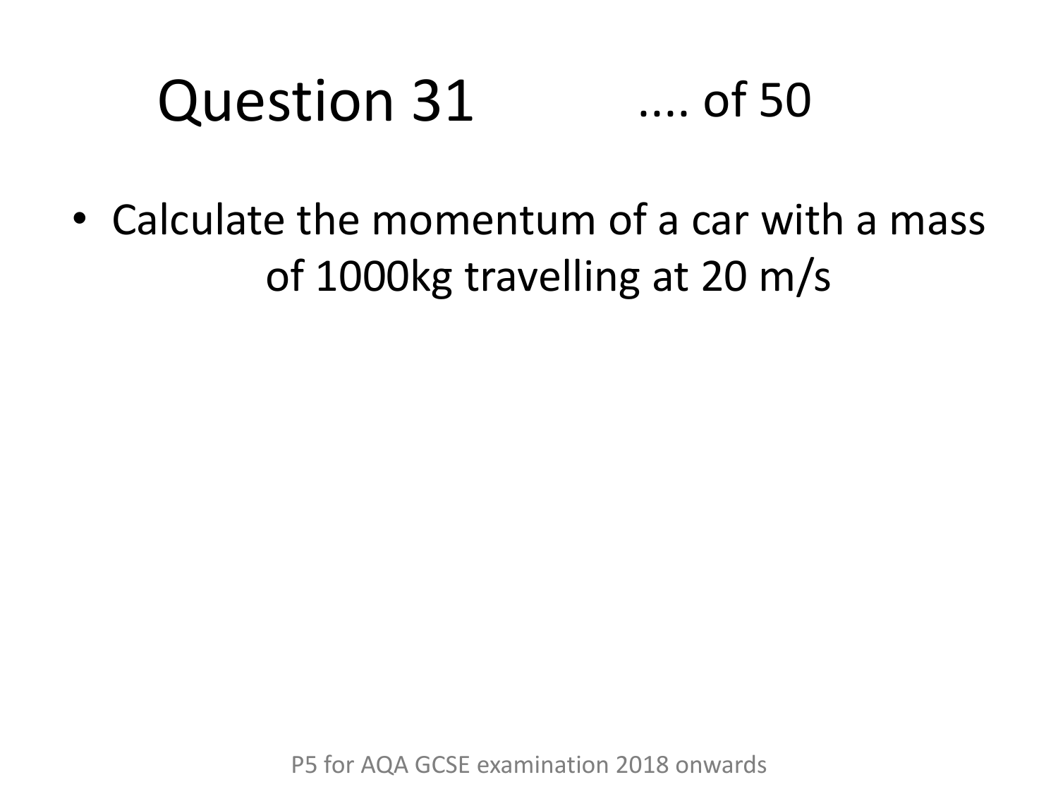# Question 31 .... of 50

- Calculate the momentum of a car with a mass of 1000kg travelling at 20 m/s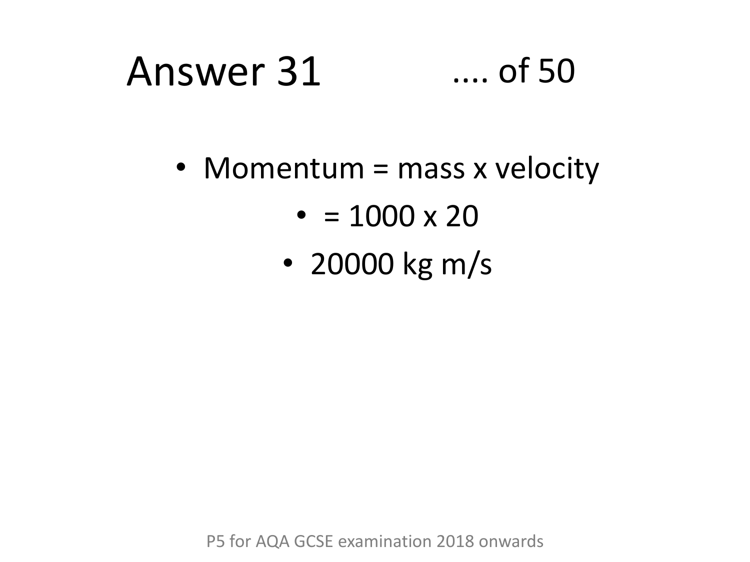# Answer 31

- Momentum = mass x velocity
- = 1000 x 20
- 20000 kg m/s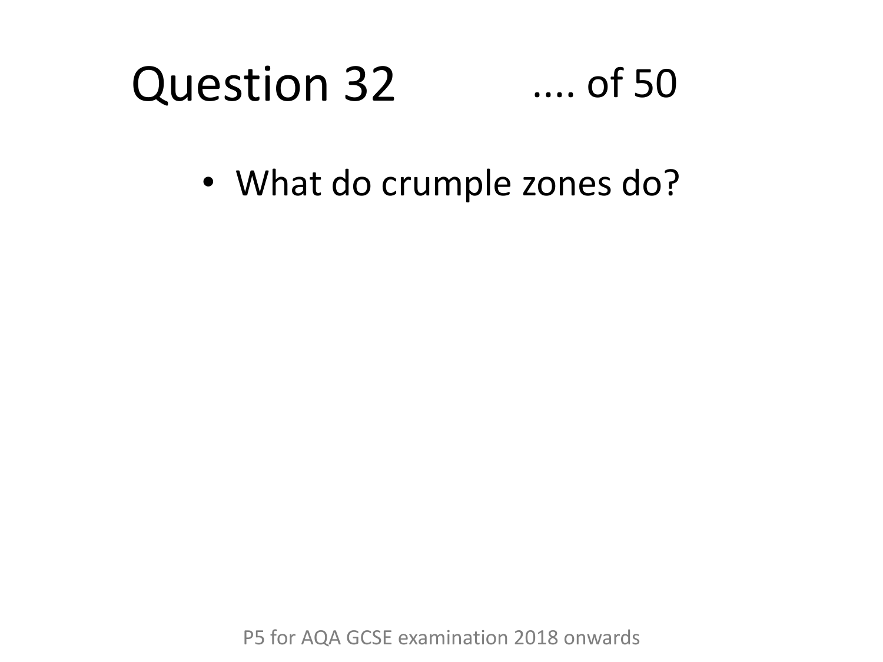# Question 32 .... of 50

- What do crumple zones do?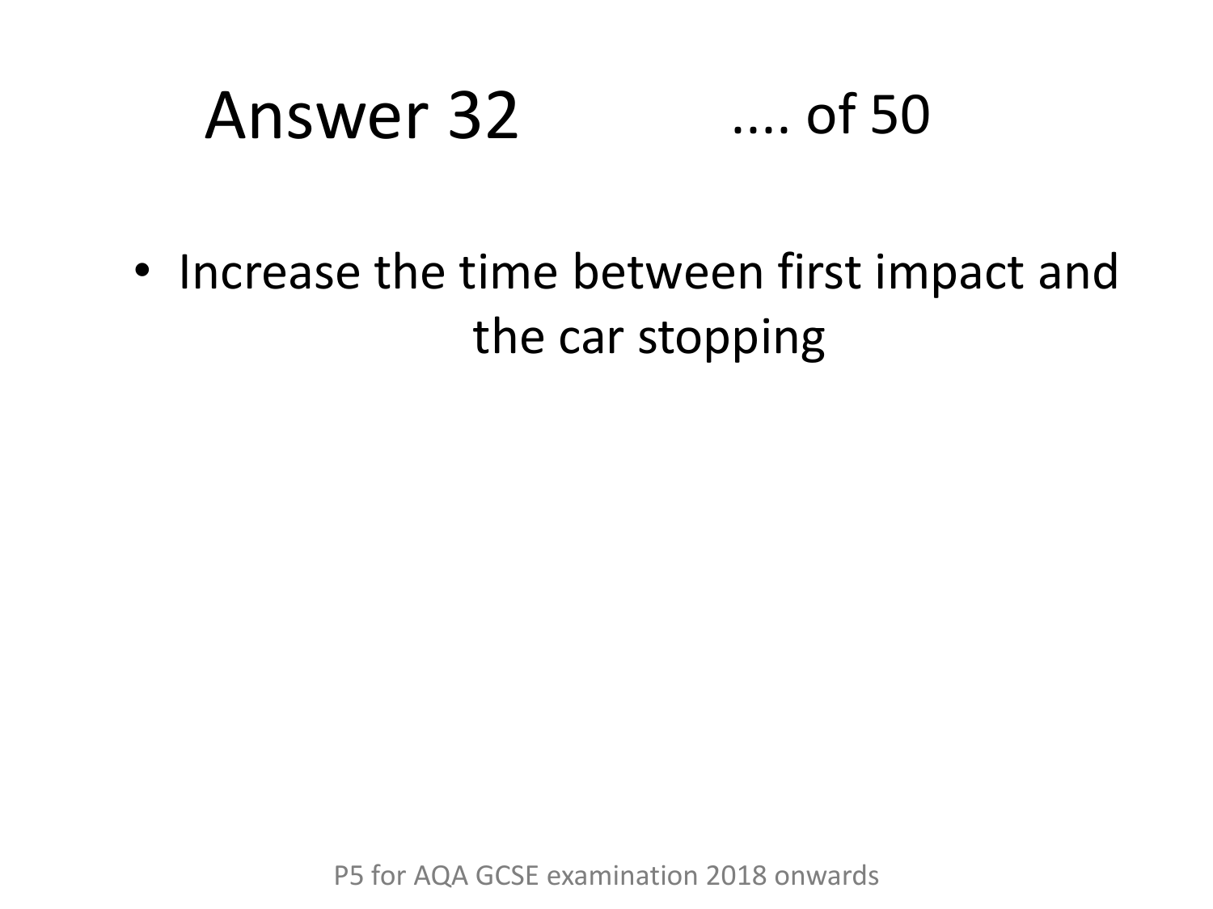# Answer 32 .... of 50

- Increase the time between first impact and the car stopping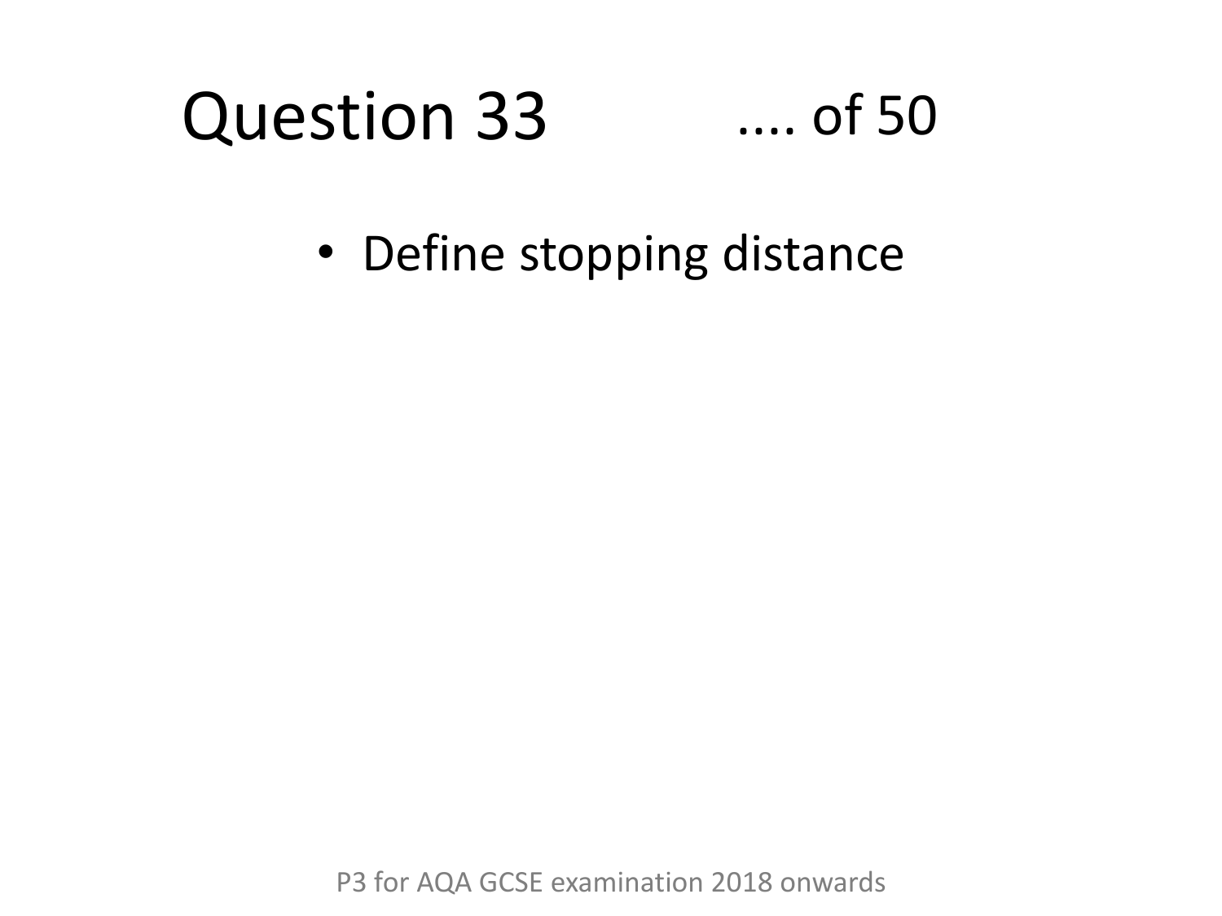# Question 33 .... of 50

- Define stopping distance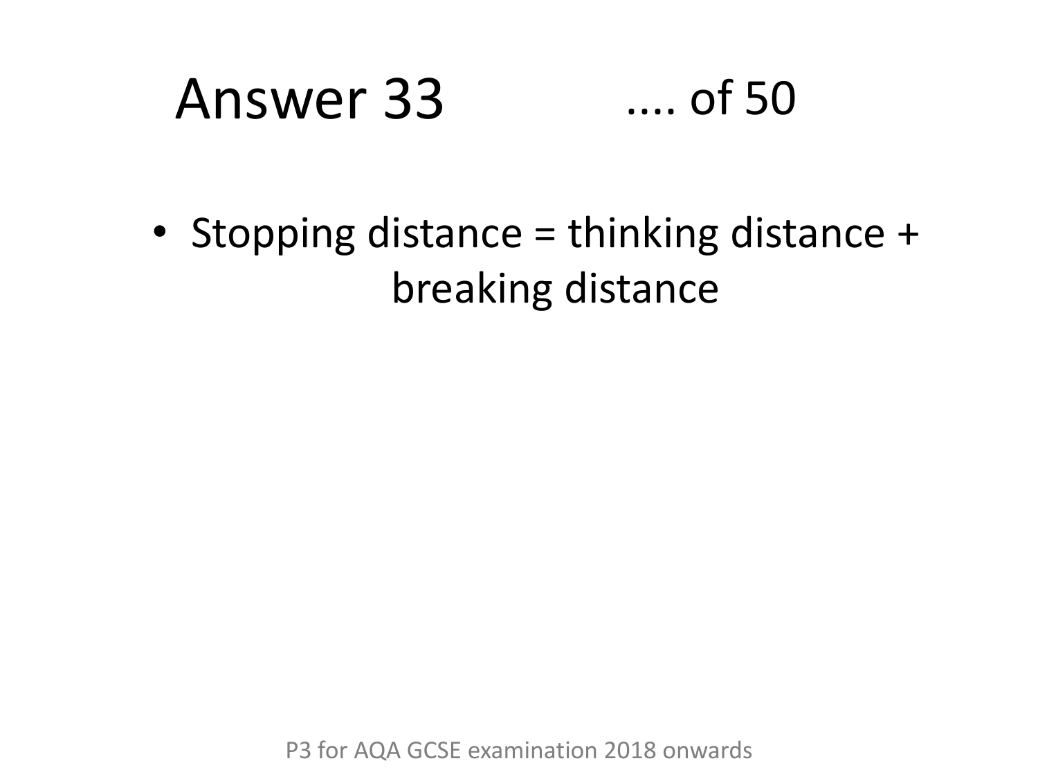# Answer 33

.... of 50

- Stopping distance = thinking distance + breaking distance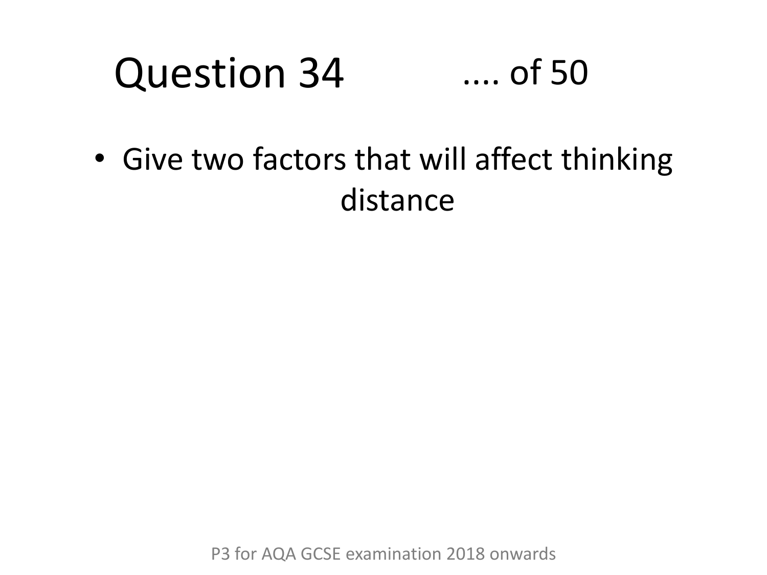# Question 34 .... of 50

- Give two factors that will affect thinking distance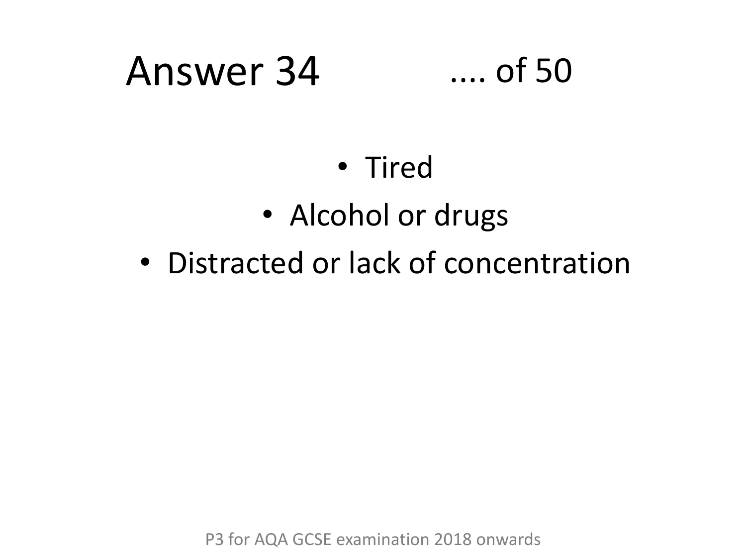# Answer 34 .... of 50

- Tired
- Alcohol or drugs
- Distracted or lack of concentration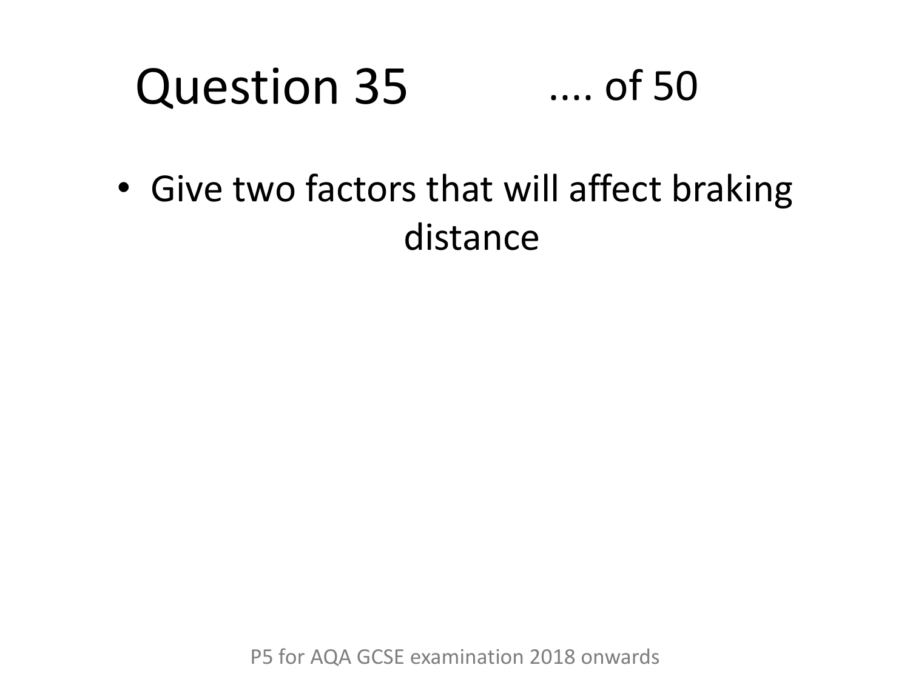# Question 35 .... of 50

- Give two factors that will affect braking distance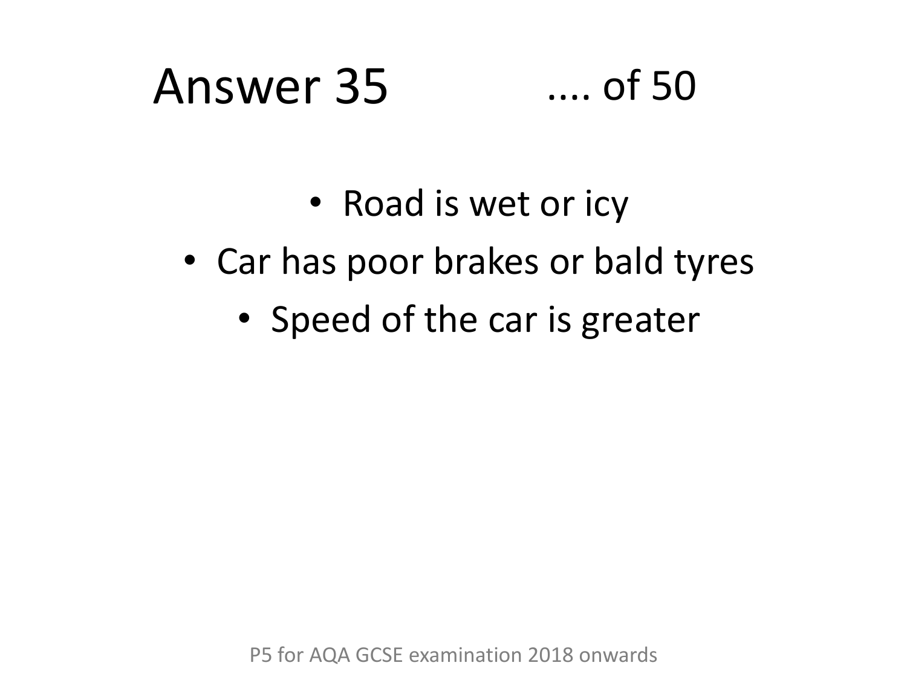# Answer 35

- Road is wet or icy
- Car has poor brakes or bald tyres
- Speed of the car is greater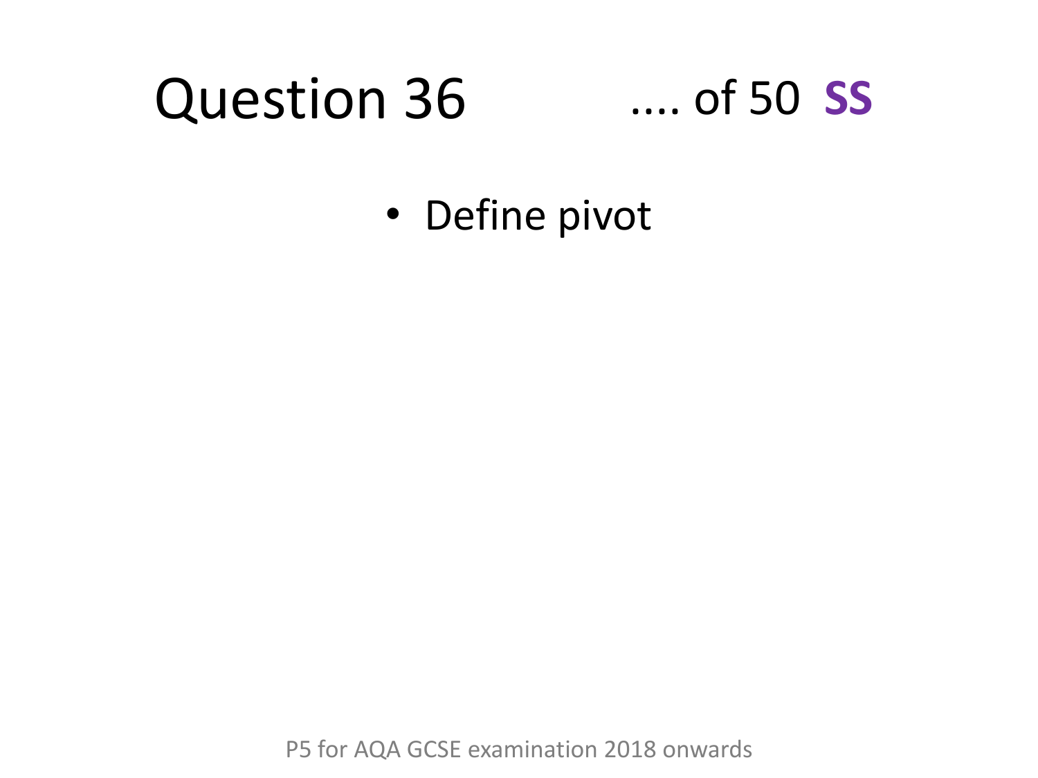# Question 36 .... of 50 **SS**

- Define pivot

P5 for AQA GCSE examination 2018 onwards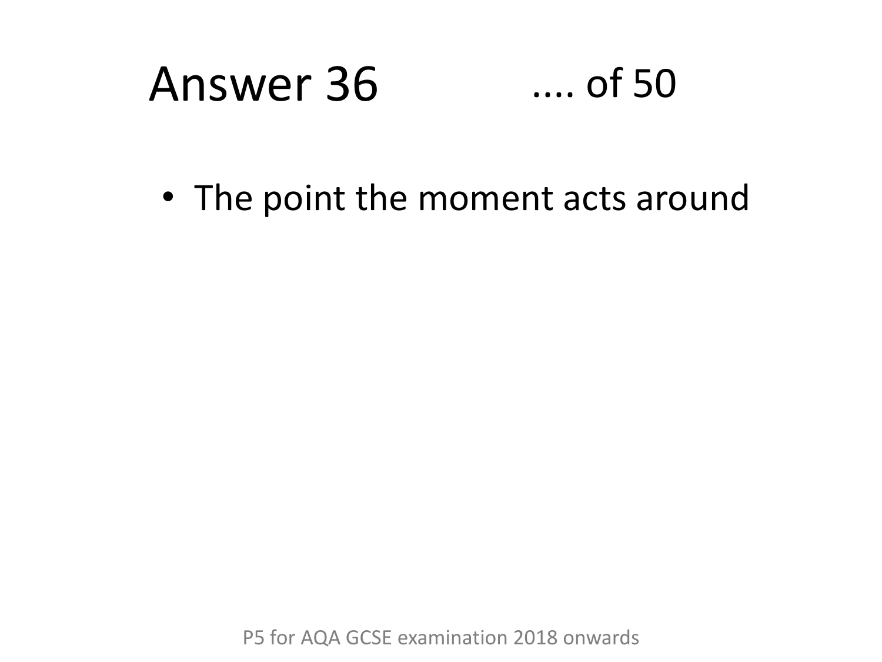# Answer 36

.... of 50

- The point the moment acts around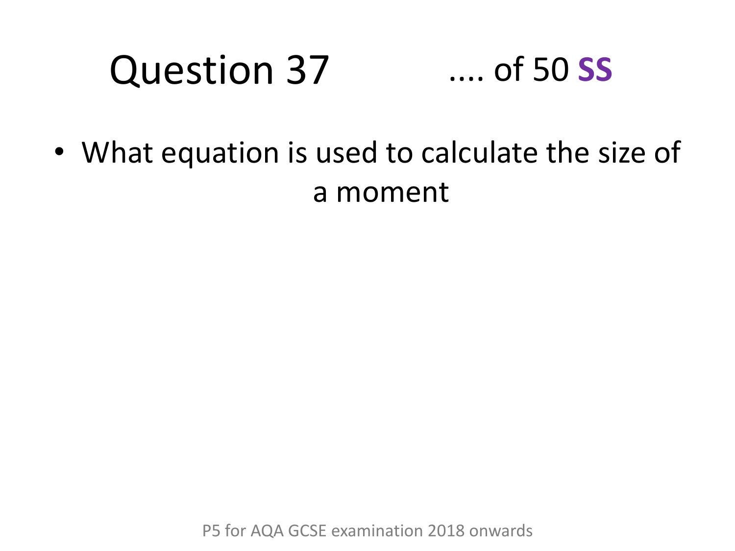# Question 37

.... of 50 **SS**

- What equation is used to calculate the size of a moment

P5 for AQA GCSE examination 2018 onwards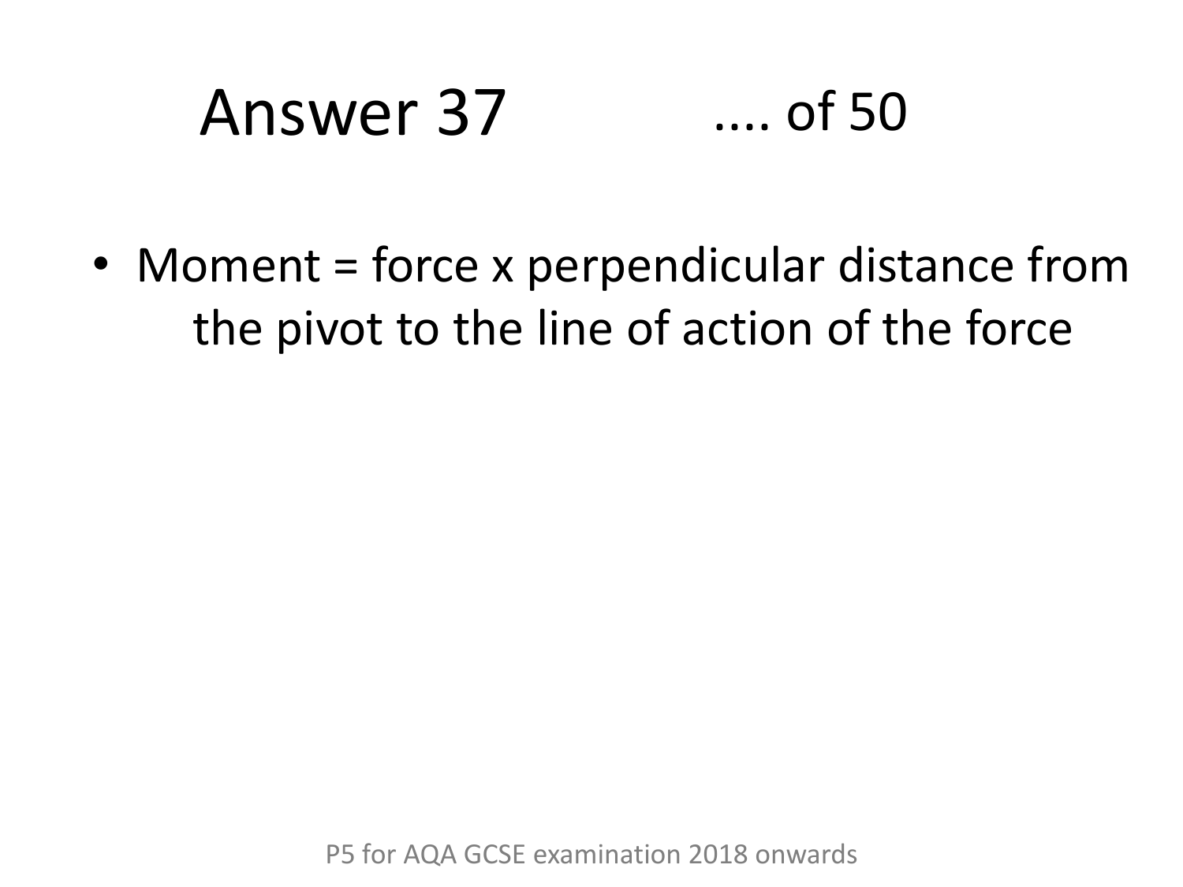# Answer 37 .... of 50

- Moment = force x perpendicular distance from the pivot to the line of action of the force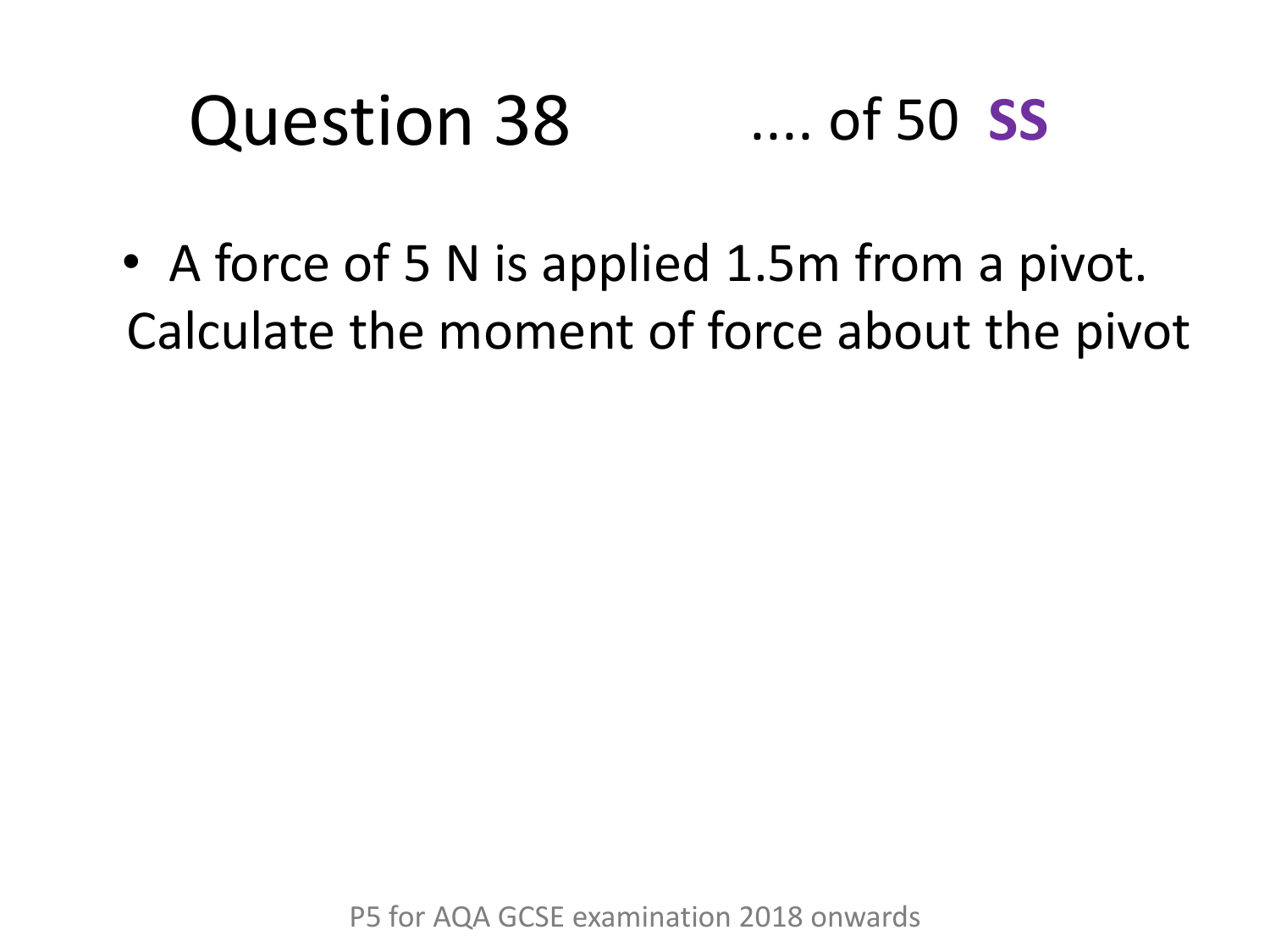# Question 38 .... of 50 **SS**

- A force of 5 N is applied 1.5m from a pivot. Calculate the moment of force about the pivot

P5 for AQA GCSE examination 2018 onwards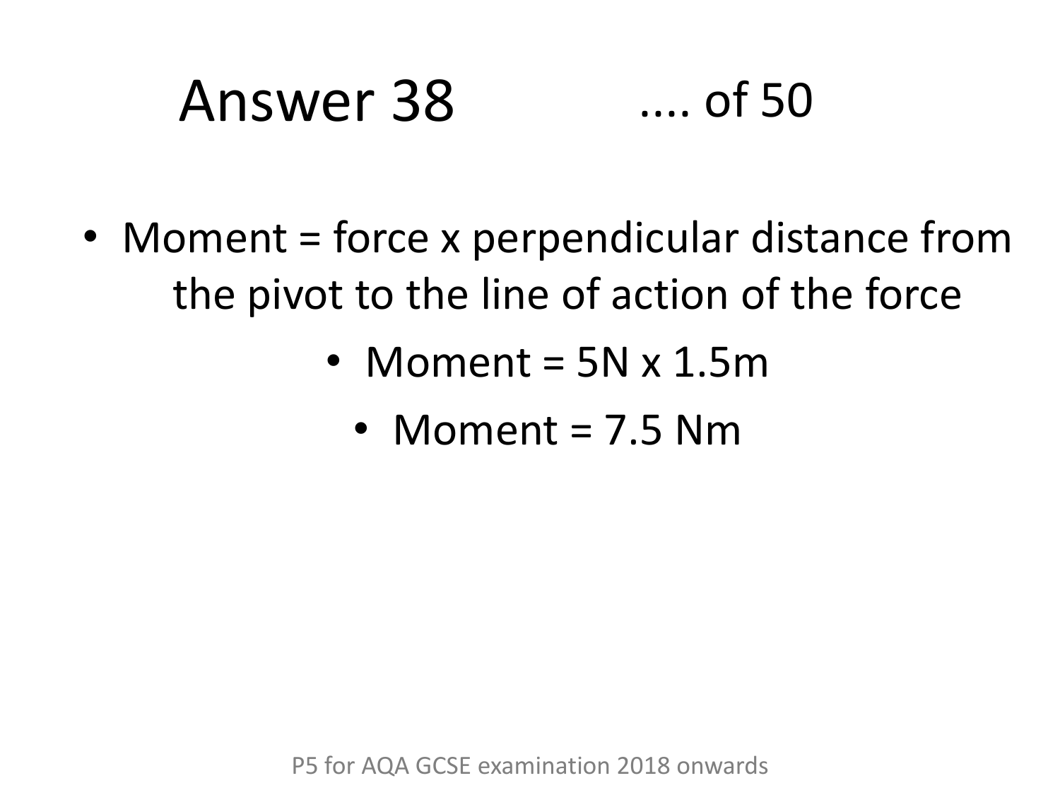# Answer 38 .... of 50

- Moment = force x perpendicular distance from the pivot to the line of action of the force
  - Moment = 5N x 1.5m
    - Moment = 7.5 Nm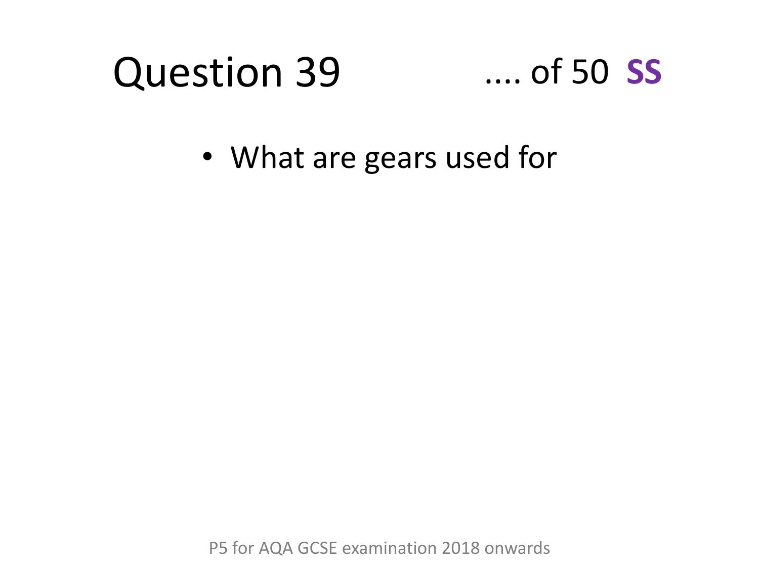# Question 39

.... of 50 **SS**

- What are gears used for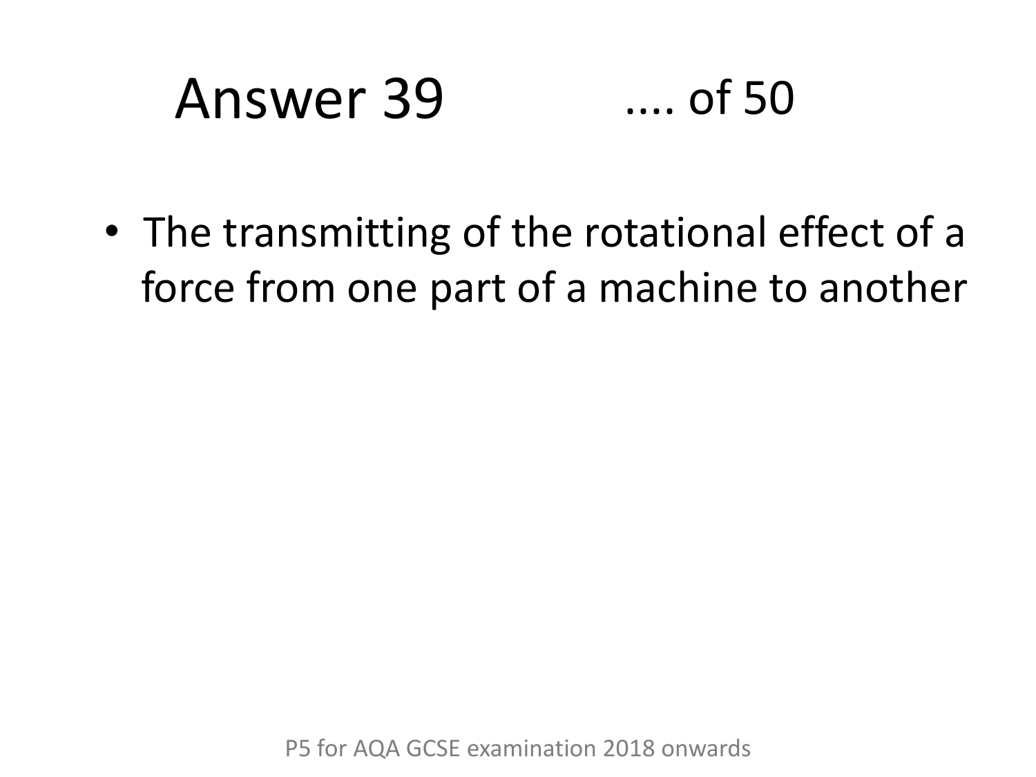# Answer 39 .... of 50

- The transmitting of the rotational effect of a force from one part of a machine to another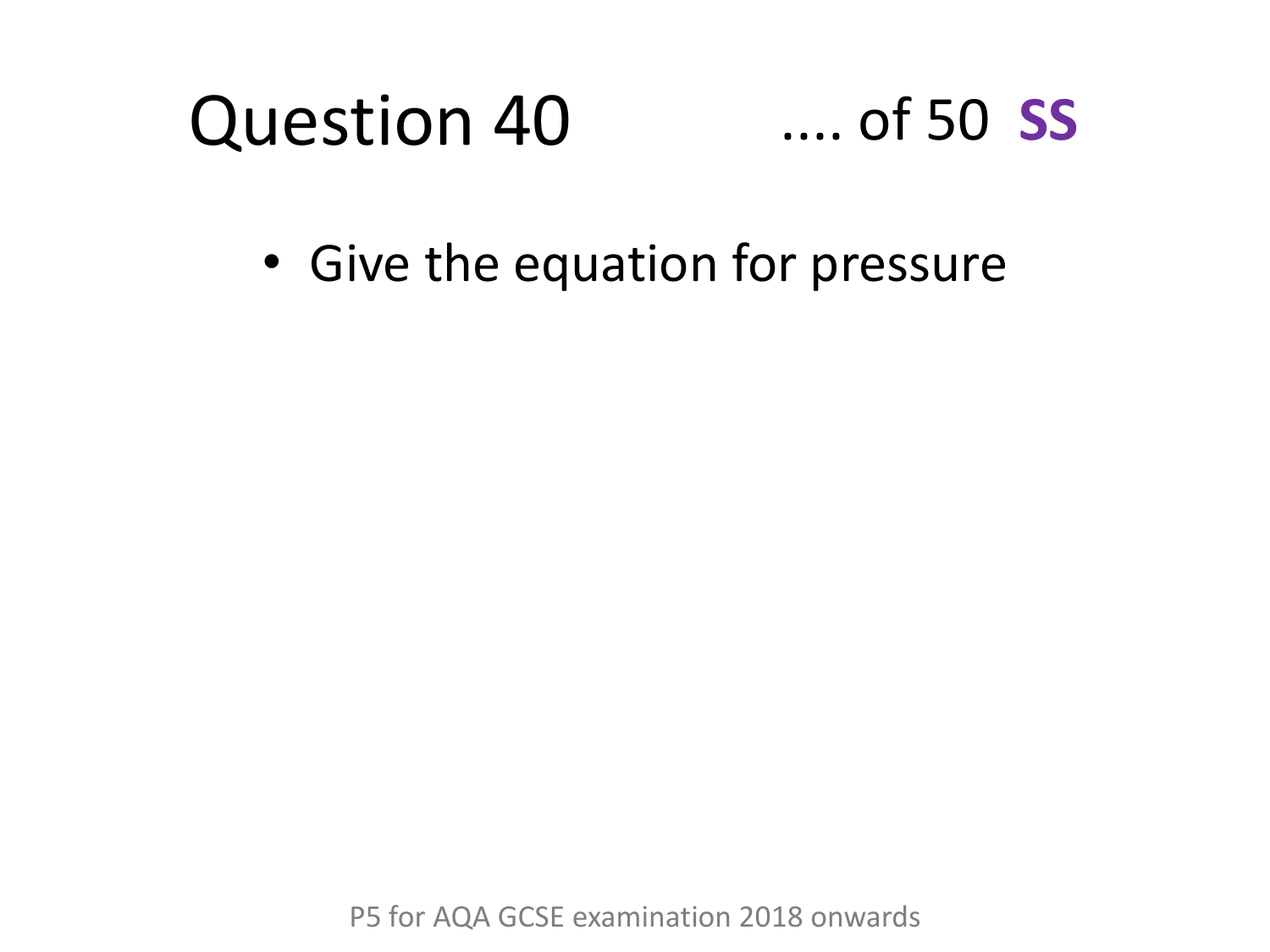# Question 40

.... of 50 **SS**

- Give the equation for pressure

P5 for AQA GCSE examination 2018 onwards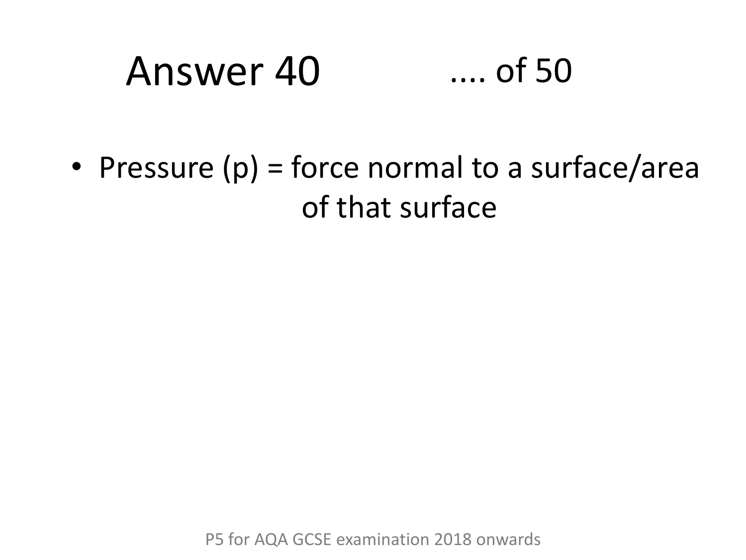# Answer 40 .... of 50

- Pressure (p) = force normal to a surface/area of that surface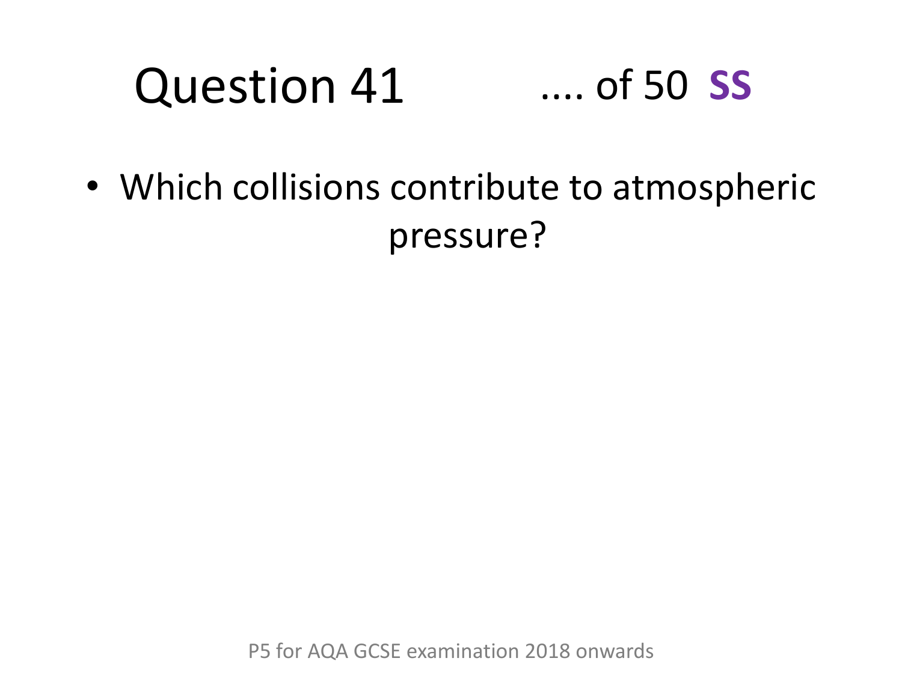# Question 41 .... of 50 **SS**

- Which collisions contribute to atmospheric pressure?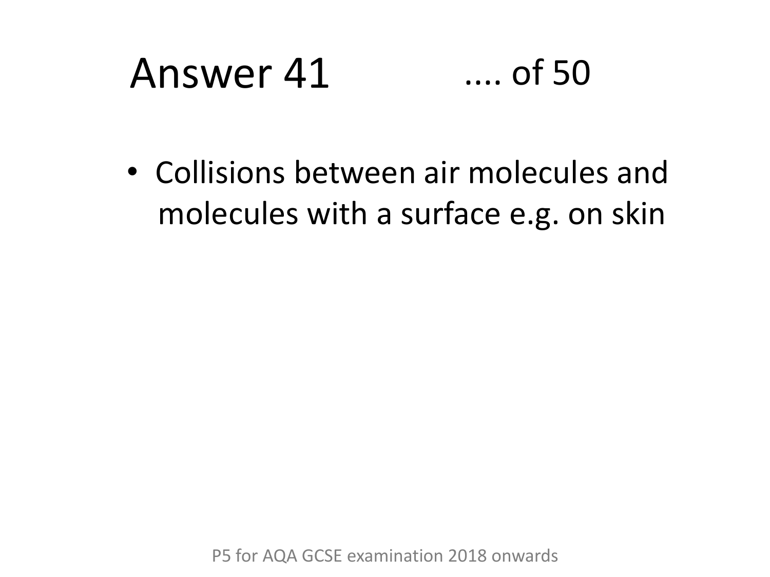# Answer 41

.... of 50

- Collisions between air molecules and molecules with a surface e.g. on skin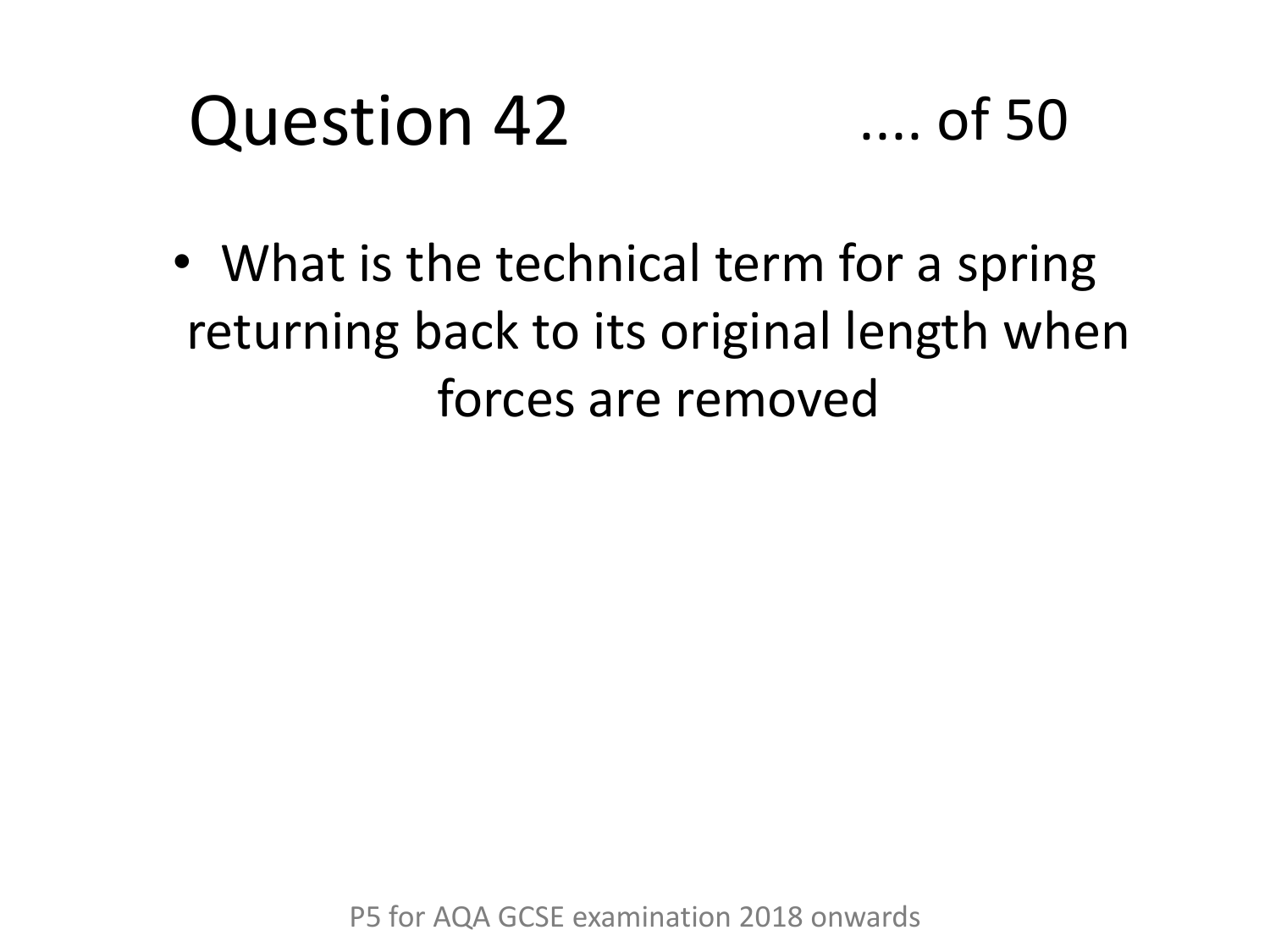# Question 42

.... of 50

- What is the technical term for a spring returning back to its original length when forces are removed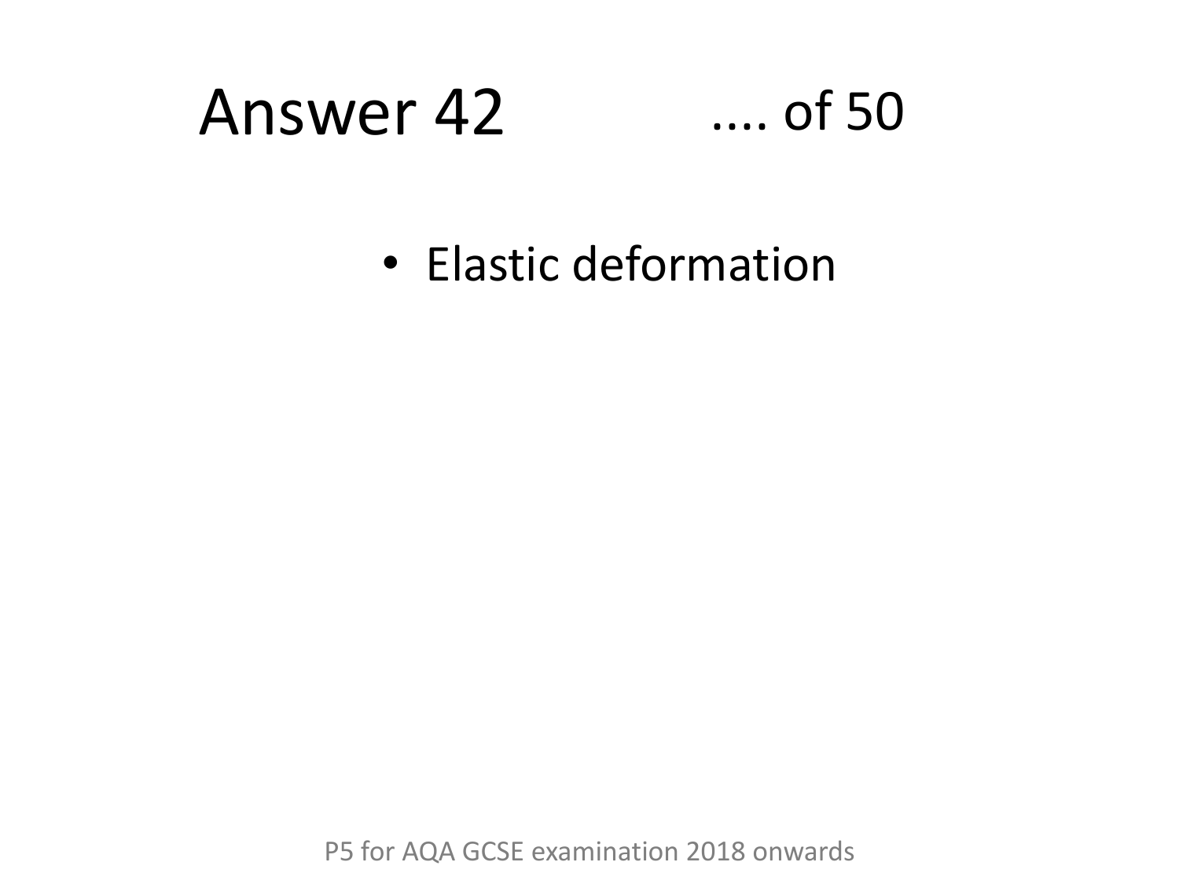# Answer 42 .... of 50

- Elastic deformation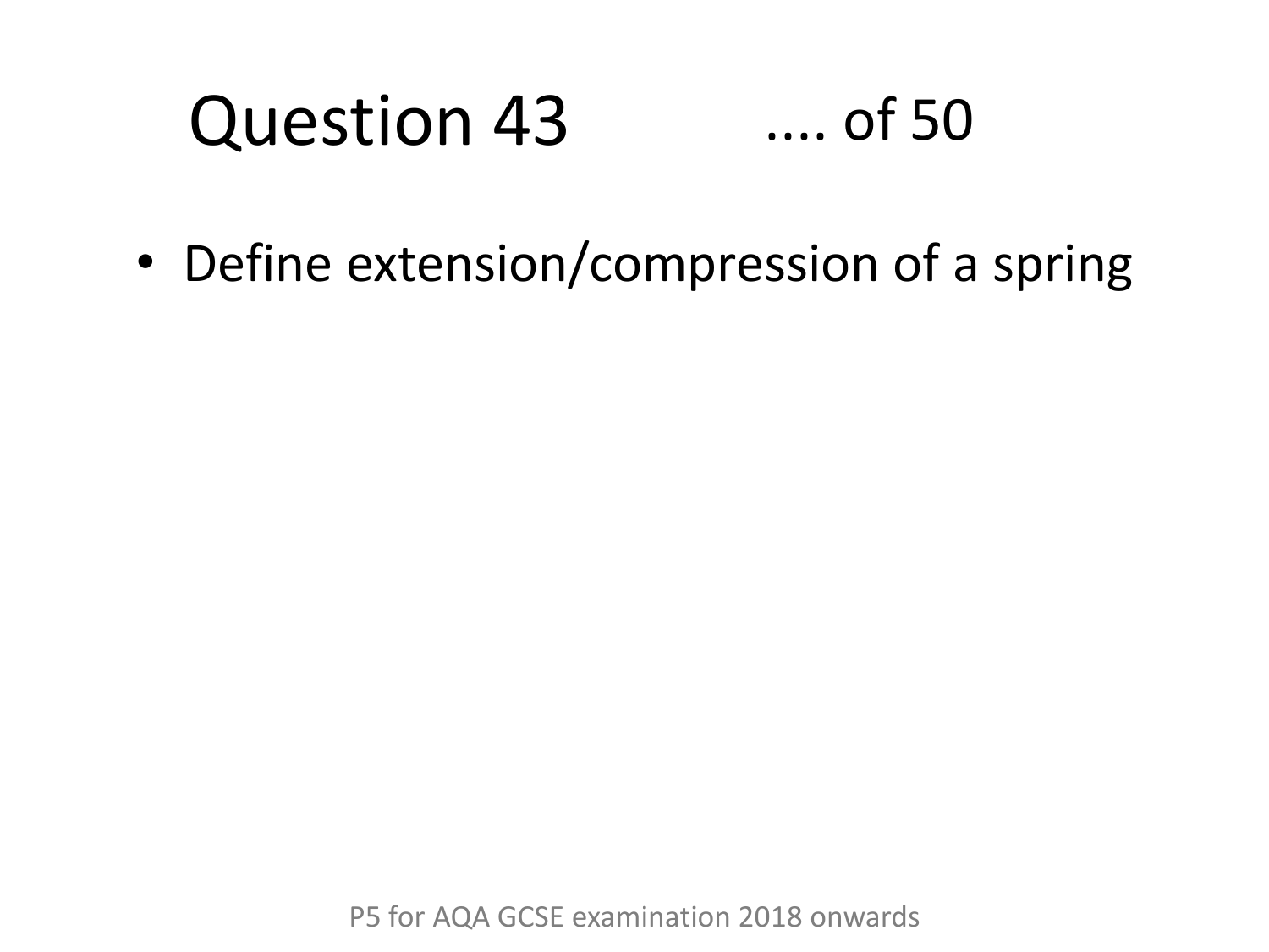# Question 43 .... of 50

- Define extension/compression of a spring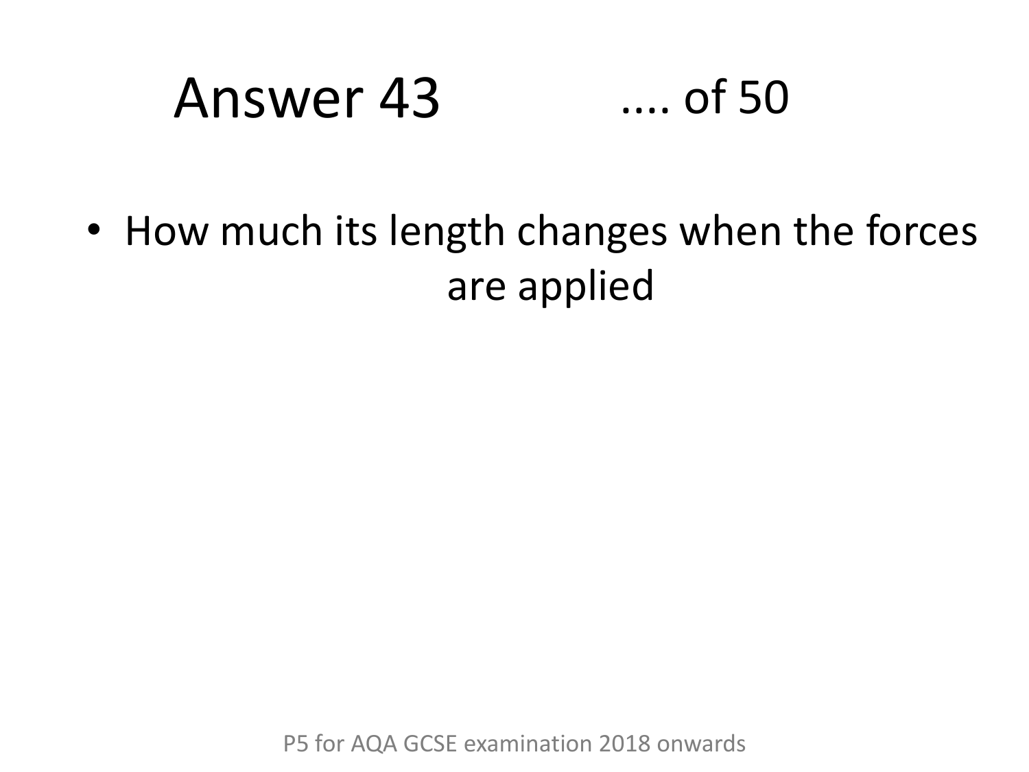# Answer 43

- How much its length changes when the forces are applied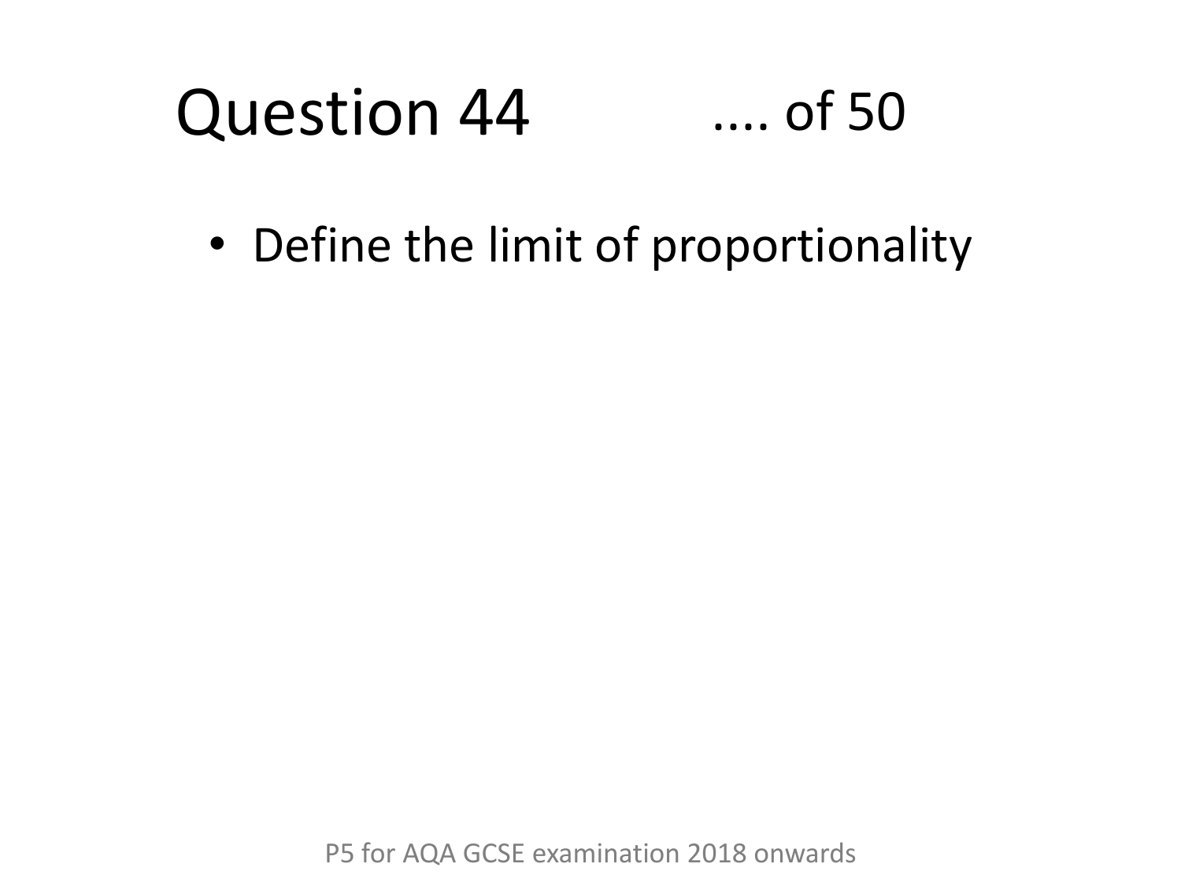# Question 44 .... of 50

- Define the limit of proportionality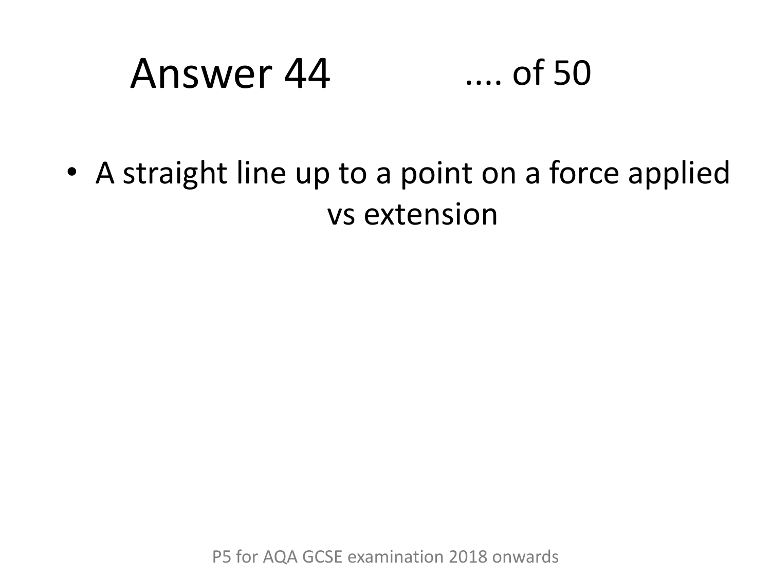# Answer 44 .... of 50

- A straight line up to a point on a force applied vs extension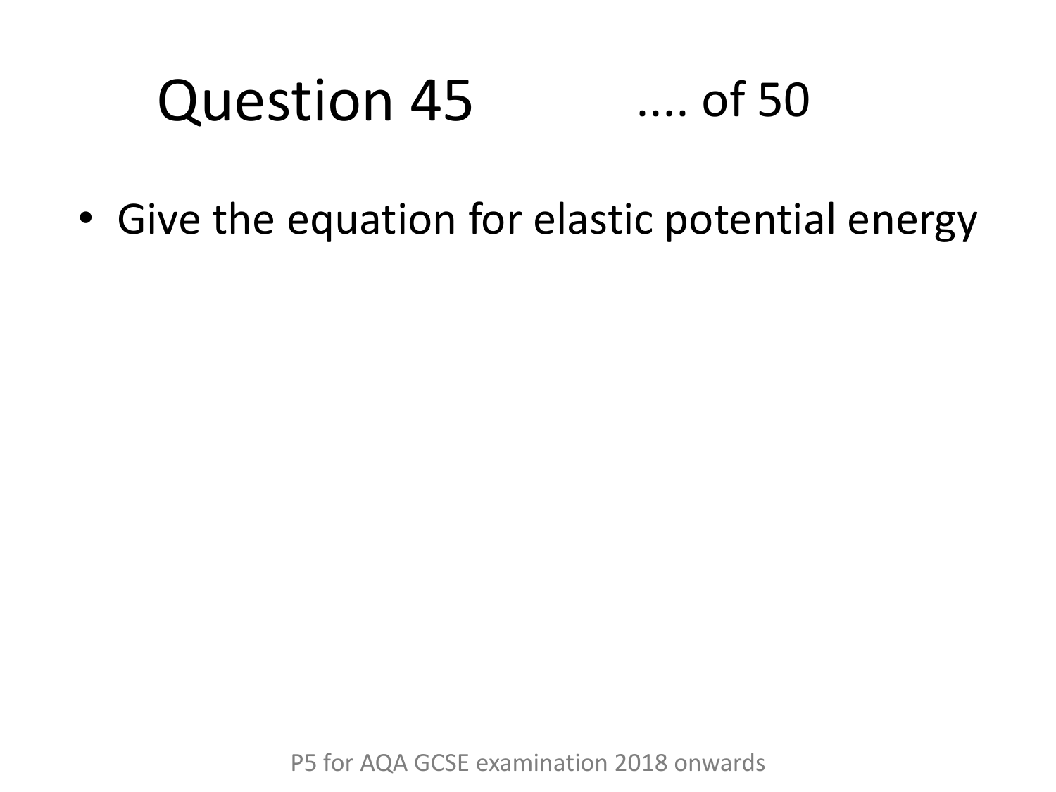# Question 45 .... of 50

- Give the equation for elastic potential energy

P5 for AQA GCSE examination 2018 onwards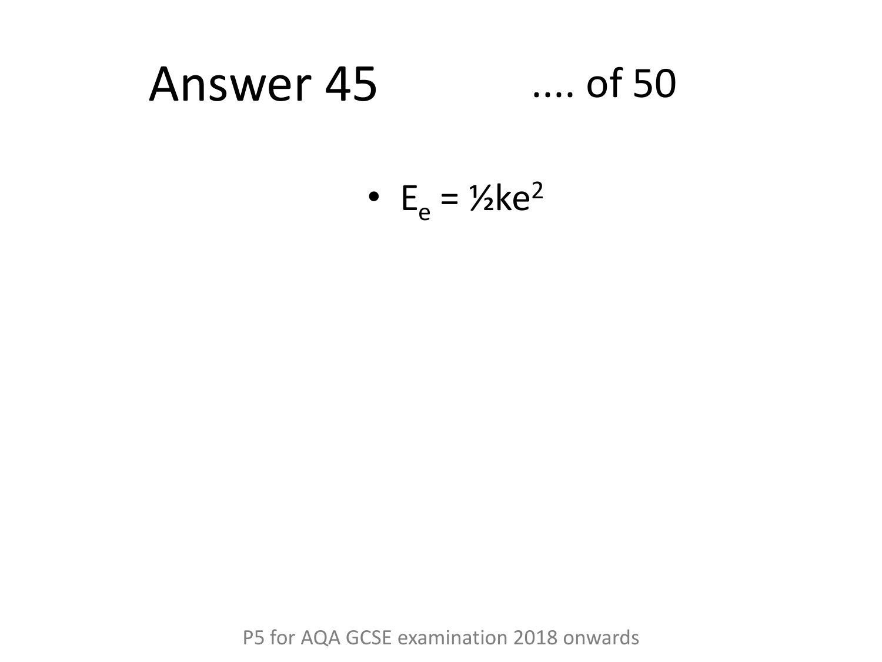# Answer 45 .... of 50

- $E_e = \frac{1}{2}ke^2$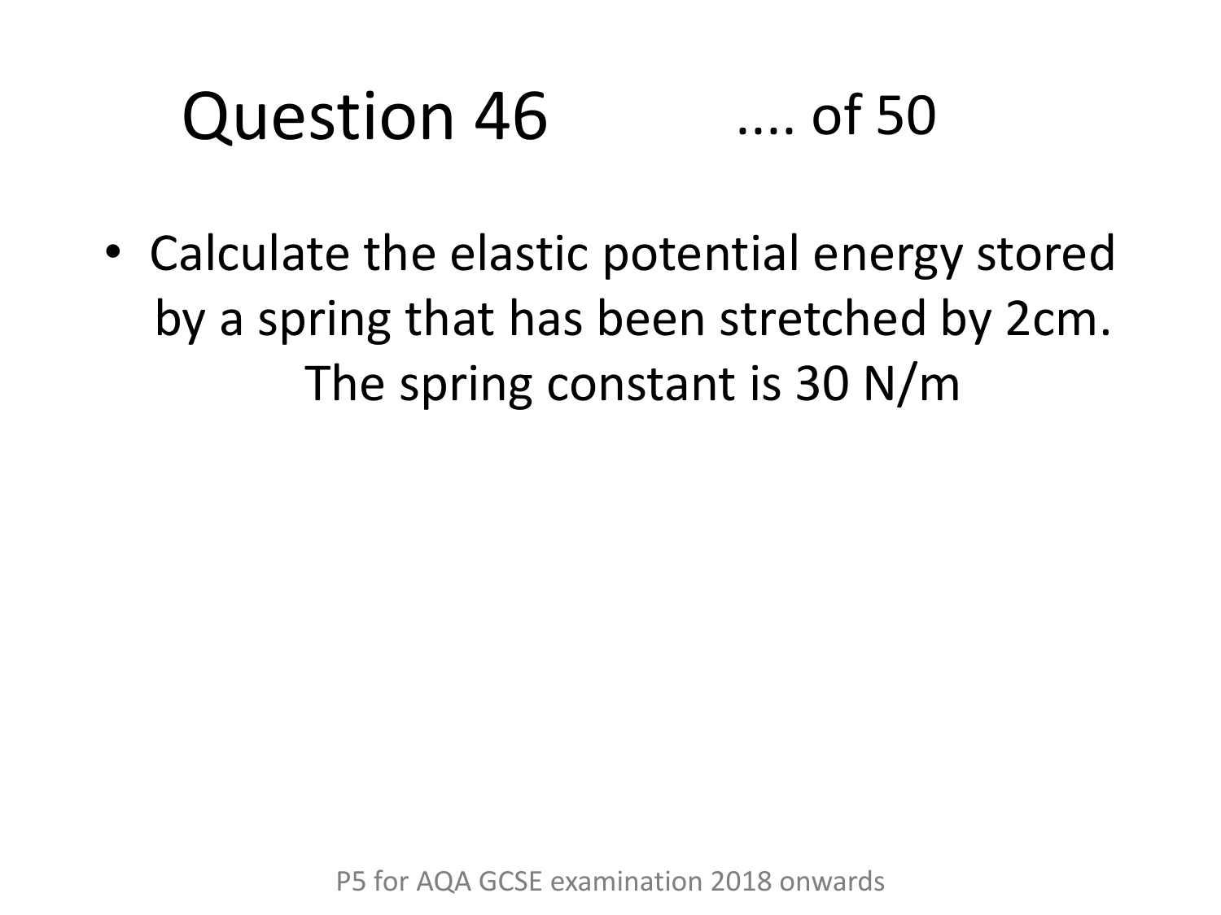# Question 46

.... of 50

- Calculate the elastic potential energy stored by a spring that has been stretched by 2cm. The spring constant is 30 N/m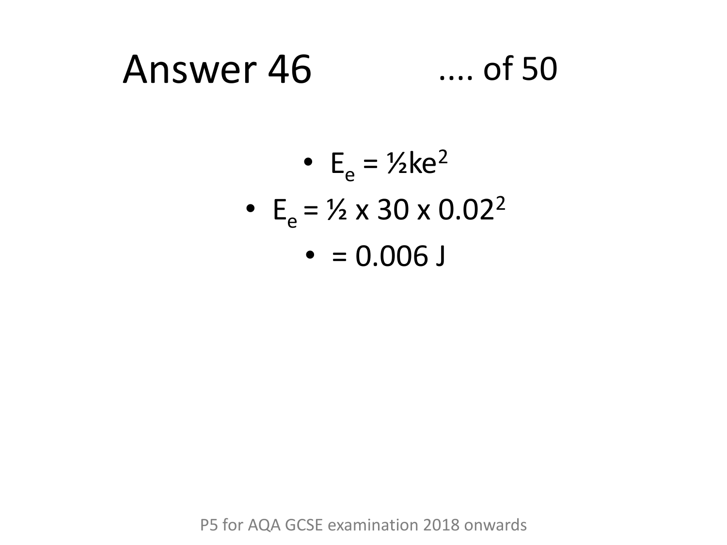# Answer 46

.... of 50

- $E_e = \frac{1}{2}ke^2$
- $E_e = \frac{1}{2} \times 30 \times 0.02^2$
- $= 0.006$ J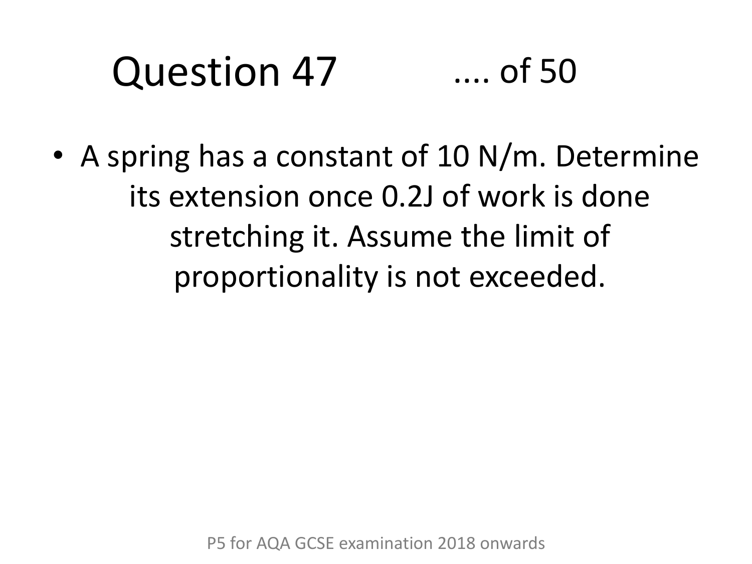# Question 47

.... of 50

- A spring has a constant of 10 N/m. Determine its extension once 0.2J of work is done stretching it. Assume the limit of proportionality is not exceeded.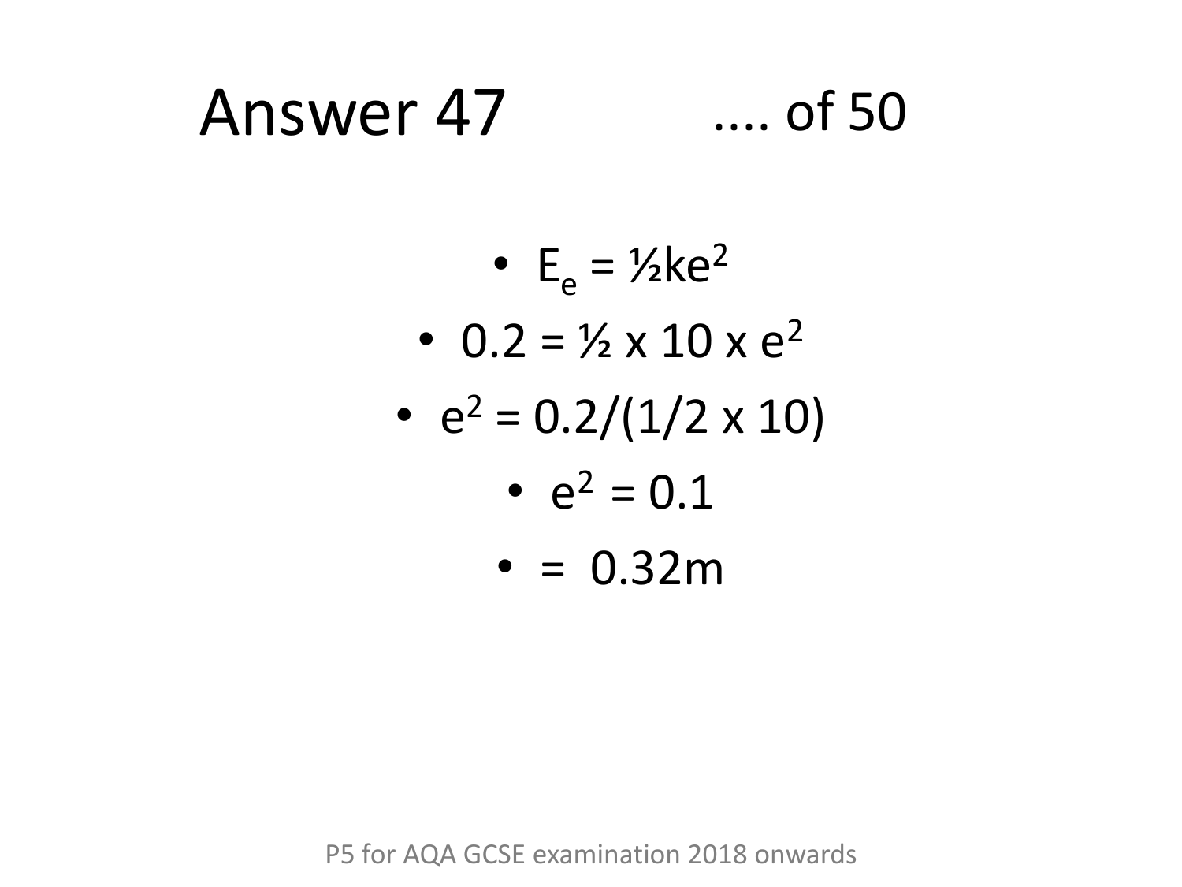# Answer 47

.... of 50

- $E_e = \frac{1}{2}ke^2$
- $0.2 = \frac{1}{2} \times 10 \times e^2$
- $e^2 = 0.2/(1/2 \times 10)$
- $e^2 = 0.1$
- $= 0.32\text{m}$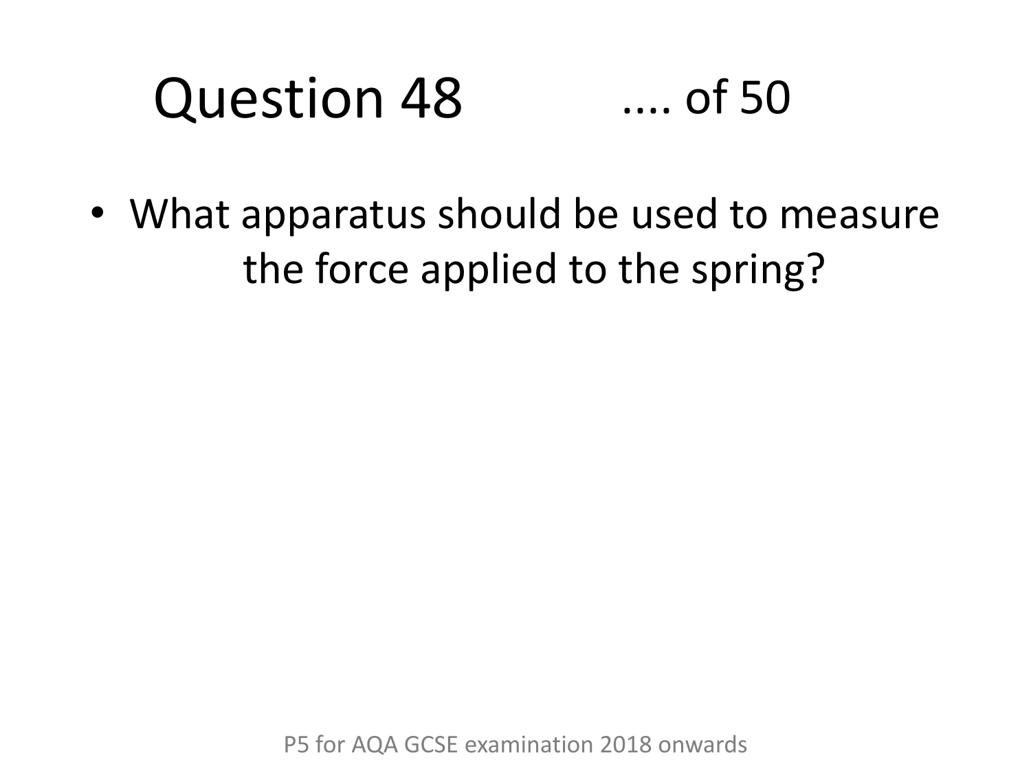# Question 48 .... of 50

- What apparatus should be used to measure the force applied to the spring?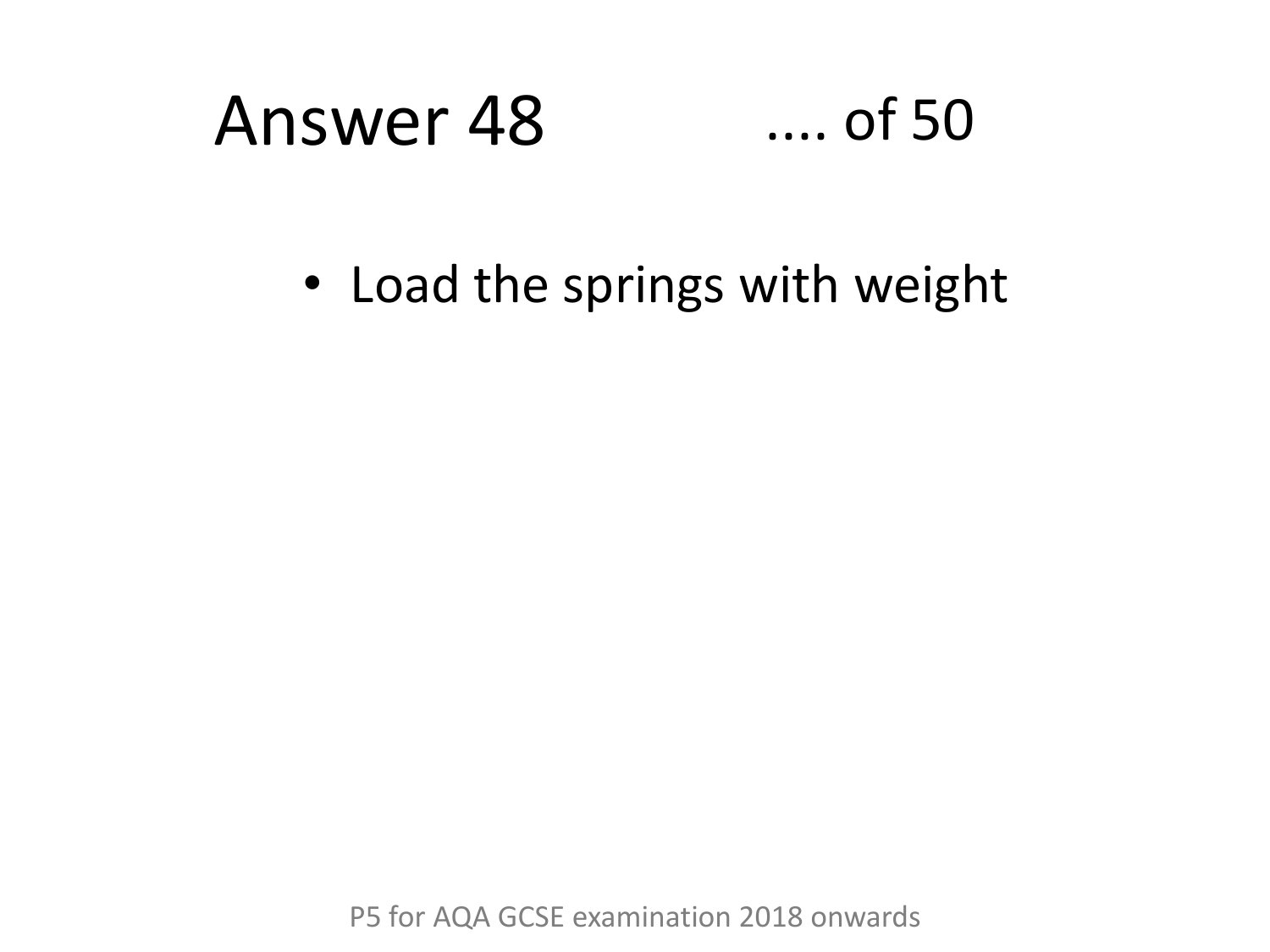# Answer 48 .... of 50

- Load the springs with weight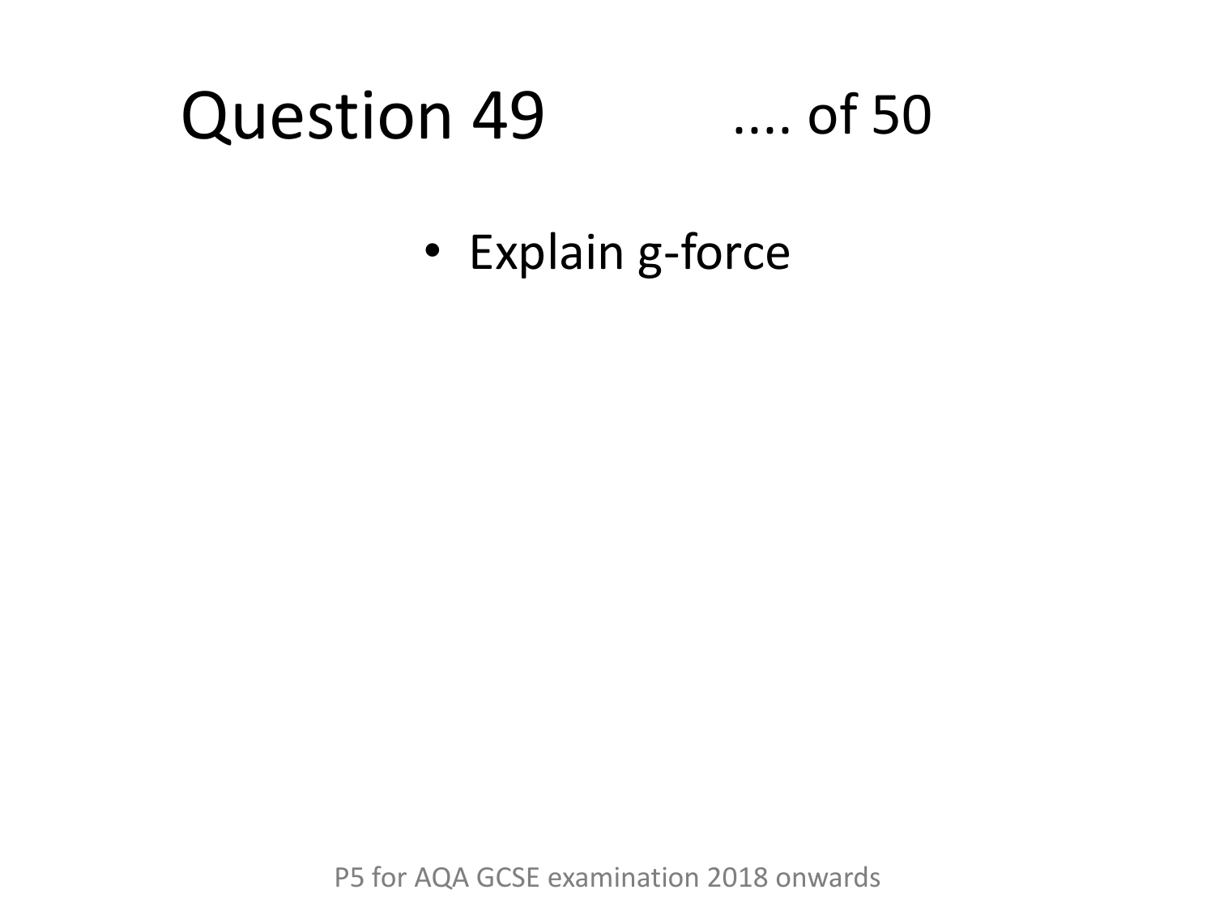# Question 49 .... of 50

- Explain g-force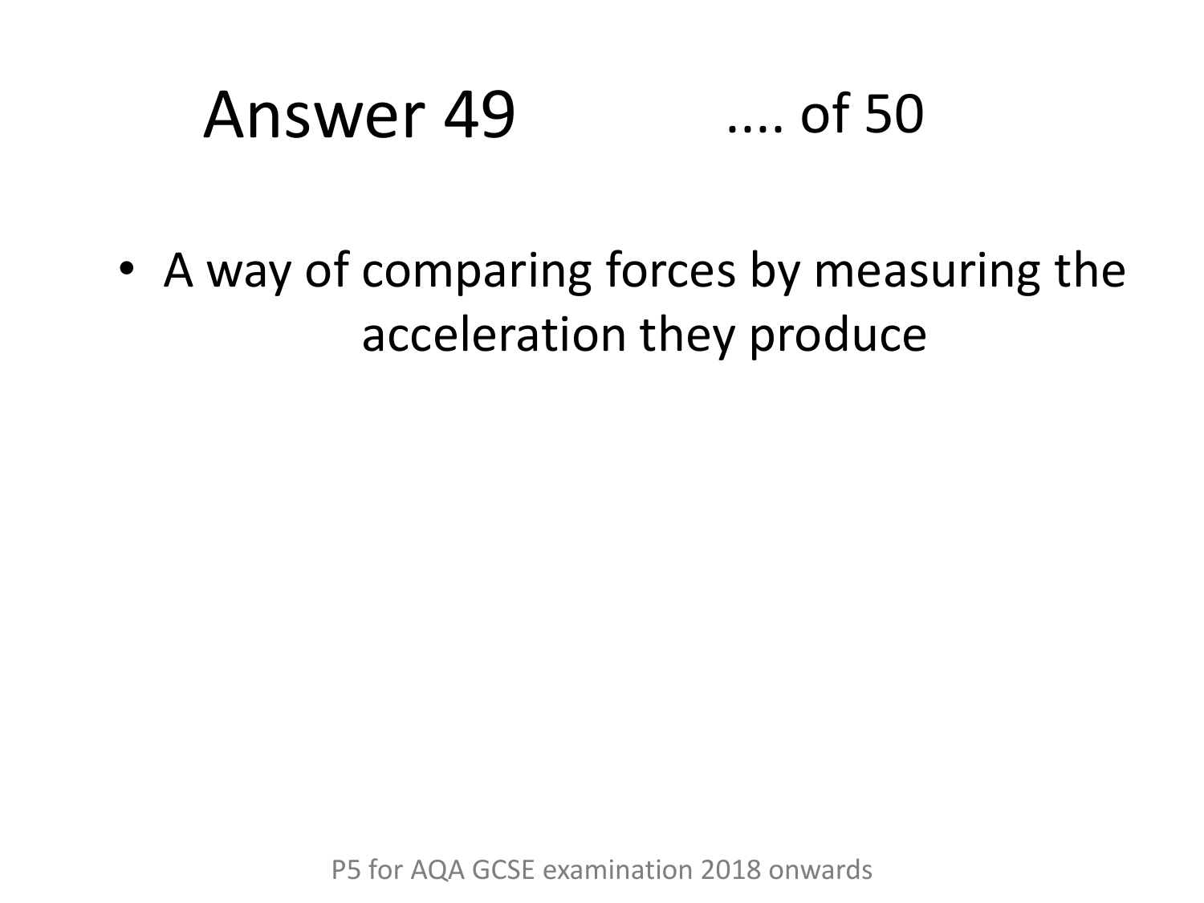# Answer 49 .... of 50

- A way of comparing forces by measuring the acceleration they produce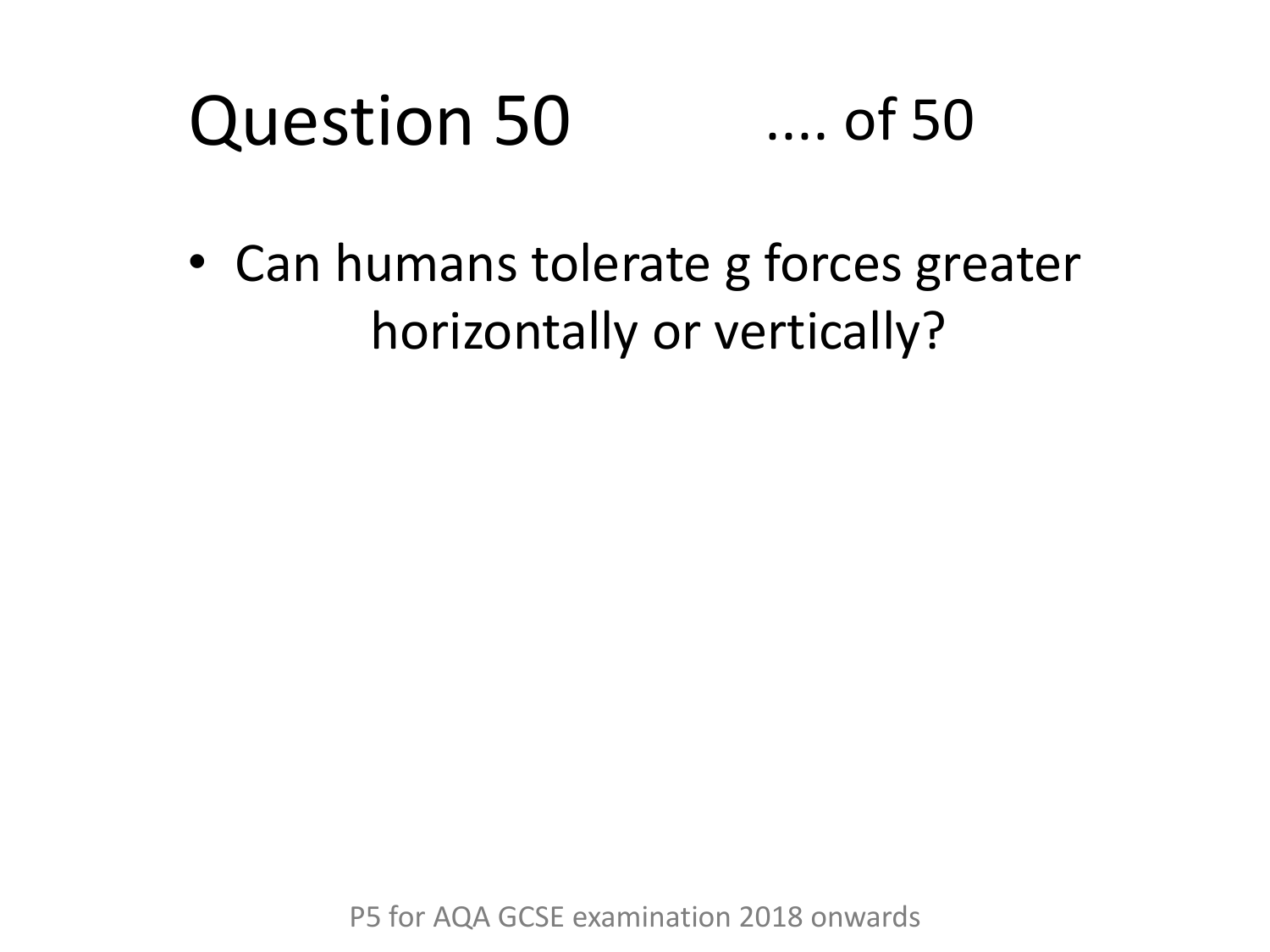# Question 50

.... of 50

- Can humans tolerate g forces greater horizontally or vertically?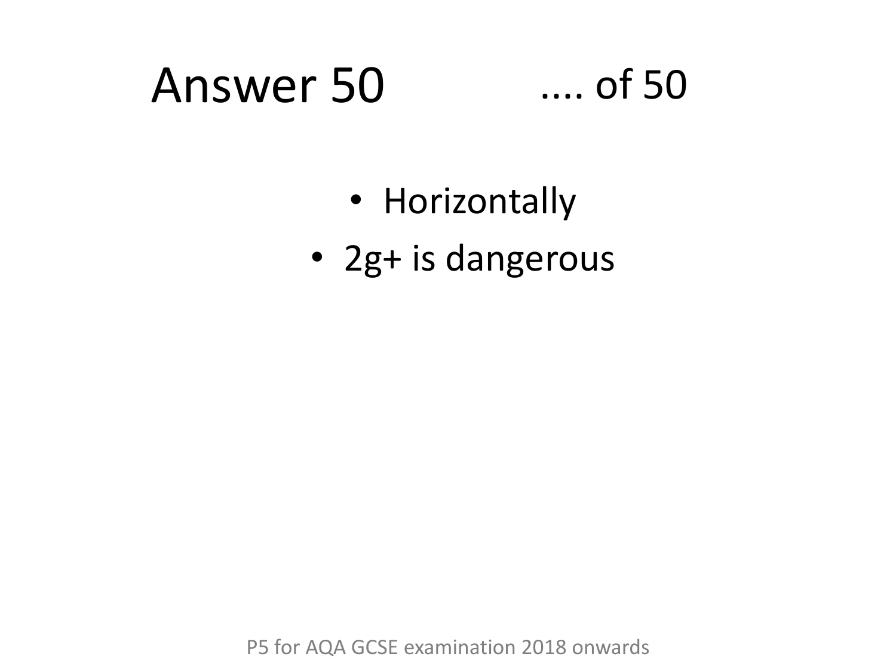# Answer 50

- Horizontally
- 2g+ is dangerous